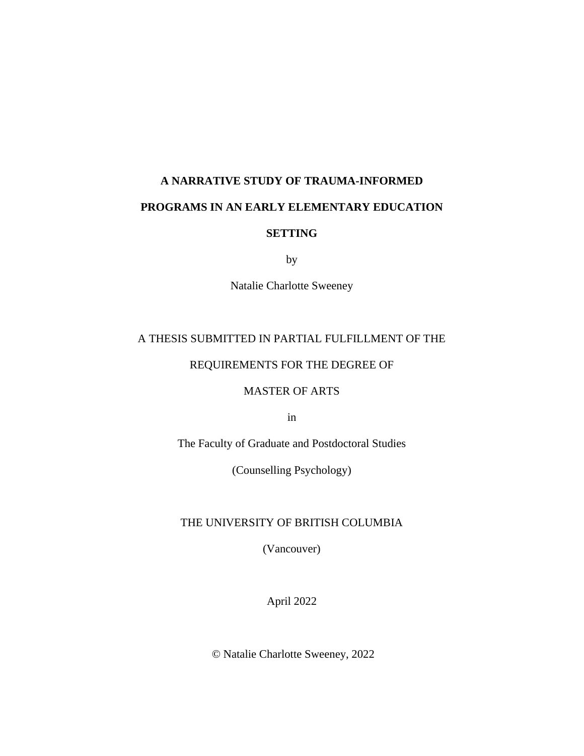# A NARRATIVE STUDY OF TRAUMA-INFORMED PROGRAMS IN AN EARLY ELEMENTARY EDUCATION SETTING

by

Natalie Charlotte Sweeney

A THESIS SUBMITTED IN PARTIAL FULFILLMENT OF THE

REQUIREMENTS FOR THE DEGREE OF

MASTER OF ARTS

in

The Faculty of Graduate and Postdoctoral Studies

(Counselling Psychology)

THE UNIVERSITY OF BRITISH COLUMBIA

(Vancouver)

April 2022

© Natalie Charlotte Sweeney, 2022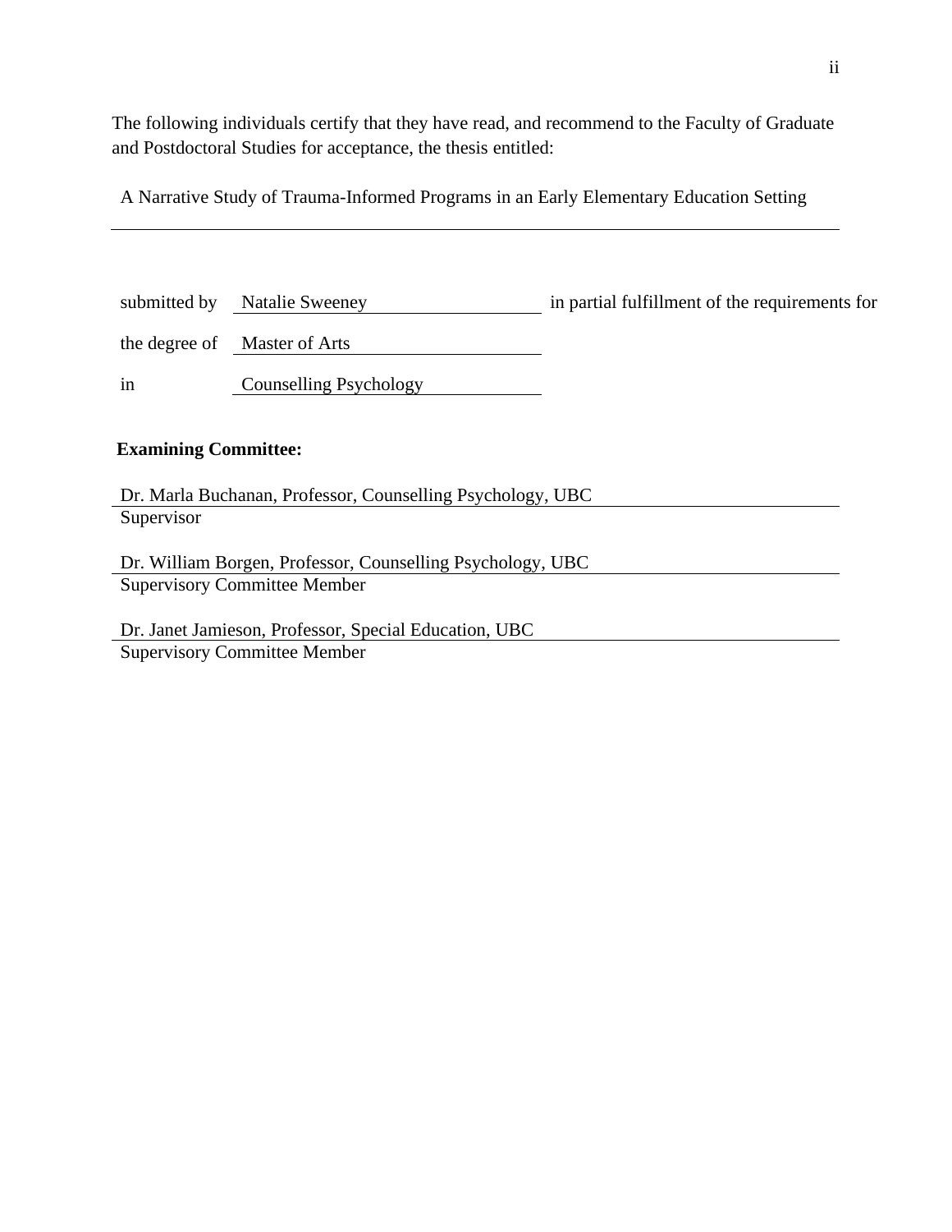The following individuals certify that they have read, and recommend to the Faculty of Graduate and Postdoctoral Studies for acceptance, the thesis entitled:

A Narrative Study of Trauma-Informed Programs in an Early Elementary Education Setting

submitted by Natalie Sweeney in partial fulfillment of the requirements for

the degree of Master of Arts

in Counselling Psychology

**Examining Committee:**

Dr. Marla Buchanan, Professor, Counselling Psychology, UBC
Supervisor

Dr. William Borgen, Professor, Counselling Psychology, UBC
Supervisory Committee Member

Dr. Janet Jamieson, Professor, Special Education, UBC
Supervisory Committee Member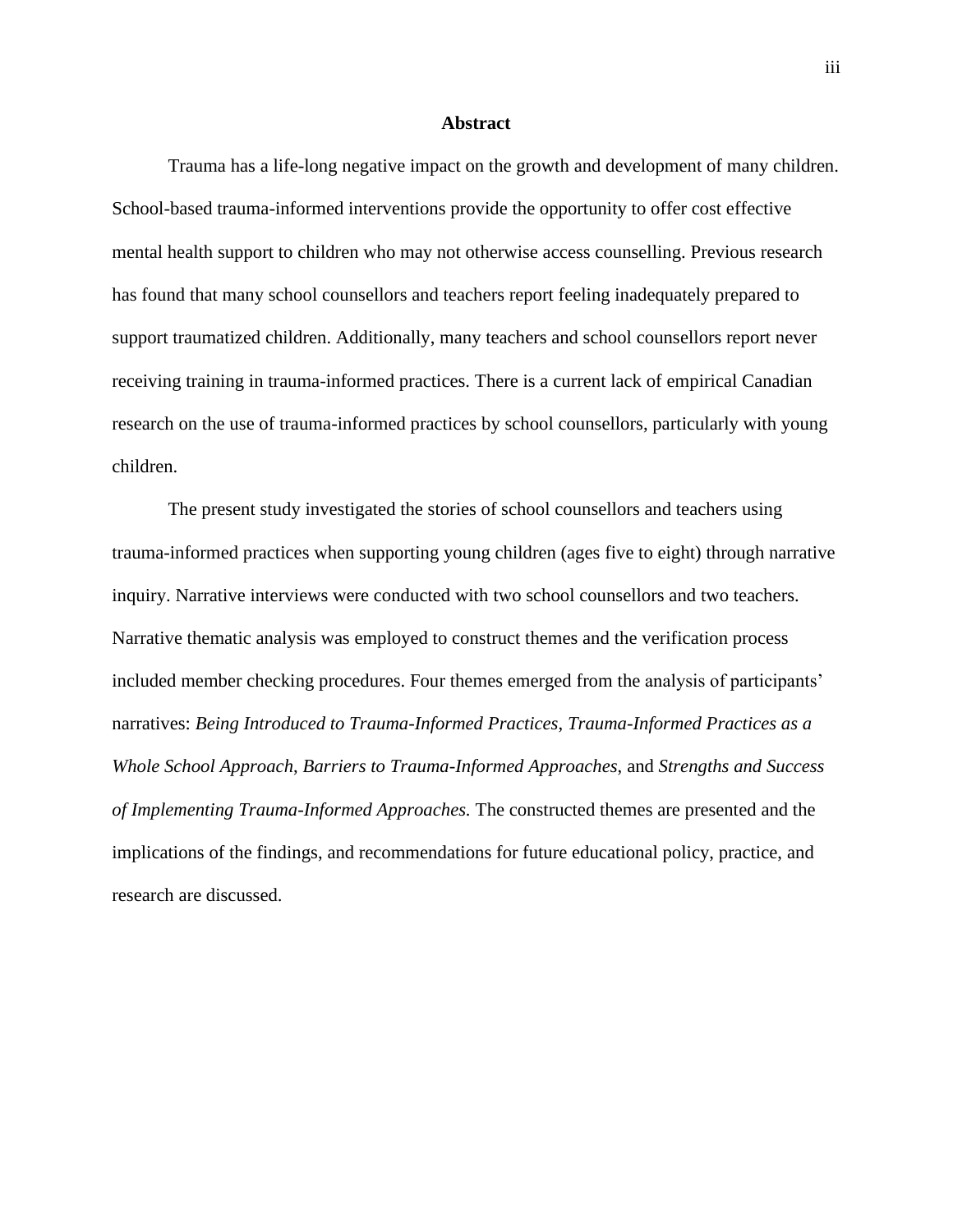# Abstract

Trauma has a life-long negative impact on the growth and development of many children. School-based trauma-informed interventions provide the opportunity to offer cost effective mental health support to children who may not otherwise access counselling. Previous research has found that many school counsellors and teachers report feeling inadequately prepared to support traumatized children. Additionally, many teachers and school counsellors report never receiving training in trauma-informed practices. There is a current lack of empirical Canadian research on the use of trauma-informed practices by school counsellors, particularly with young children.

The present study investigated the stories of school counsellors and teachers using trauma-informed practices when supporting young children (ages five to eight) through narrative inquiry. Narrative interviews were conducted with two school counsellors and two teachers. Narrative thematic analysis was employed to construct themes and the verification process included member checking procedures. Four themes emerged from the analysis of participants' narratives: *Being Introduced to Trauma-Informed Practices*, *Trauma-Informed Practices as a Whole School Approach*, *Barriers to Trauma-Informed Approaches*, and *Strengths and Success of Implementing Trauma-Informed Approaches.* The constructed themes are presented and the implications of the findings, and recommendations for future educational policy, practice, and research are discussed.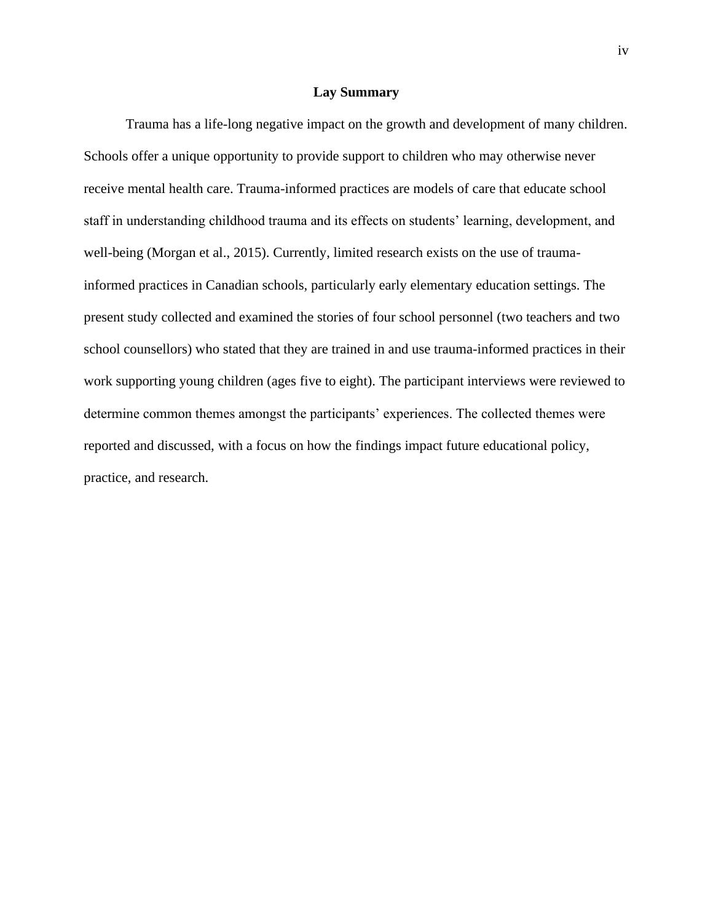## Lay Summary

Trauma has a life-long negative impact on the growth and development of many children. Schools offer a unique opportunity to provide support to children who may otherwise never receive mental health care. Trauma-informed practices are models of care that educate school staff in understanding childhood trauma and its effects on students' learning, development, and well-being (Morgan et al., 2015). Currently, limited research exists on the use of trauma-informed practices in Canadian schools, particularly early elementary education settings. The present study collected and examined the stories of four school personnel (two teachers and two school counsellors) who stated that they are trained in and use trauma-informed practices in their work supporting young children (ages five to eight). The participant interviews were reviewed to determine common themes amongst the participants' experiences. The collected themes were reported and discussed, with a focus on how the findings impact future educational policy, practice, and research.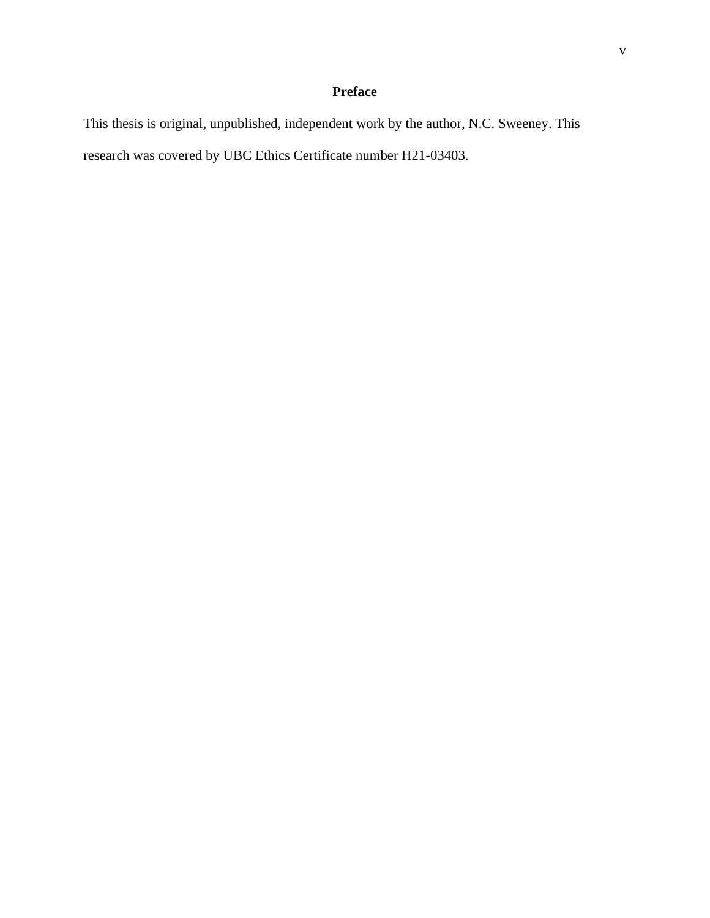# Preface

This thesis is original, unpublished, independent work by the author, N.C. Sweeney. This research was covered by UBC Ethics Certificate number H21-03403.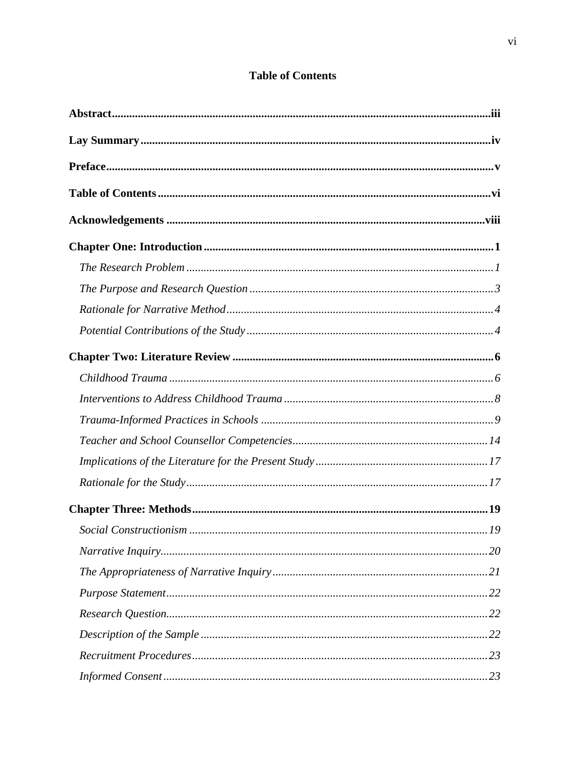**Table of Contents**

**Abstract** .......... iii

**Lay Summary** .......... iv

**Preface** .......... v

**Table of Contents** .......... vi

**Acknowledgements** .......... viii

**Chapter One: Introduction** .......... 1

- *The Research Problem* .......... 1
- *The Purpose and Research Question* .......... 3
- *Rationale for Narrative Method* .......... 4
- *Potential Contributions of the Study* .......... 4

**Chapter Two: Literature Review** .......... 6

- *Childhood Trauma* .......... 6
- *Interventions to Address Childhood Trauma* .......... 8
- *Trauma-Informed Practices in Schools* .......... 9
- *Teacher and School Counsellor Competencies* .......... 14
- *Implications of the Literature for the Present Study* .......... 17
- *Rationale for the Study* .......... 17

**Chapter Three: Methods** .......... 19

- *Social Constructionism* .......... 19
- *Narrative Inquiry* .......... 20
- *The Appropriateness of Narrative Inquiry* .......... 21
- *Purpose Statement* .......... 22
- *Research Question* .......... 22
- *Description of the Sample* .......... 22
- *Recruitment Procedures* .......... 23
- *Informed Consent* .......... 23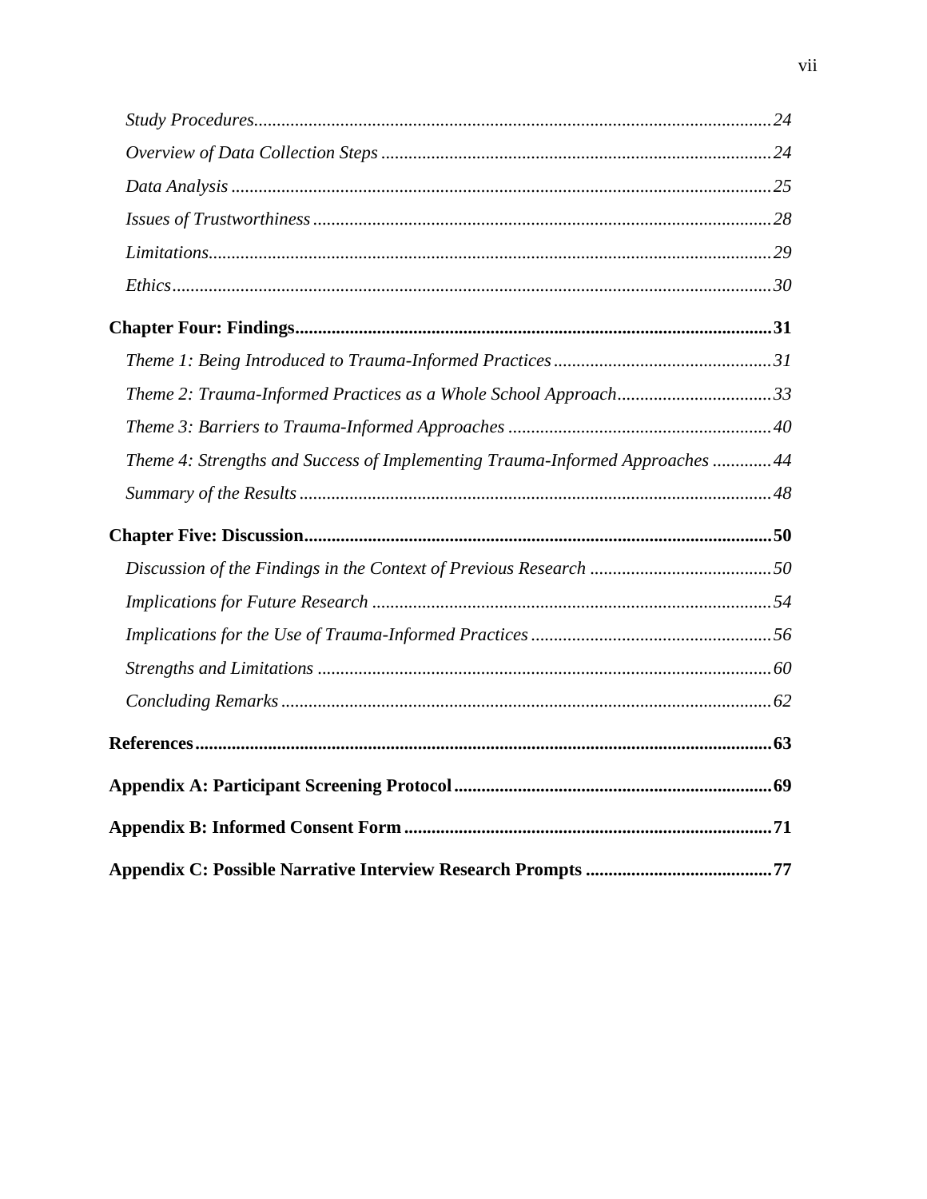*Study Procedures* ........ 24

*Overview of Data Collection Steps* ........ 24

*Data Analysis* ........ 25

*Issues of Trustworthiness* ........ 28

*Limitations* ........ 29

*Ethics* ........ 30

**Chapter Four: Findings** ........ **31**

*Theme 1: Being Introduced to Trauma-Informed Practices* ........ 31

*Theme 2: Trauma-Informed Practices as a Whole School Approach* ........ 33

*Theme 3: Barriers to Trauma-Informed Approaches* ........ 40

*Theme 4: Strengths and Success of Implementing Trauma-Informed Approaches* ........ 44

*Summary of the Results* ........ 48

**Chapter Five: Discussion** ........ **50**

*Discussion of the Findings in the Context of Previous Research* ........ 50

*Implications for Future Research* ........ 54

*Implications for the Use of Trauma-Informed Practices* ........ 56

*Strengths and Limitations* ........ 60

*Concluding Remarks* ........ 62

**References** ........ **63**

**Appendix A: Participant Screening Protocol** ........ **69**

**Appendix B: Informed Consent Form** ........ **71**

**Appendix C: Possible Narrative Interview Research Prompts** ........ **77**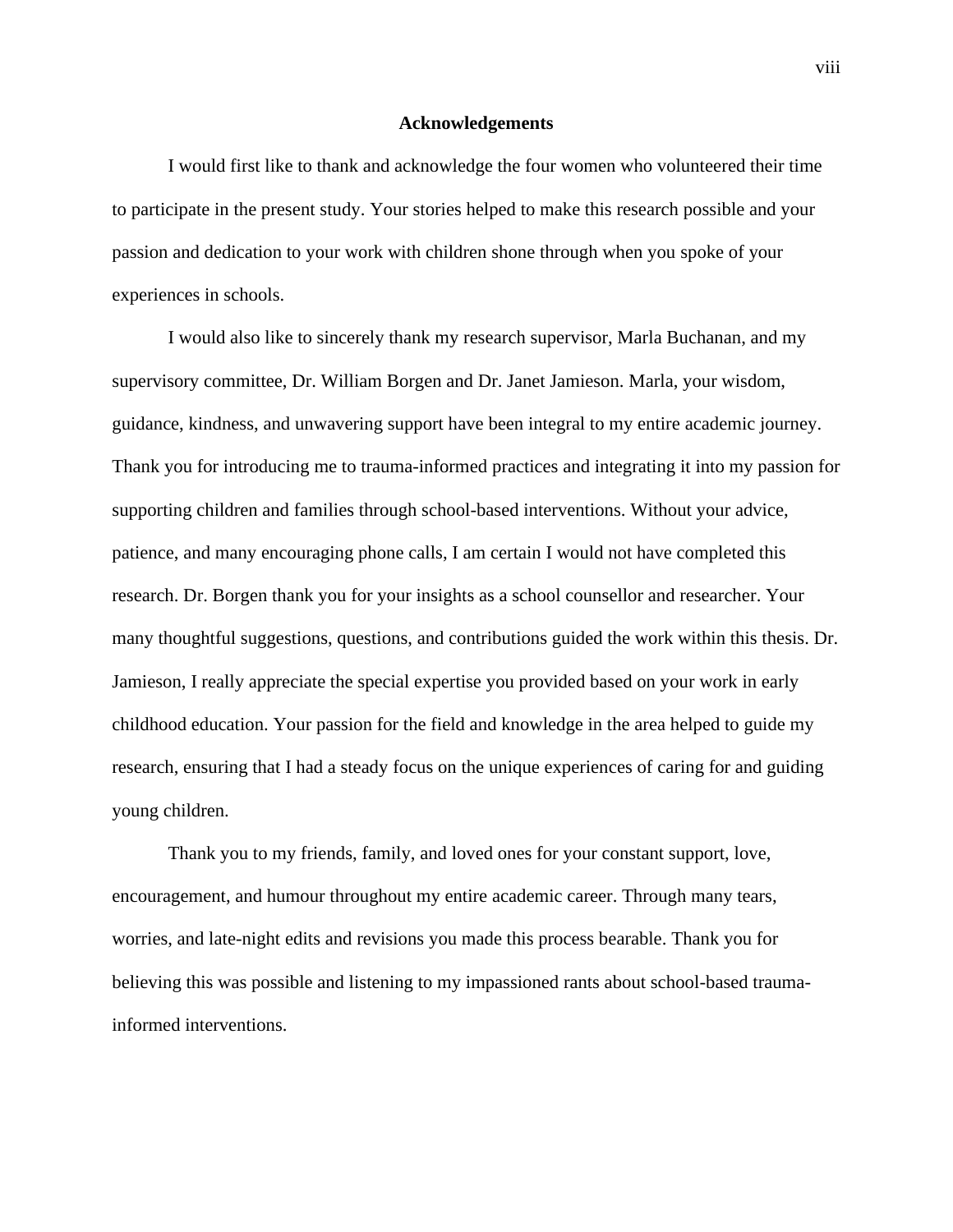## Acknowledgements

I would first like to thank and acknowledge the four women who volunteered their time to participate in the present study. Your stories helped to make this research possible and your passion and dedication to your work with children shone through when you spoke of your experiences in schools.

I would also like to sincerely thank my research supervisor, Marla Buchanan, and my supervisory committee, Dr. William Borgen and Dr. Janet Jamieson. Marla, your wisdom, guidance, kindness, and unwavering support have been integral to my entire academic journey. Thank you for introducing me to trauma-informed practices and integrating it into my passion for supporting children and families through school-based interventions. Without your advice, patience, and many encouraging phone calls, I am certain I would not have completed this research. Dr. Borgen thank you for your insights as a school counsellor and researcher. Your many thoughtful suggestions, questions, and contributions guided the work within this thesis. Dr. Jamieson, I really appreciate the special expertise you provided based on your work in early childhood education. Your passion for the field and knowledge in the area helped to guide my research, ensuring that I had a steady focus on the unique experiences of caring for and guiding young children.

Thank you to my friends, family, and loved ones for your constant support, love, encouragement, and humour throughout my entire academic career. Through many tears, worries, and late-night edits and revisions you made this process bearable. Thank you for believing this was possible and listening to my impassioned rants about school-based trauma-informed interventions.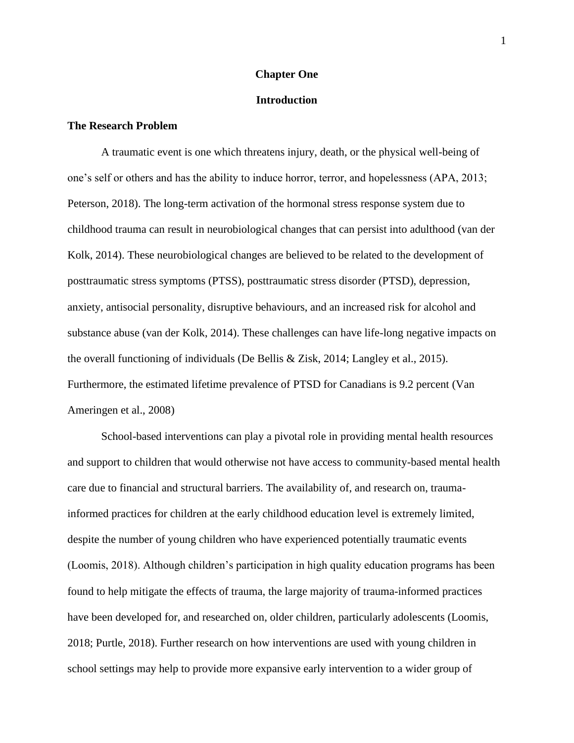# Chapter One

# Introduction

## The Research Problem

A traumatic event is one which threatens injury, death, or the physical well-being of one's self or others and has the ability to induce horror, terror, and hopelessness (APA, 2013; Peterson, 2018). The long-term activation of the hormonal stress response system due to childhood trauma can result in neurobiological changes that can persist into adulthood (van der Kolk, 2014). These neurobiological changes are believed to be related to the development of posttraumatic stress symptoms (PTSS), posttraumatic stress disorder (PTSD), depression, anxiety, antisocial personality, disruptive behaviours, and an increased risk for alcohol and substance abuse (van der Kolk, 2014). These challenges can have life-long negative impacts on the overall functioning of individuals (De Bellis & Zisk, 2014; Langley et al., 2015). Furthermore, the estimated lifetime prevalence of PTSD for Canadians is 9.2 percent (Van Ameringen et al., 2008)

School-based interventions can play a pivotal role in providing mental health resources and support to children that would otherwise not have access to community-based mental health care due to financial and structural barriers. The availability of, and research on, trauma-informed practices for children at the early childhood education level is extremely limited, despite the number of young children who have experienced potentially traumatic events (Loomis, 2018). Although children's participation in high quality education programs has been found to help mitigate the effects of trauma, the large majority of trauma-informed practices have been developed for, and researched on, older children, particularly adolescents (Loomis, 2018; Purtle, 2018). Further research on how interventions are used with young children in school settings may help to provide more expansive early intervention to a wider group of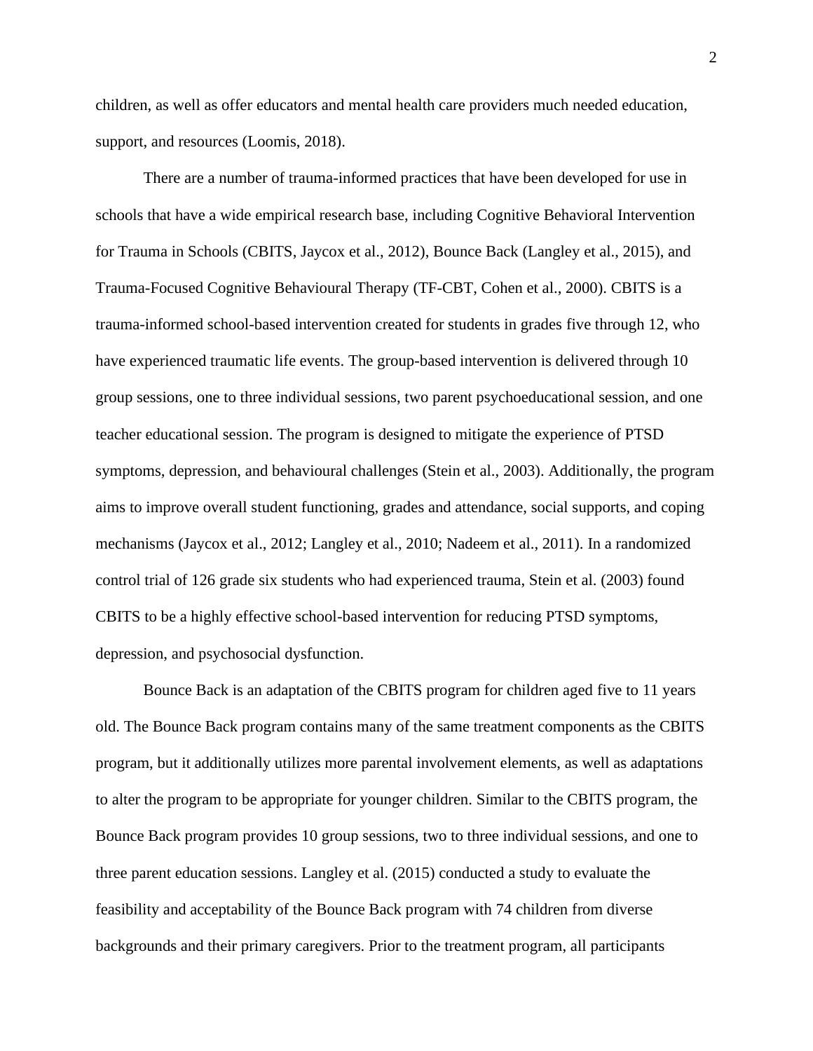children, as well as offer educators and mental health care providers much needed education, support, and resources (Loomis, 2018).

There are a number of trauma-informed practices that have been developed for use in schools that have a wide empirical research base, including Cognitive Behavioral Intervention for Trauma in Schools (CBITS, Jaycox et al., 2012), Bounce Back (Langley et al., 2015), and Trauma-Focused Cognitive Behavioural Therapy (TF-CBT, Cohen et al., 2000). CBITS is a trauma-informed school-based intervention created for students in grades five through 12, who have experienced traumatic life events. The group-based intervention is delivered through 10 group sessions, one to three individual sessions, two parent psychoeducational session, and one teacher educational session. The program is designed to mitigate the experience of PTSD symptoms, depression, and behavioural challenges (Stein et al., 2003). Additionally, the program aims to improve overall student functioning, grades and attendance, social supports, and coping mechanisms (Jaycox et al., 2012; Langley et al., 2010; Nadeem et al., 2011). In a randomized control trial of 126 grade six students who had experienced trauma, Stein et al. (2003) found CBITS to be a highly effective school-based intervention for reducing PTSD symptoms, depression, and psychosocial dysfunction.

Bounce Back is an adaptation of the CBITS program for children aged five to 11 years old. The Bounce Back program contains many of the same treatment components as the CBITS program, but it additionally utilizes more parental involvement elements, as well as adaptations to alter the program to be appropriate for younger children. Similar to the CBITS program, the Bounce Back program provides 10 group sessions, two to three individual sessions, and one to three parent education sessions. Langley et al. (2015) conducted a study to evaluate the feasibility and acceptability of the Bounce Back program with 74 children from diverse backgrounds and their primary caregivers. Prior to the treatment program, all participants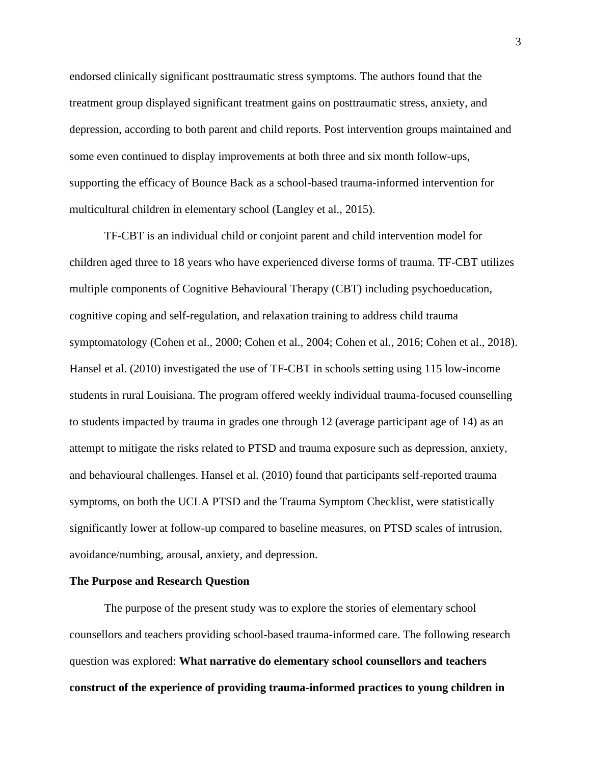endorsed clinically significant posttraumatic stress symptoms. The authors found that the treatment group displayed significant treatment gains on posttraumatic stress, anxiety, and depression, according to both parent and child reports. Post intervention groups maintained and some even continued to display improvements at both three and six month follow-ups, supporting the efficacy of Bounce Back as a school-based trauma-informed intervention for multicultural children in elementary school (Langley et al., 2015).

TF-CBT is an individual child or conjoint parent and child intervention model for children aged three to 18 years who have experienced diverse forms of trauma. TF-CBT utilizes multiple components of Cognitive Behavioural Therapy (CBT) including psychoeducation, cognitive coping and self-regulation, and relaxation training to address child trauma symptomatology (Cohen et al., 2000; Cohen et al., 2004; Cohen et al., 2016; Cohen et al., 2018). Hansel et al. (2010) investigated the use of TF-CBT in schools setting using 115 low-income students in rural Louisiana. The program offered weekly individual trauma-focused counselling to students impacted by trauma in grades one through 12 (average participant age of 14) as an attempt to mitigate the risks related to PTSD and trauma exposure such as depression, anxiety, and behavioural challenges. Hansel et al. (2010) found that participants self-reported trauma symptoms, on both the UCLA PTSD and the Trauma Symptom Checklist, were statistically significantly lower at follow-up compared to baseline measures, on PTSD scales of intrusion, avoidance/numbing, arousal, anxiety, and depression.

## The Purpose and Research Question

The purpose of the present study was to explore the stories of elementary school counsellors and teachers providing school-based trauma-informed care. The following research question was explored: **What narrative do elementary school counsellors and teachers construct of the experience of providing trauma-informed practices to young children in**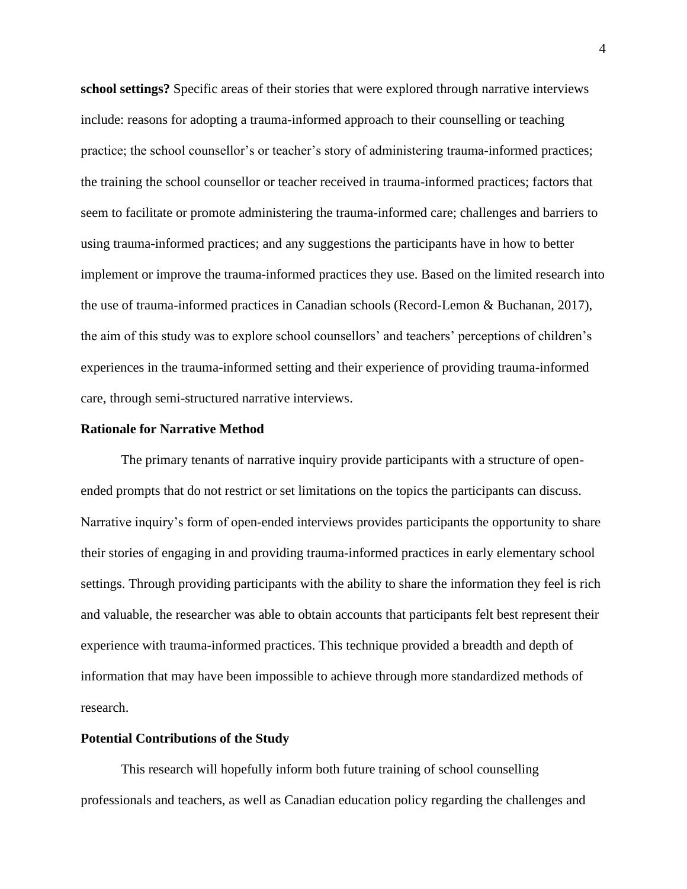**school settings?** Specific areas of their stories that were explored through narrative interviews include: reasons for adopting a trauma-informed approach to their counselling or teaching practice; the school counsellor's or teacher's story of administering trauma-informed practices; the training the school counsellor or teacher received in trauma-informed practices; factors that seem to facilitate or promote administering the trauma-informed care; challenges and barriers to using trauma-informed practices; and any suggestions the participants have in how to better implement or improve the trauma-informed practices they use. Based on the limited research into the use of trauma-informed practices in Canadian schools (Record-Lemon & Buchanan, 2017), the aim of this study was to explore school counsellors' and teachers' perceptions of children's experiences in the trauma-informed setting and their experience of providing trauma-informed care, through semi-structured narrative interviews.

## Rationale for Narrative Method

The primary tenants of narrative inquiry provide participants with a structure of open-ended prompts that do not restrict or set limitations on the topics the participants can discuss. Narrative inquiry's form of open-ended interviews provides participants the opportunity to share their stories of engaging in and providing trauma-informed practices in early elementary school settings. Through providing participants with the ability to share the information they feel is rich and valuable, the researcher was able to obtain accounts that participants felt best represent their experience with trauma-informed practices. This technique provided a breadth and depth of information that may have been impossible to achieve through more standardized methods of research.

## Potential Contributions of the Study

This research will hopefully inform both future training of school counselling professionals and teachers, as well as Canadian education policy regarding the challenges and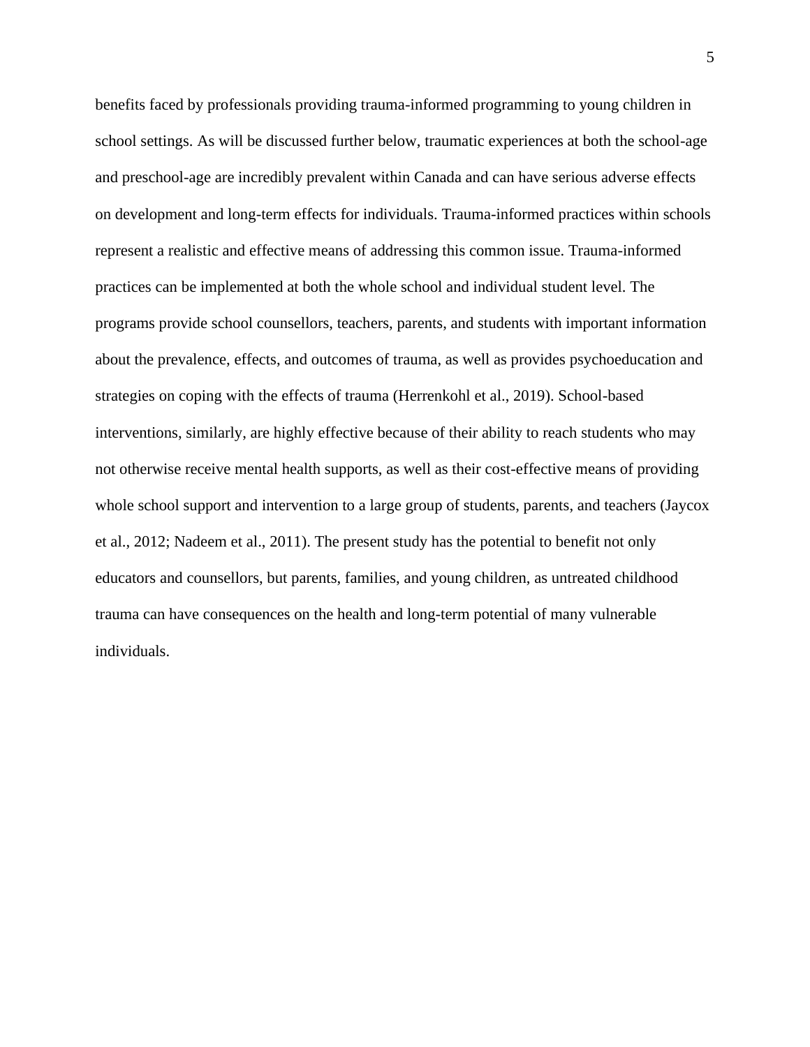benefits faced by professionals providing trauma-informed programming to young children in school settings. As will be discussed further below, traumatic experiences at both the school-age and preschool-age are incredibly prevalent within Canada and can have serious adverse effects on development and long-term effects for individuals. Trauma-informed practices within schools represent a realistic and effective means of addressing this common issue. Trauma-informed practices can be implemented at both the whole school and individual student level. The programs provide school counsellors, teachers, parents, and students with important information about the prevalence, effects, and outcomes of trauma, as well as provides psychoeducation and strategies on coping with the effects of trauma (Herrenkohl et al., 2019). School-based interventions, similarly, are highly effective because of their ability to reach students who may not otherwise receive mental health supports, as well as their cost-effective means of providing whole school support and intervention to a large group of students, parents, and teachers (Jaycox et al., 2012; Nadeem et al., 2011). The present study has the potential to benefit not only educators and counsellors, but parents, families, and young children, as untreated childhood trauma can have consequences on the health and long-term potential of many vulnerable individuals.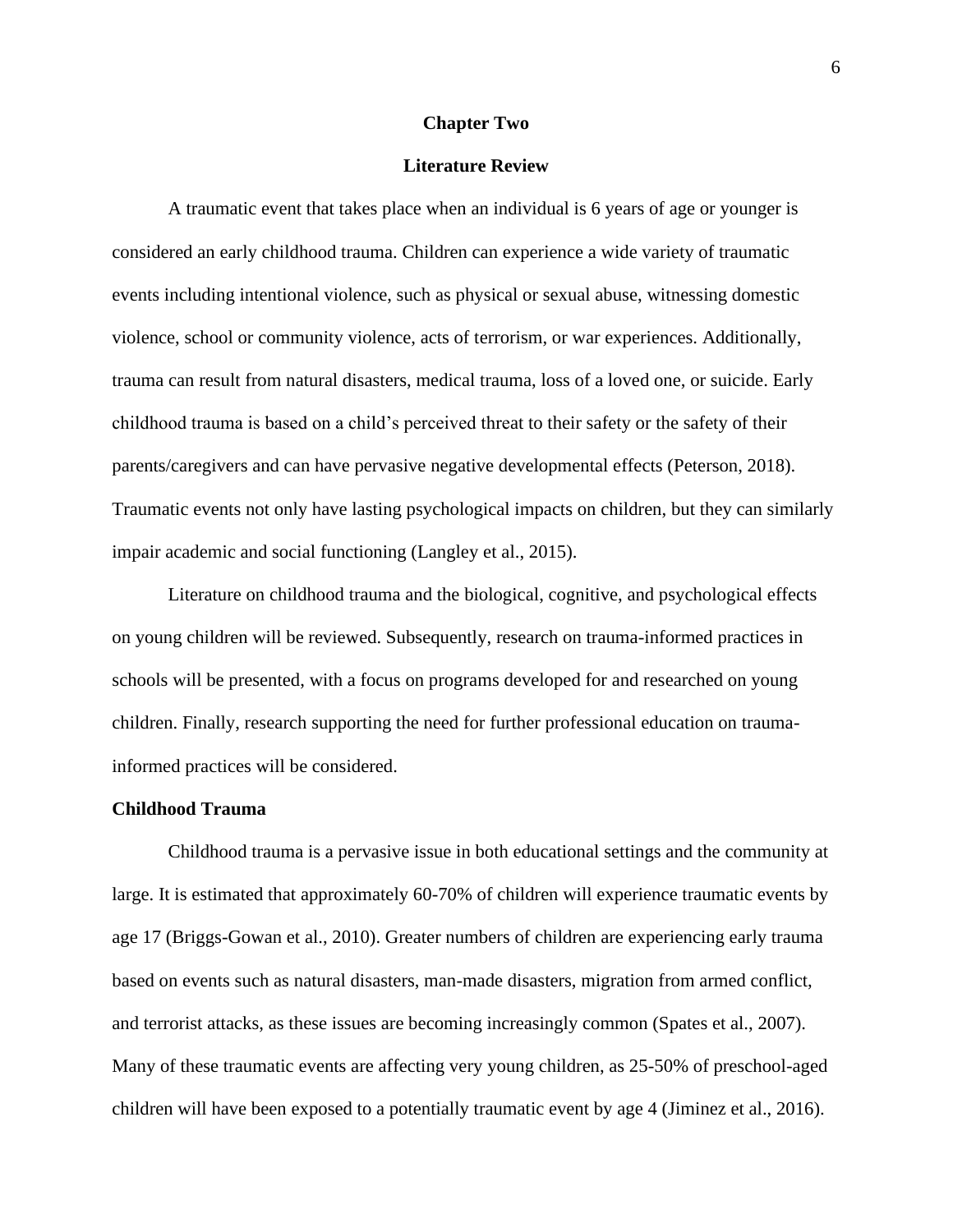# Chapter Two

## Literature Review

A traumatic event that takes place when an individual is 6 years of age or younger is considered an early childhood trauma. Children can experience a wide variety of traumatic events including intentional violence, such as physical or sexual abuse, witnessing domestic violence, school or community violence, acts of terrorism, or war experiences. Additionally, trauma can result from natural disasters, medical trauma, loss of a loved one, or suicide. Early childhood trauma is based on a child's perceived threat to their safety or the safety of their parents/caregivers and can have pervasive negative developmental effects (Peterson, 2018). Traumatic events not only have lasting psychological impacts on children, but they can similarly impair academic and social functioning (Langley et al., 2015).

Literature on childhood trauma and the biological, cognitive, and psychological effects on young children will be reviewed. Subsequently, research on trauma-informed practices in schools will be presented, with a focus on programs developed for and researched on young children. Finally, research supporting the need for further professional education on trauma-informed practices will be considered.

### Childhood Trauma

Childhood trauma is a pervasive issue in both educational settings and the community at large. It is estimated that approximately 60-70% of children will experience traumatic events by age 17 (Briggs-Gowan et al., 2010). Greater numbers of children are experiencing early trauma based on events such as natural disasters, man-made disasters, migration from armed conflict, and terrorist attacks, as these issues are becoming increasingly common (Spates et al., 2007). Many of these traumatic events are affecting very young children, as 25-50% of preschool-aged children will have been exposed to a potentially traumatic event by age 4 (Jiminez et al., 2016).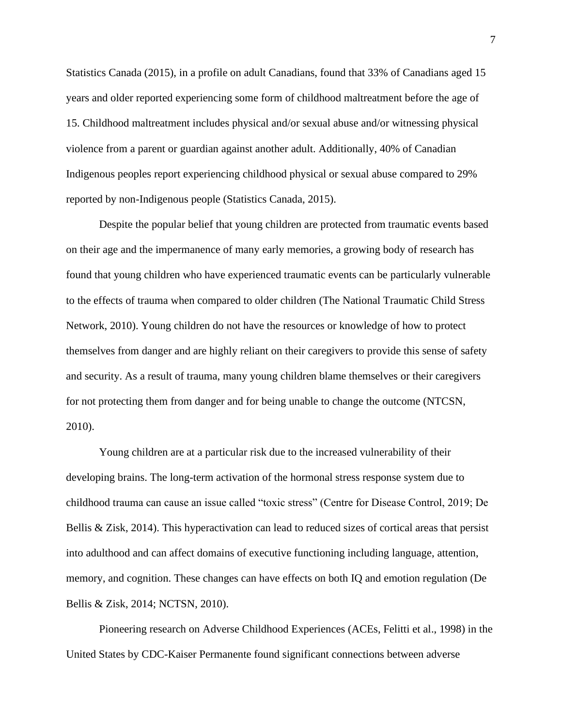Statistics Canada (2015), in a profile on adult Canadians, found that 33% of Canadians aged 15 years and older reported experiencing some form of childhood maltreatment before the age of 15. Childhood maltreatment includes physical and/or sexual abuse and/or witnessing physical violence from a parent or guardian against another adult. Additionally, 40% of Canadian Indigenous peoples report experiencing childhood physical or sexual abuse compared to 29% reported by non-Indigenous people (Statistics Canada, 2015).

Despite the popular belief that young children are protected from traumatic events based on their age and the impermanence of many early memories, a growing body of research has found that young children who have experienced traumatic events can be particularly vulnerable to the effects of trauma when compared to older children (The National Traumatic Child Stress Network, 2010). Young children do not have the resources or knowledge of how to protect themselves from danger and are highly reliant on their caregivers to provide this sense of safety and security. As a result of trauma, many young children blame themselves or their caregivers for not protecting them from danger and for being unable to change the outcome (NTCSN, 2010).

Young children are at a particular risk due to the increased vulnerability of their developing brains. The long-term activation of the hormonal stress response system due to childhood trauma can cause an issue called "toxic stress" (Centre for Disease Control, 2019; De Bellis & Zisk, 2014). This hyperactivation can lead to reduced sizes of cortical areas that persist into adulthood and can affect domains of executive functioning including language, attention, memory, and cognition. These changes can have effects on both IQ and emotion regulation (De Bellis & Zisk, 2014; NCTSN, 2010).

Pioneering research on Adverse Childhood Experiences (ACEs, Felitti et al., 1998) in the United States by CDC-Kaiser Permanente found significant connections between adverse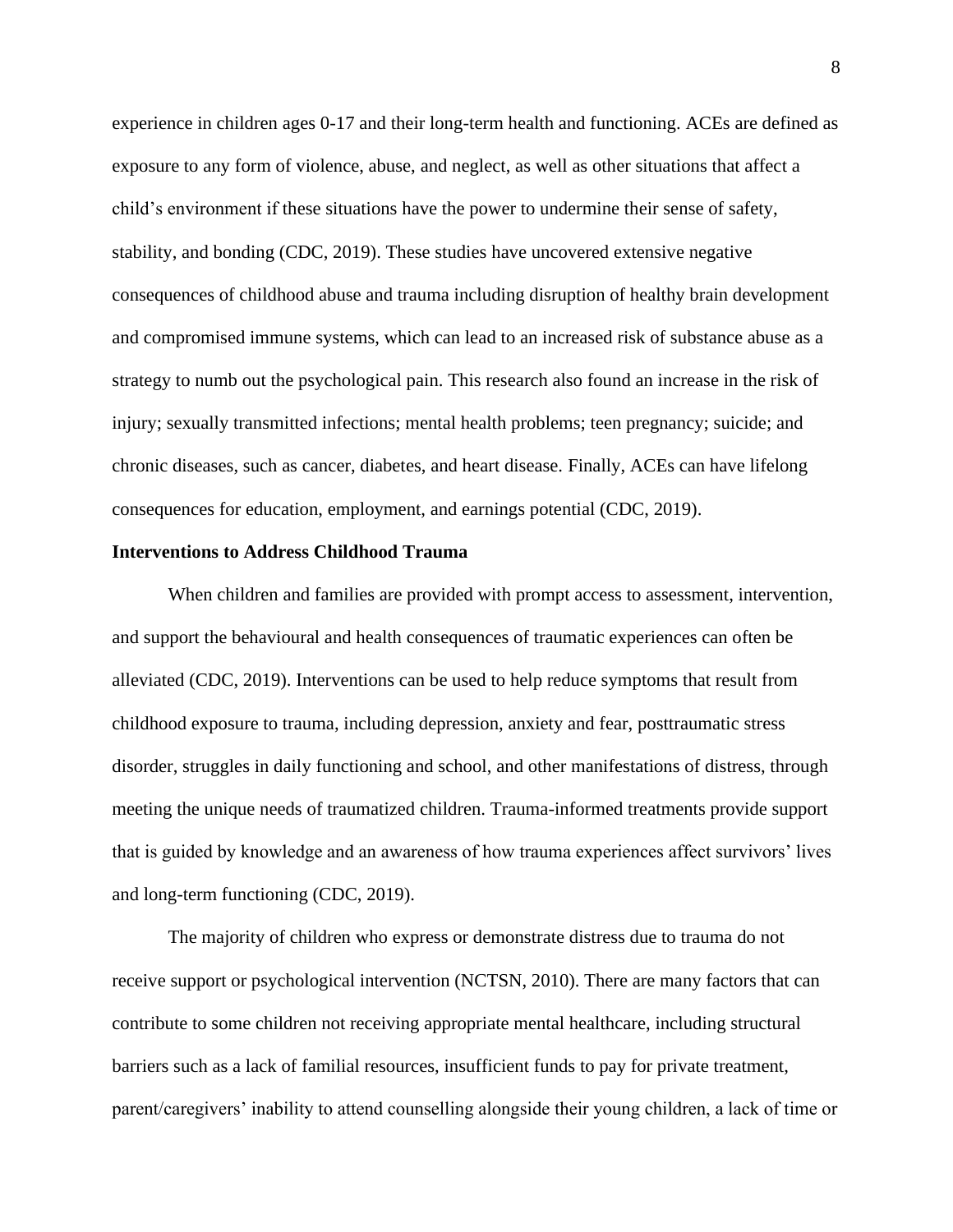experience in children ages 0-17 and their long-term health and functioning. ACEs are defined as exposure to any form of violence, abuse, and neglect, as well as other situations that affect a child's environment if these situations have the power to undermine their sense of safety, stability, and bonding (CDC, 2019). These studies have uncovered extensive negative consequences of childhood abuse and trauma including disruption of healthy brain development and compromised immune systems, which can lead to an increased risk of substance abuse as a strategy to numb out the psychological pain. This research also found an increase in the risk of injury; sexually transmitted infections; mental health problems; teen pregnancy; suicide; and chronic diseases, such as cancer, diabetes, and heart disease. Finally, ACEs can have lifelong consequences for education, employment, and earnings potential (CDC, 2019).

**Interventions to Address Childhood Trauma**

When children and families are provided with prompt access to assessment, intervention, and support the behavioural and health consequences of traumatic experiences can often be alleviated (CDC, 2019). Interventions can be used to help reduce symptoms that result from childhood exposure to trauma, including depression, anxiety and fear, posttraumatic stress disorder, struggles in daily functioning and school, and other manifestations of distress, through meeting the unique needs of traumatized children. Trauma-informed treatments provide support that is guided by knowledge and an awareness of how trauma experiences affect survivors' lives and long-term functioning (CDC, 2019).

The majority of children who express or demonstrate distress due to trauma do not receive support or psychological intervention (NCTSN, 2010). There are many factors that can contribute to some children not receiving appropriate mental healthcare, including structural barriers such as a lack of familial resources, insufficient funds to pay for private treatment, parent/caregivers' inability to attend counselling alongside their young children, a lack of time or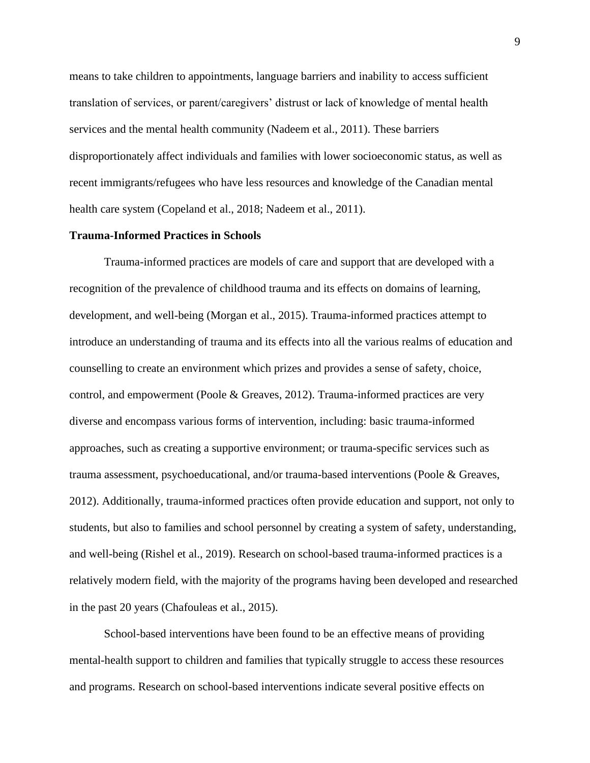means to take children to appointments, language barriers and inability to access sufficient translation of services, or parent/caregivers' distrust or lack of knowledge of mental health services and the mental health community (Nadeem et al., 2011). These barriers disproportionately affect individuals and families with lower socioeconomic status, as well as recent immigrants/refugees who have less resources and knowledge of the Canadian mental health care system (Copeland et al., 2018; Nadeem et al., 2011).

## Trauma-Informed Practices in Schools

Trauma-informed practices are models of care and support that are developed with a recognition of the prevalence of childhood trauma and its effects on domains of learning, development, and well-being (Morgan et al., 2015). Trauma-informed practices attempt to introduce an understanding of trauma and its effects into all the various realms of education and counselling to create an environment which prizes and provides a sense of safety, choice, control, and empowerment (Poole & Greaves, 2012). Trauma-informed practices are very diverse and encompass various forms of intervention, including: basic trauma-informed approaches, such as creating a supportive environment; or trauma-specific services such as trauma assessment, psychoeducational, and/or trauma-based interventions (Poole & Greaves, 2012). Additionally, trauma-informed practices often provide education and support, not only to students, but also to families and school personnel by creating a system of safety, understanding, and well-being (Rishel et al., 2019). Research on school-based trauma-informed practices is a relatively modern field, with the majority of the programs having been developed and researched in the past 20 years (Chafouleas et al., 2015).

School-based interventions have been found to be an effective means of providing mental-health support to children and families that typically struggle to access these resources and programs. Research on school-based interventions indicate several positive effects on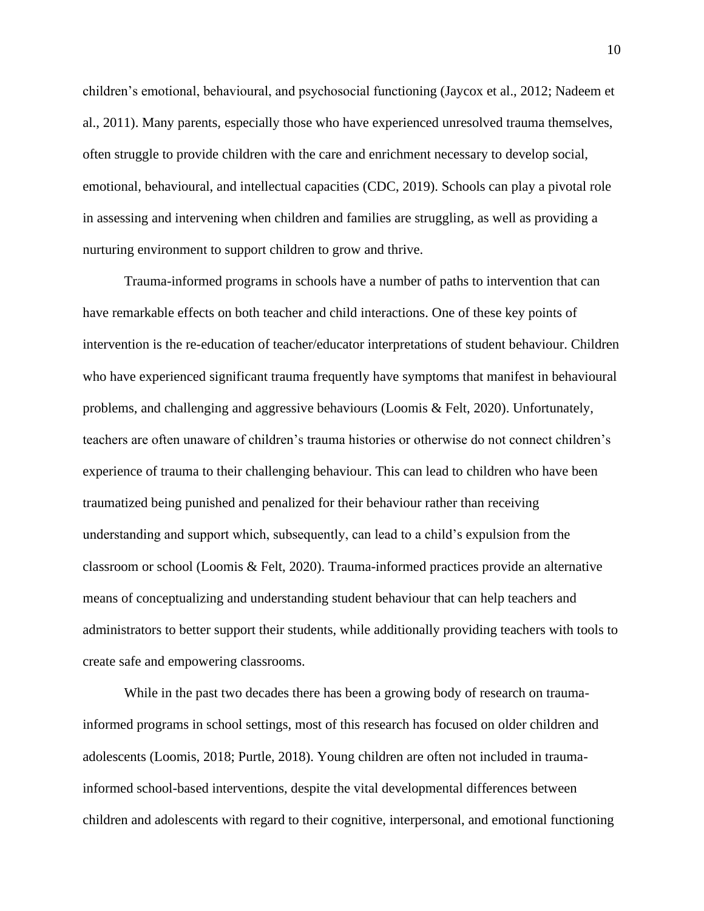children's emotional, behavioural, and psychosocial functioning (Jaycox et al., 2012; Nadeem et al., 2011). Many parents, especially those who have experienced unresolved trauma themselves, often struggle to provide children with the care and enrichment necessary to develop social, emotional, behavioural, and intellectual capacities (CDC, 2019). Schools can play a pivotal role in assessing and intervening when children and families are struggling, as well as providing a nurturing environment to support children to grow and thrive.

Trauma-informed programs in schools have a number of paths to intervention that can have remarkable effects on both teacher and child interactions. One of these key points of intervention is the re-education of teacher/educator interpretations of student behaviour. Children who have experienced significant trauma frequently have symptoms that manifest in behavioural problems, and challenging and aggressive behaviours (Loomis & Felt, 2020). Unfortunately, teachers are often unaware of children's trauma histories or otherwise do not connect children's experience of trauma to their challenging behaviour. This can lead to children who have been traumatized being punished and penalized for their behaviour rather than receiving understanding and support which, subsequently, can lead to a child's expulsion from the classroom or school (Loomis & Felt, 2020). Trauma-informed practices provide an alternative means of conceptualizing and understanding student behaviour that can help teachers and administrators to better support their students, while additionally providing teachers with tools to create safe and empowering classrooms.

While in the past two decades there has been a growing body of research on trauma-informed programs in school settings, most of this research has focused on older children and adolescents (Loomis, 2018; Purtle, 2018). Young children are often not included in trauma-informed school-based interventions, despite the vital developmental differences between children and adolescents with regard to their cognitive, interpersonal, and emotional functioning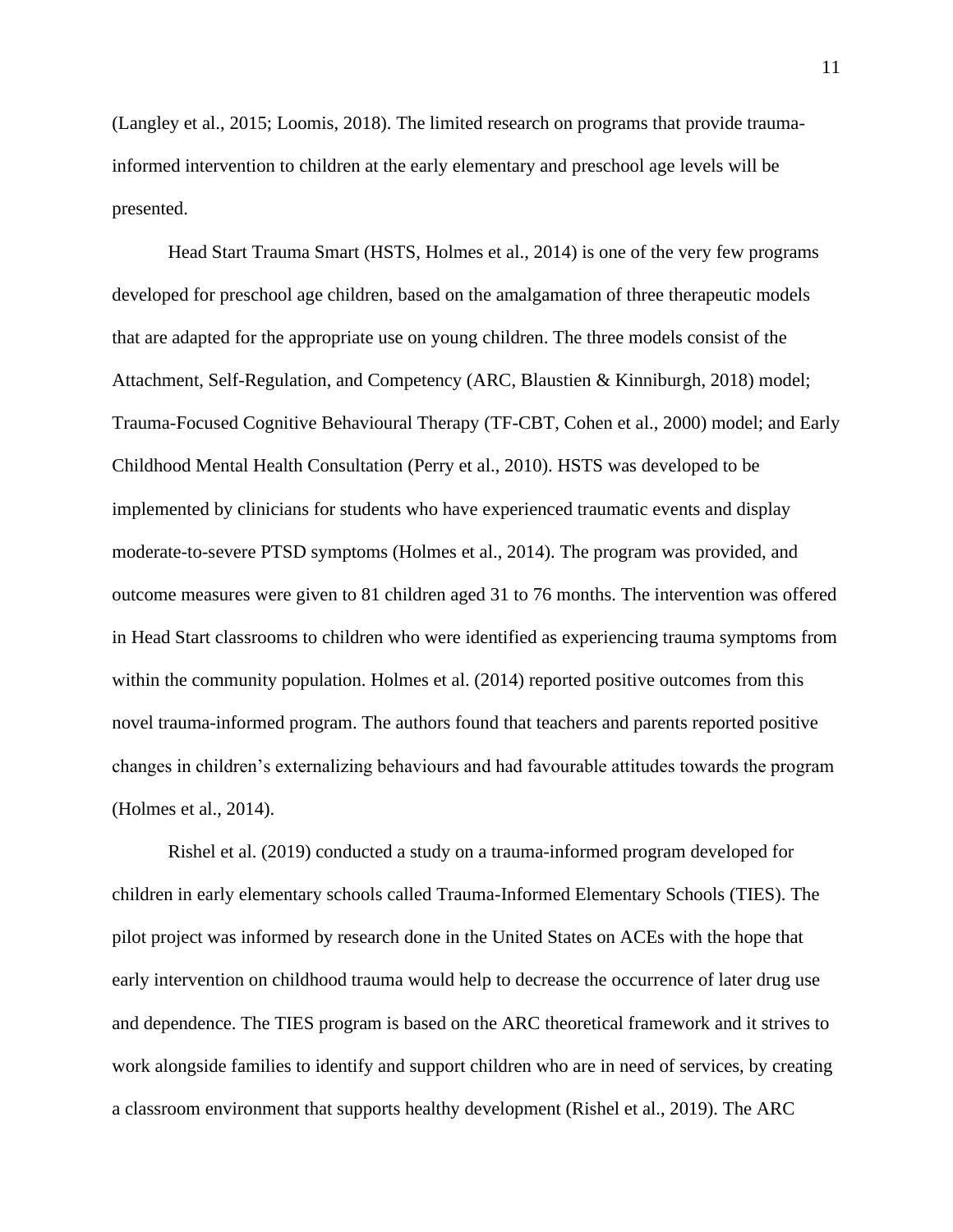(Langley et al., 2015; Loomis, 2018). The limited research on programs that provide trauma-informed intervention to children at the early elementary and preschool age levels will be presented.

Head Start Trauma Smart (HSTS, Holmes et al., 2014) is one of the very few programs developed for preschool age children, based on the amalgamation of three therapeutic models that are adapted for the appropriate use on young children. The three models consist of the Attachment, Self-Regulation, and Competency (ARC, Blaustien & Kinniburgh, 2018) model; Trauma-Focused Cognitive Behavioural Therapy (TF-CBT, Cohen et al., 2000) model; and Early Childhood Mental Health Consultation (Perry et al., 2010). HSTS was developed to be implemented by clinicians for students who have experienced traumatic events and display moderate-to-severe PTSD symptoms (Holmes et al., 2014). The program was provided, and outcome measures were given to 81 children aged 31 to 76 months. The intervention was offered in Head Start classrooms to children who were identified as experiencing trauma symptoms from within the community population. Holmes et al. (2014) reported positive outcomes from this novel trauma-informed program. The authors found that teachers and parents reported positive changes in children's externalizing behaviours and had favourable attitudes towards the program (Holmes et al., 2014).

Rishel et al. (2019) conducted a study on a trauma-informed program developed for children in early elementary schools called Trauma-Informed Elementary Schools (TIES). The pilot project was informed by research done in the United States on ACEs with the hope that early intervention on childhood trauma would help to decrease the occurrence of later drug use and dependence. The TIES program is based on the ARC theoretical framework and it strives to work alongside families to identify and support children who are in need of services, by creating a classroom environment that supports healthy development (Rishel et al., 2019). The ARC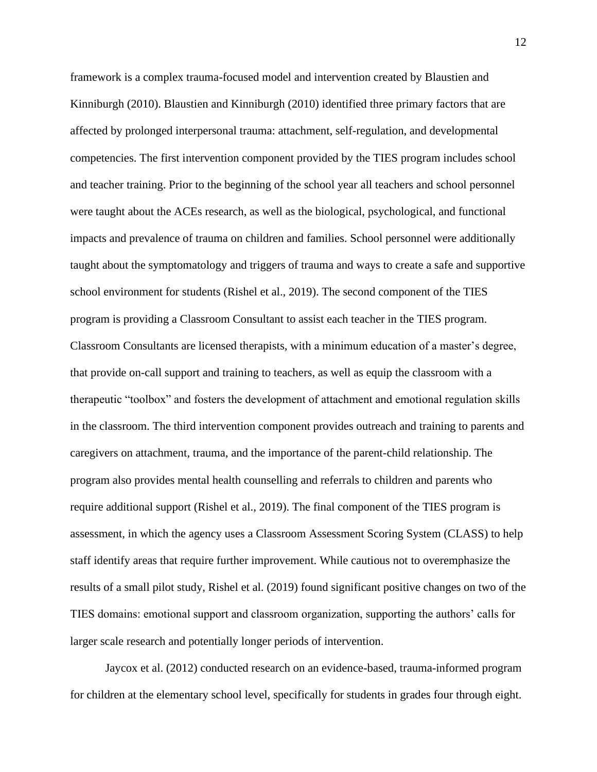framework is a complex trauma-focused model and intervention created by Blaustien and Kinniburgh (2010). Blaustien and Kinniburgh (2010) identified three primary factors that are affected by prolonged interpersonal trauma: attachment, self-regulation, and developmental competencies. The first intervention component provided by the TIES program includes school and teacher training. Prior to the beginning of the school year all teachers and school personnel were taught about the ACEs research, as well as the biological, psychological, and functional impacts and prevalence of trauma on children and families. School personnel were additionally taught about the symptomatology and triggers of trauma and ways to create a safe and supportive school environment for students (Rishel et al., 2019). The second component of the TIES program is providing a Classroom Consultant to assist each teacher in the TIES program. Classroom Consultants are licensed therapists, with a minimum education of a master's degree, that provide on-call support and training to teachers, as well as equip the classroom with a therapeutic "toolbox" and fosters the development of attachment and emotional regulation skills in the classroom. The third intervention component provides outreach and training to parents and caregivers on attachment, trauma, and the importance of the parent-child relationship. The program also provides mental health counselling and referrals to children and parents who require additional support (Rishel et al., 2019). The final component of the TIES program is assessment, in which the agency uses a Classroom Assessment Scoring System (CLASS) to help staff identify areas that require further improvement. While cautious not to overemphasize the results of a small pilot study, Rishel et al. (2019) found significant positive changes on two of the TIES domains: emotional support and classroom organization, supporting the authors' calls for larger scale research and potentially longer periods of intervention.

Jaycox et al. (2012) conducted research on an evidence-based, trauma-informed program for children at the elementary school level, specifically for students in grades four through eight.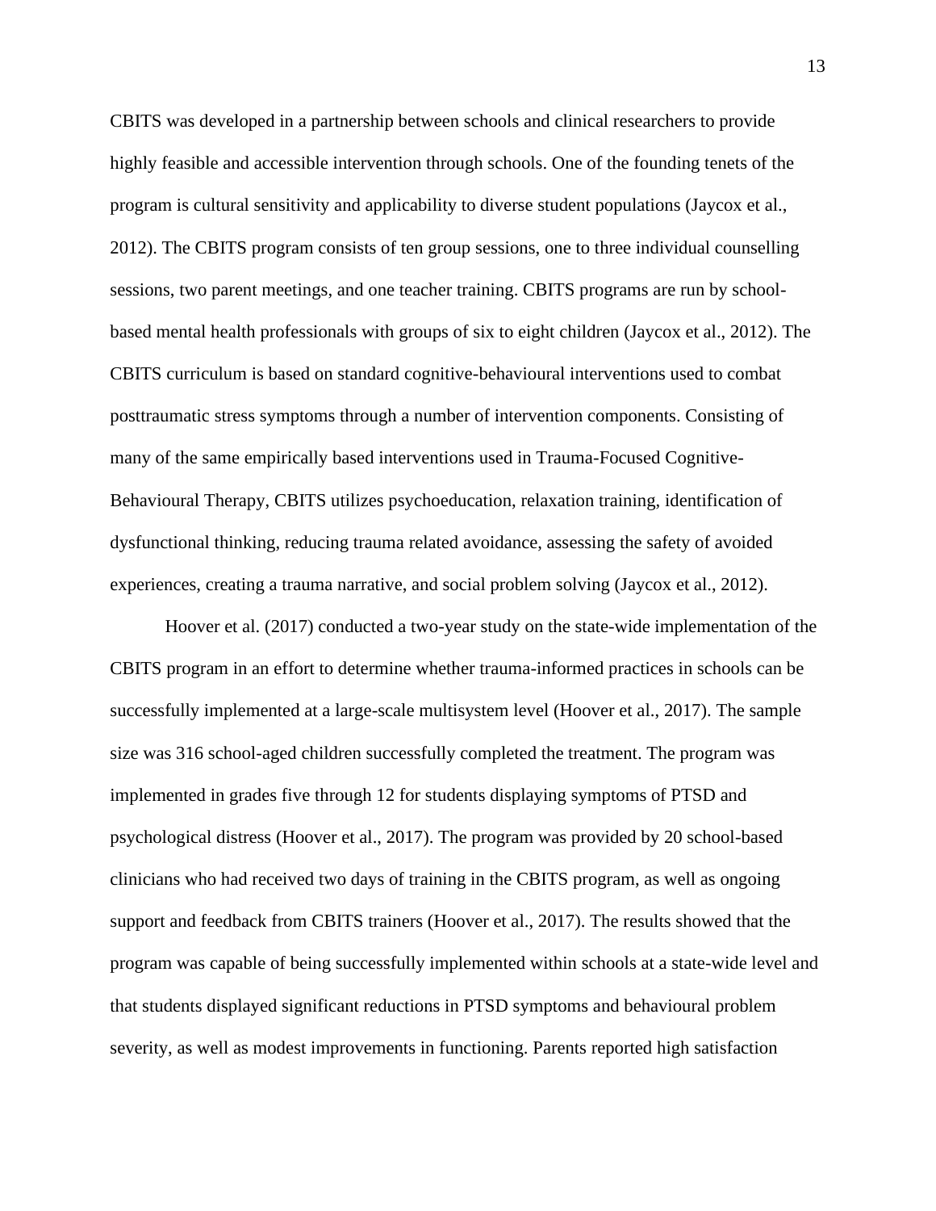CBITS was developed in a partnership between schools and clinical researchers to provide highly feasible and accessible intervention through schools. One of the founding tenets of the program is cultural sensitivity and applicability to diverse student populations (Jaycox et al., 2012). The CBITS program consists of ten group sessions, one to three individual counselling sessions, two parent meetings, and one teacher training. CBITS programs are run by school-based mental health professionals with groups of six to eight children (Jaycox et al., 2012). The CBITS curriculum is based on standard cognitive-behavioural interventions used to combat posttraumatic stress symptoms through a number of intervention components. Consisting of many of the same empirically based interventions used in Trauma-Focused Cognitive-Behavioural Therapy, CBITS utilizes psychoeducation, relaxation training, identification of dysfunctional thinking, reducing trauma related avoidance, assessing the safety of avoided experiences, creating a trauma narrative, and social problem solving (Jaycox et al., 2012).

Hoover et al. (2017) conducted a two-year study on the state-wide implementation of the CBITS program in an effort to determine whether trauma-informed practices in schools can be successfully implemented at a large-scale multisystem level (Hoover et al., 2017). The sample size was 316 school-aged children successfully completed the treatment. The program was implemented in grades five through 12 for students displaying symptoms of PTSD and psychological distress (Hoover et al., 2017). The program was provided by 20 school-based clinicians who had received two days of training in the CBITS program, as well as ongoing support and feedback from CBITS trainers (Hoover et al., 2017). The results showed that the program was capable of being successfully implemented within schools at a state-wide level and that students displayed significant reductions in PTSD symptoms and behavioural problem severity, as well as modest improvements in functioning. Parents reported high satisfaction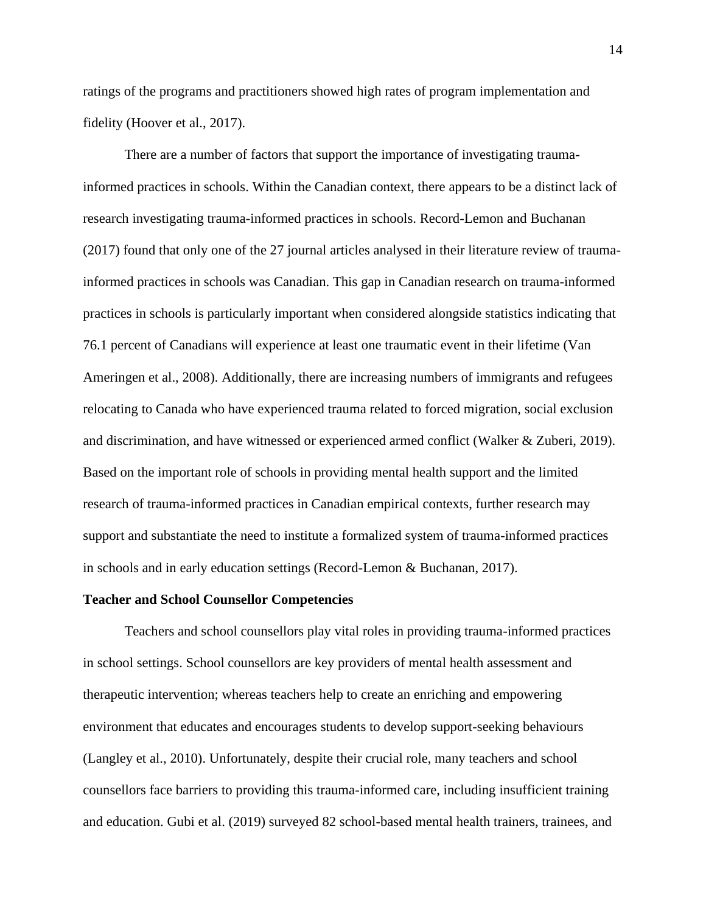ratings of the programs and practitioners showed high rates of program implementation and fidelity (Hoover et al., 2017).

There are a number of factors that support the importance of investigating trauma-informed practices in schools. Within the Canadian context, there appears to be a distinct lack of research investigating trauma-informed practices in schools. Record-Lemon and Buchanan (2017) found that only one of the 27 journal articles analysed in their literature review of trauma-informed practices in schools was Canadian. This gap in Canadian research on trauma-informed practices in schools is particularly important when considered alongside statistics indicating that 76.1 percent of Canadians will experience at least one traumatic event in their lifetime (Van Ameringen et al., 2008). Additionally, there are increasing numbers of immigrants and refugees relocating to Canada who have experienced trauma related to forced migration, social exclusion and discrimination, and have witnessed or experienced armed conflict (Walker & Zuberi, 2019). Based on the important role of schools in providing mental health support and the limited research of trauma-informed practices in Canadian empirical contexts, further research may support and substantiate the need to institute a formalized system of trauma-informed practices in schools and in early education settings (Record-Lemon & Buchanan, 2017).

**Teacher and School Counsellor Competencies**

Teachers and school counsellors play vital roles in providing trauma-informed practices in school settings. School counsellors are key providers of mental health assessment and therapeutic intervention; whereas teachers help to create an enriching and empowering environment that educates and encourages students to develop support-seeking behaviours (Langley et al., 2010). Unfortunately, despite their crucial role, many teachers and school counsellors face barriers to providing this trauma-informed care, including insufficient training and education. Gubi et al. (2019) surveyed 82 school-based mental health trainers, trainees, and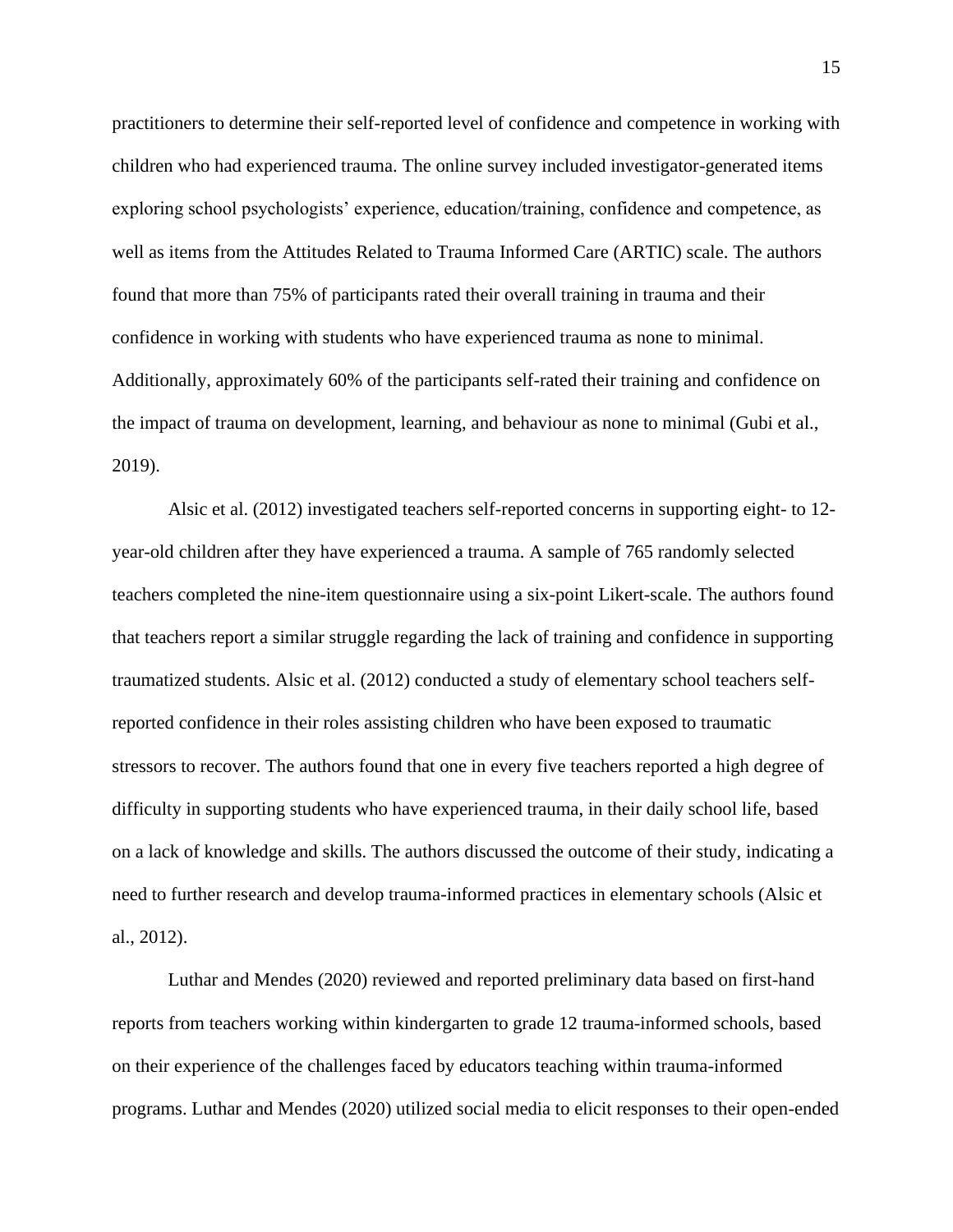practitioners to determine their self-reported level of confidence and competence in working with children who had experienced trauma. The online survey included investigator-generated items exploring school psychologists' experience, education/training, confidence and competence, as well as items from the Attitudes Related to Trauma Informed Care (ARTIC) scale. The authors found that more than 75% of participants rated their overall training in trauma and their confidence in working with students who have experienced trauma as none to minimal. Additionally, approximately 60% of the participants self-rated their training and confidence on the impact of trauma on development, learning, and behaviour as none to minimal (Gubi et al., 2019).

Alsic et al. (2012) investigated teachers self-reported concerns in supporting eight- to 12-year-old children after they have experienced a trauma. A sample of 765 randomly selected teachers completed the nine-item questionnaire using a six-point Likert-scale. The authors found that teachers report a similar struggle regarding the lack of training and confidence in supporting traumatized students. Alsic et al. (2012) conducted a study of elementary school teachers self-reported confidence in their roles assisting children who have been exposed to traumatic stressors to recover. The authors found that one in every five teachers reported a high degree of difficulty in supporting students who have experienced trauma, in their daily school life, based on a lack of knowledge and skills. The authors discussed the outcome of their study, indicating a need to further research and develop trauma-informed practices in elementary schools (Alsic et al., 2012).

Luthar and Mendes (2020) reviewed and reported preliminary data based on first-hand reports from teachers working within kindergarten to grade 12 trauma-informed schools, based on their experience of the challenges faced by educators teaching within trauma-informed programs. Luthar and Mendes (2020) utilized social media to elicit responses to their open-ended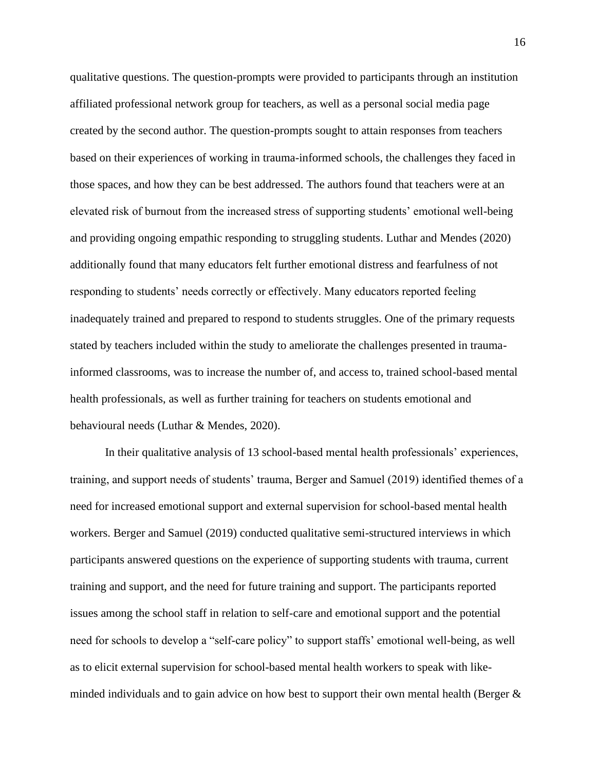qualitative questions. The question-prompts were provided to participants through an institution affiliated professional network group for teachers, as well as a personal social media page created by the second author. The question-prompts sought to attain responses from teachers based on their experiences of working in trauma-informed schools, the challenges they faced in those spaces, and how they can be best addressed. The authors found that teachers were at an elevated risk of burnout from the increased stress of supporting students' emotional well-being and providing ongoing empathic responding to struggling students. Luthar and Mendes (2020) additionally found that many educators felt further emotional distress and fearfulness of not responding to students' needs correctly or effectively. Many educators reported feeling inadequately trained and prepared to respond to students struggles. One of the primary requests stated by teachers included within the study to ameliorate the challenges presented in trauma-informed classrooms, was to increase the number of, and access to, trained school-based mental health professionals, as well as further training for teachers on students emotional and behavioural needs (Luthar & Mendes, 2020).

In their qualitative analysis of 13 school-based mental health professionals' experiences, training, and support needs of students' trauma, Berger and Samuel (2019) identified themes of a need for increased emotional support and external supervision for school-based mental health workers. Berger and Samuel (2019) conducted qualitative semi-structured interviews in which participants answered questions on the experience of supporting students with trauma, current training and support, and the need for future training and support. The participants reported issues among the school staff in relation to self-care and emotional support and the potential need for schools to develop a "self-care policy" to support staffs' emotional well-being, as well as to elicit external supervision for school-based mental health workers to speak with like-minded individuals and to gain advice on how best to support their own mental health (Berger &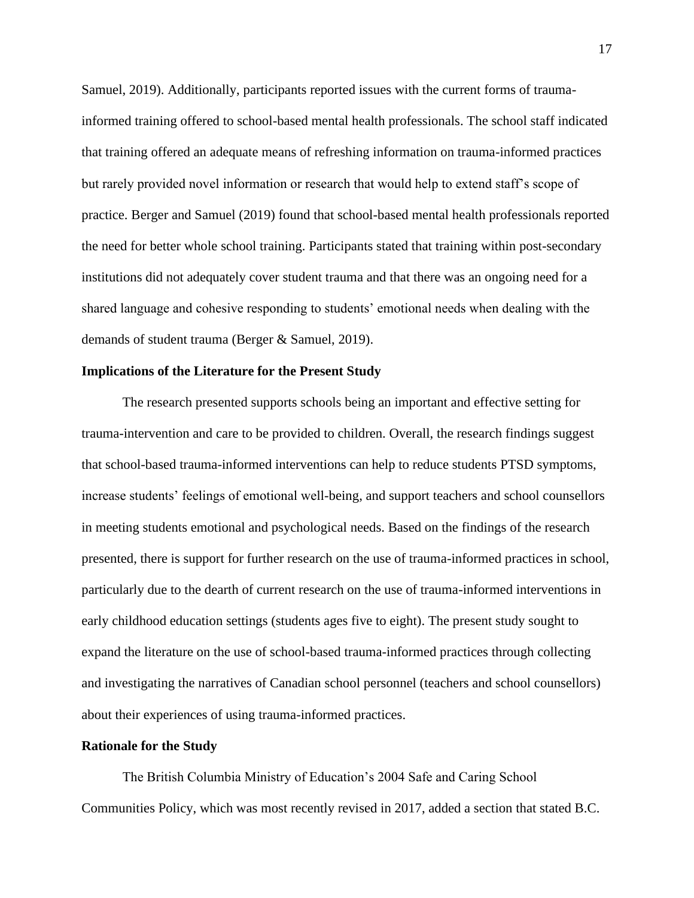Samuel, 2019). Additionally, participants reported issues with the current forms of trauma-informed training offered to school-based mental health professionals. The school staff indicated that training offered an adequate means of refreshing information on trauma-informed practices but rarely provided novel information or research that would help to extend staff's scope of practice. Berger and Samuel (2019) found that school-based mental health professionals reported the need for better whole school training. Participants stated that training within post-secondary institutions did not adequately cover student trauma and that there was an ongoing need for a shared language and cohesive responding to students' emotional needs when dealing with the demands of student trauma (Berger & Samuel, 2019).

### Implications of the Literature for the Present Study

The research presented supports schools being an important and effective setting for trauma-intervention and care to be provided to children. Overall, the research findings suggest that school-based trauma-informed interventions can help to reduce students PTSD symptoms, increase students' feelings of emotional well-being, and support teachers and school counsellors in meeting students emotional and psychological needs. Based on the findings of the research presented, there is support for further research on the use of trauma-informed practices in school, particularly due to the dearth of current research on the use of trauma-informed interventions in early childhood education settings (students ages five to eight). The present study sought to expand the literature on the use of school-based trauma-informed practices through collecting and investigating the narratives of Canadian school personnel (teachers and school counsellors) about their experiences of using trauma-informed practices.

### Rationale for the Study

The British Columbia Ministry of Education's 2004 Safe and Caring School Communities Policy, which was most recently revised in 2017, added a section that stated B.C.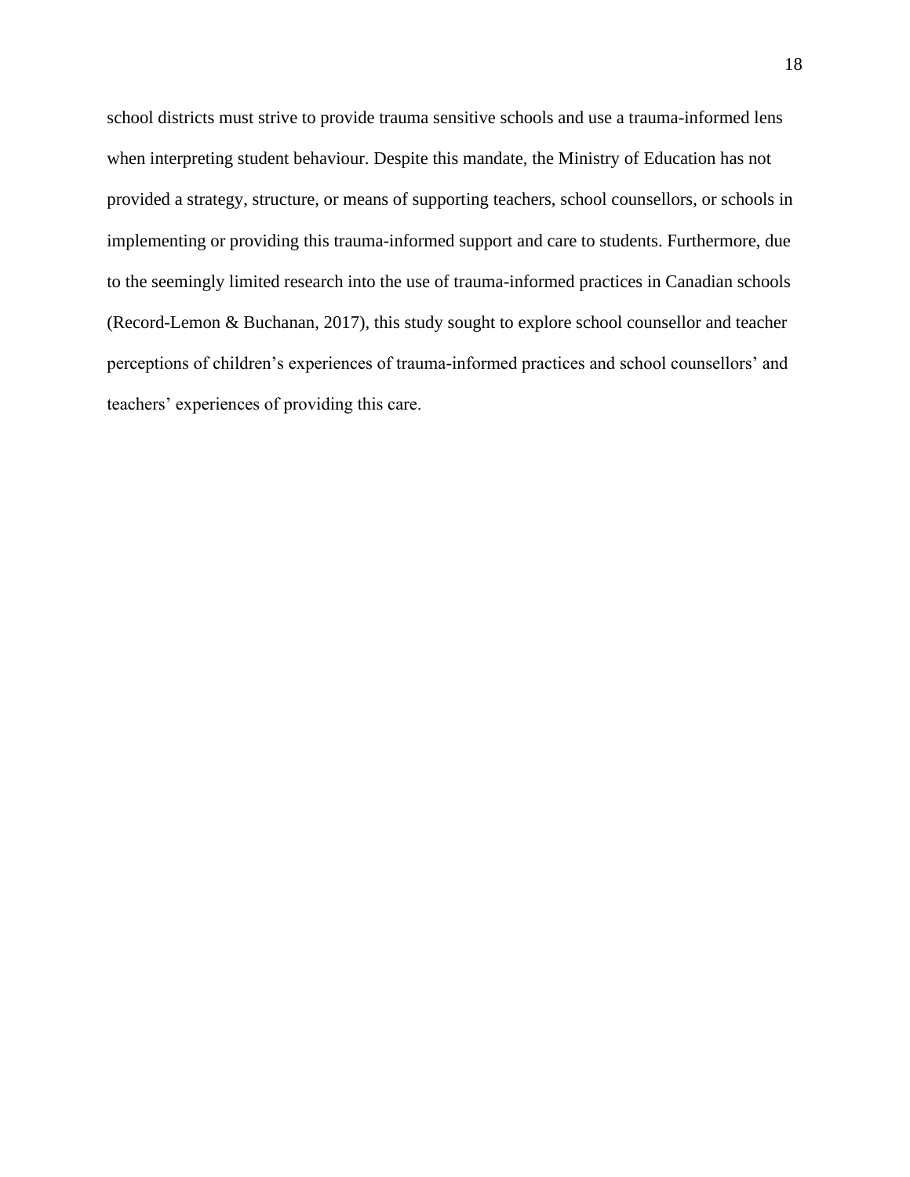school districts must strive to provide trauma sensitive schools and use a trauma-informed lens when interpreting student behaviour. Despite this mandate, the Ministry of Education has not provided a strategy, structure, or means of supporting teachers, school counsellors, or schools in implementing or providing this trauma-informed support and care to students. Furthermore, due to the seemingly limited research into the use of trauma-informed practices in Canadian schools (Record-Lemon & Buchanan, 2017), this study sought to explore school counsellor and teacher perceptions of children's experiences of trauma-informed practices and school counsellors' and teachers' experiences of providing this care.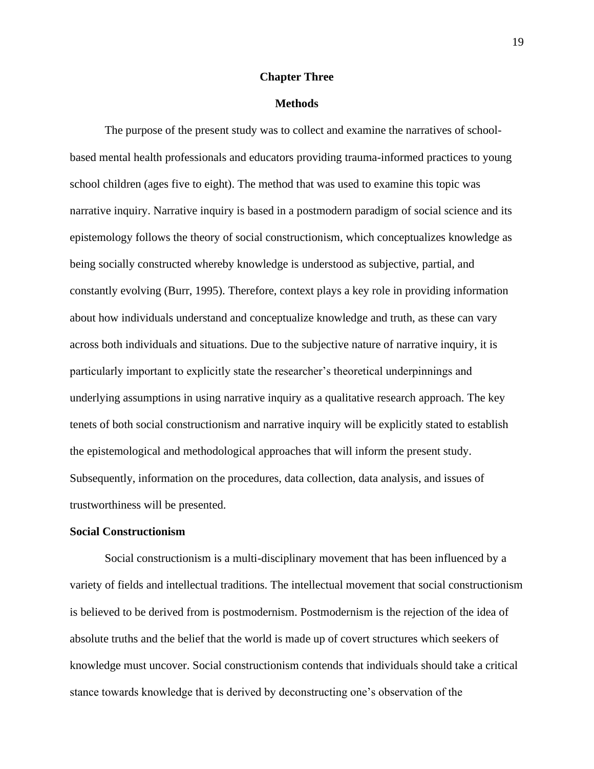# Chapter Three

# Methods

The purpose of the present study was to collect and examine the narratives of school-based mental health professionals and educators providing trauma-informed practices to young school children (ages five to eight). The method that was used to examine this topic was narrative inquiry. Narrative inquiry is based in a postmodern paradigm of social science and its epistemology follows the theory of social constructionism, which conceptualizes knowledge as being socially constructed whereby knowledge is understood as subjective, partial, and constantly evolving (Burr, 1995). Therefore, context plays a key role in providing information about how individuals understand and conceptualize knowledge and truth, as these can vary across both individuals and situations. Due to the subjective nature of narrative inquiry, it is particularly important to explicitly state the researcher's theoretical underpinnings and underlying assumptions in using narrative inquiry as a qualitative research approach. The key tenets of both social constructionism and narrative inquiry will be explicitly stated to establish the epistemological and methodological approaches that will inform the present study. Subsequently, information on the procedures, data collection, data analysis, and issues of trustworthiness will be presented.

## Social Constructionism

Social constructionism is a multi-disciplinary movement that has been influenced by a variety of fields and intellectual traditions. The intellectual movement that social constructionism is believed to be derived from is postmodernism. Postmodernism is the rejection of the idea of absolute truths and the belief that the world is made up of covert structures which seekers of knowledge must uncover. Social constructionism contends that individuals should take a critical stance towards knowledge that is derived by deconstructing one's observation of the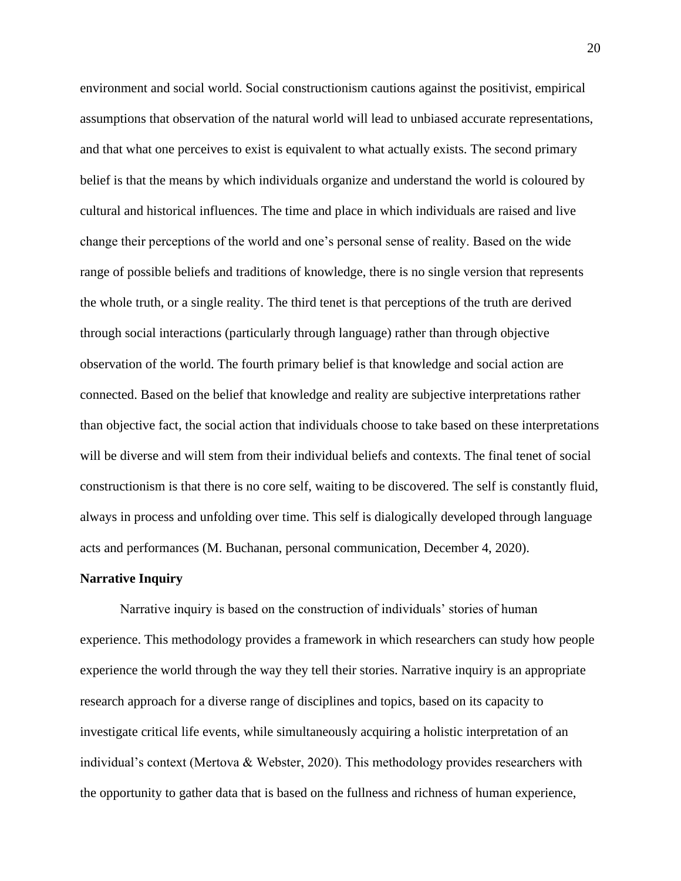environment and social world. Social constructionism cautions against the positivist, empirical assumptions that observation of the natural world will lead to unbiased accurate representations, and that what one perceives to exist is equivalent to what actually exists. The second primary belief is that the means by which individuals organize and understand the world is coloured by cultural and historical influences. The time and place in which individuals are raised and live change their perceptions of the world and one's personal sense of reality. Based on the wide range of possible beliefs and traditions of knowledge, there is no single version that represents the whole truth, or a single reality. The third tenet is that perceptions of the truth are derived through social interactions (particularly through language) rather than through objective observation of the world. The fourth primary belief is that knowledge and social action are connected. Based on the belief that knowledge and reality are subjective interpretations rather than objective fact, the social action that individuals choose to take based on these interpretations will be diverse and will stem from their individual beliefs and contexts. The final tenet of social constructionism is that there is no core self, waiting to be discovered. The self is constantly fluid, always in process and unfolding over time. This self is dialogically developed through language acts and performances (M. Buchanan, personal communication, December 4, 2020).

**Narrative Inquiry**

Narrative inquiry is based on the construction of individuals' stories of human experience. This methodology provides a framework in which researchers can study how people experience the world through the way they tell their stories. Narrative inquiry is an appropriate research approach for a diverse range of disciplines and topics, based on its capacity to investigate critical life events, while simultaneously acquiring a holistic interpretation of an individual's context (Mertova & Webster, 2020). This methodology provides researchers with the opportunity to gather data that is based on the fullness and richness of human experience,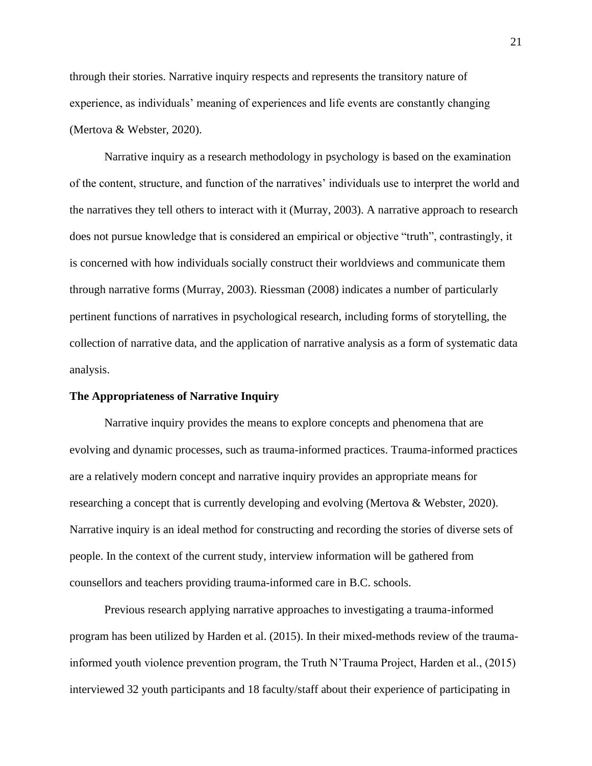through their stories. Narrative inquiry respects and represents the transitory nature of experience, as individuals' meaning of experiences and life events are constantly changing (Mertova & Webster, 2020).

Narrative inquiry as a research methodology in psychology is based on the examination of the content, structure, and function of the narratives' individuals use to interpret the world and the narratives they tell others to interact with it (Murray, 2003). A narrative approach to research does not pursue knowledge that is considered an empirical or objective "truth", contrastingly, it is concerned with how individuals socially construct their worldviews and communicate them through narrative forms (Murray, 2003). Riessman (2008) indicates a number of particularly pertinent functions of narratives in psychological research, including forms of storytelling, the collection of narrative data, and the application of narrative analysis as a form of systematic data analysis.

**The Appropriateness of Narrative Inquiry**

Narrative inquiry provides the means to explore concepts and phenomena that are evolving and dynamic processes, such as trauma-informed practices. Trauma-informed practices are a relatively modern concept and narrative inquiry provides an appropriate means for researching a concept that is currently developing and evolving (Mertova & Webster, 2020). Narrative inquiry is an ideal method for constructing and recording the stories of diverse sets of people. In the context of the current study, interview information will be gathered from counsellors and teachers providing trauma-informed care in B.C. schools.

Previous research applying narrative approaches to investigating a trauma-informed program has been utilized by Harden et al. (2015). In their mixed-methods review of the trauma-informed youth violence prevention program, the Truth N'Trauma Project, Harden et al., (2015) interviewed 32 youth participants and 18 faculty/staff about their experience of participating in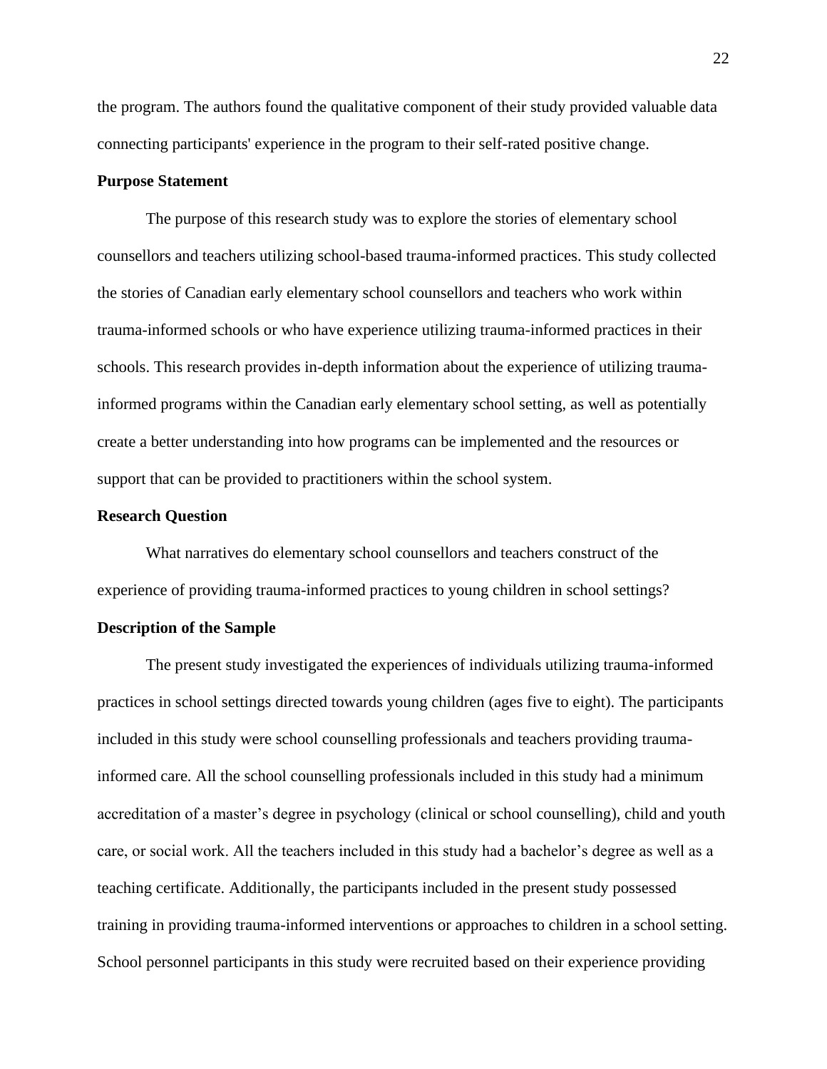the program. The authors found the qualitative component of their study provided valuable data connecting participants' experience in the program to their self-rated positive change.

## Purpose Statement

The purpose of this research study was to explore the stories of elementary school counsellors and teachers utilizing school-based trauma-informed practices. This study collected the stories of Canadian early elementary school counsellors and teachers who work within trauma-informed schools or who have experience utilizing trauma-informed practices in their schools. This research provides in-depth information about the experience of utilizing trauma-informed programs within the Canadian early elementary school setting, as well as potentially create a better understanding into how programs can be implemented and the resources or support that can be provided to practitioners within the school system.

## Research Question

What narratives do elementary school counsellors and teachers construct of the experience of providing trauma-informed practices to young children in school settings?

## Description of the Sample

The present study investigated the experiences of individuals utilizing trauma-informed practices in school settings directed towards young children (ages five to eight). The participants included in this study were school counselling professionals and teachers providing trauma-informed care. All the school counselling professionals included in this study had a minimum accreditation of a master's degree in psychology (clinical or school counselling), child and youth care, or social work. All the teachers included in this study had a bachelor's degree as well as a teaching certificate. Additionally, the participants included in the present study possessed training in providing trauma-informed interventions or approaches to children in a school setting. School personnel participants in this study were recruited based on their experience providing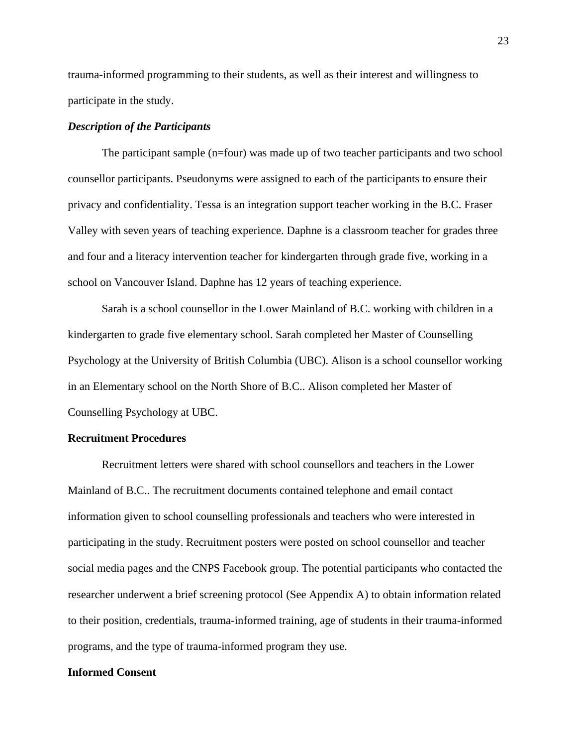trauma-informed programming to their students, as well as their interest and willingness to participate in the study.

### *Description of the Participants*

The participant sample (n=four) was made up of two teacher participants and two school counsellor participants. Pseudonyms were assigned to each of the participants to ensure their privacy and confidentiality. Tessa is an integration support teacher working in the B.C. Fraser Valley with seven years of teaching experience. Daphne is a classroom teacher for grades three and four and a literacy intervention teacher for kindergarten through grade five, working in a school on Vancouver Island. Daphne has 12 years of teaching experience.

Sarah is a school counsellor in the Lower Mainland of B.C. working with children in a kindergarten to grade five elementary school. Sarah completed her Master of Counselling Psychology at the University of British Columbia (UBC). Alison is a school counsellor working in an Elementary school on the North Shore of B.C.. Alison completed her Master of Counselling Psychology at UBC.

## Recruitment Procedures

Recruitment letters were shared with school counsellors and teachers in the Lower Mainland of B.C.. The recruitment documents contained telephone and email contact information given to school counselling professionals and teachers who were interested in participating in the study. Recruitment posters were posted on school counsellor and teacher social media pages and the CNPS Facebook group. The potential participants who contacted the researcher underwent a brief screening protocol (See Appendix A) to obtain information related to their position, credentials, trauma-informed training, age of students in their trauma-informed programs, and the type of trauma-informed program they use.

## Informed Consent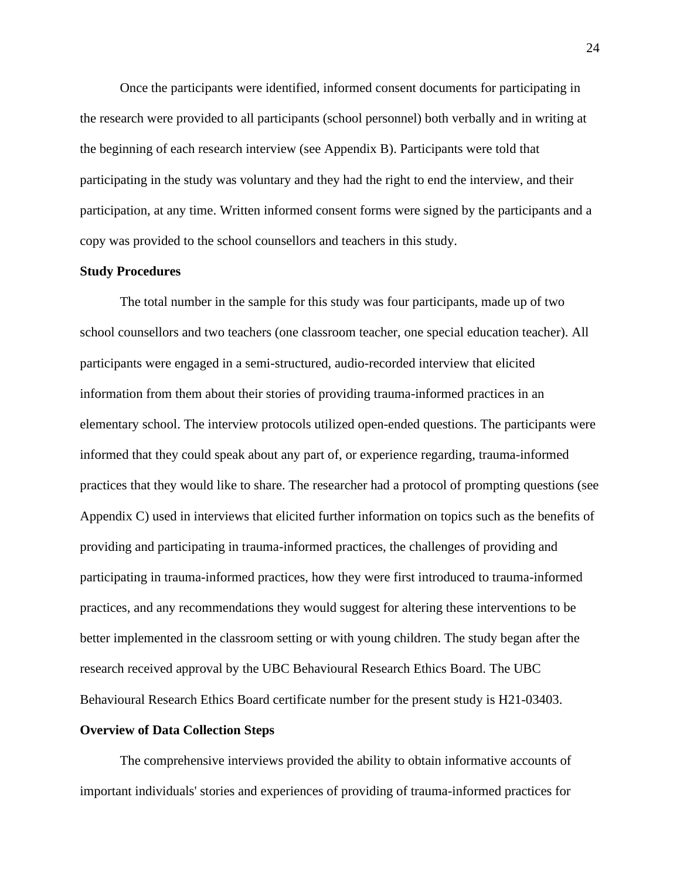Once the participants were identified, informed consent documents for participating in the research were provided to all participants (school personnel) both verbally and in writing at the beginning of each research interview (see Appendix B). Participants were told that participating in the study was voluntary and they had the right to end the interview, and their participation, at any time. Written informed consent forms were signed by the participants and a copy was provided to the school counsellors and teachers in this study.

**Study Procedures**

The total number in the sample for this study was four participants, made up of two school counsellors and two teachers (one classroom teacher, one special education teacher). All participants were engaged in a semi-structured, audio-recorded interview that elicited information from them about their stories of providing trauma-informed practices in an elementary school. The interview protocols utilized open-ended questions. The participants were informed that they could speak about any part of, or experience regarding, trauma-informed practices that they would like to share. The researcher had a protocol of prompting questions (see Appendix C) used in interviews that elicited further information on topics such as the benefits of providing and participating in trauma-informed practices, the challenges of providing and participating in trauma-informed practices, how they were first introduced to trauma-informed practices, and any recommendations they would suggest for altering these interventions to be better implemented in the classroom setting or with young children. The study began after the research received approval by the UBC Behavioural Research Ethics Board. The UBC Behavioural Research Ethics Board certificate number for the present study is H21-03403.

**Overview of Data Collection Steps**

The comprehensive interviews provided the ability to obtain informative accounts of important individuals' stories and experiences of providing of trauma-informed practices for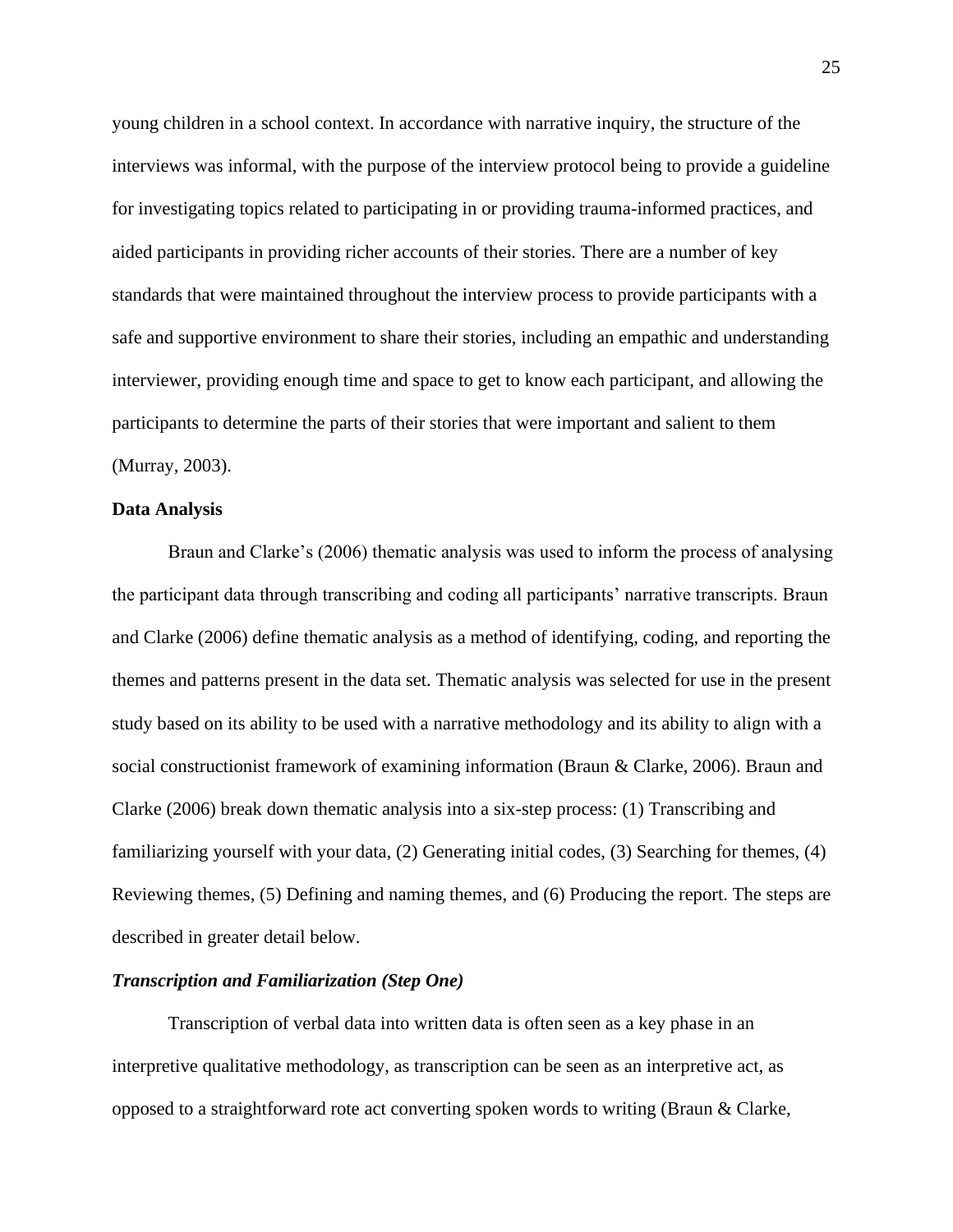young children in a school context. In accordance with narrative inquiry, the structure of the interviews was informal, with the purpose of the interview protocol being to provide a guideline for investigating topics related to participating in or providing trauma-informed practices, and aided participants in providing richer accounts of their stories. There are a number of key standards that were maintained throughout the interview process to provide participants with a safe and supportive environment to share their stories, including an empathic and understanding interviewer, providing enough time and space to get to know each participant, and allowing the participants to determine the parts of their stories that were important and salient to them (Murray, 2003).

## Data Analysis

Braun and Clarke's (2006) thematic analysis was used to inform the process of analysing the participant data through transcribing and coding all participants' narrative transcripts. Braun and Clarke (2006) define thematic analysis as a method of identifying, coding, and reporting the themes and patterns present in the data set. Thematic analysis was selected for use in the present study based on its ability to be used with a narrative methodology and its ability to align with a social constructionist framework of examining information (Braun & Clarke, 2006). Braun and Clarke (2006) break down thematic analysis into a six-step process: (1) Transcribing and familiarizing yourself with your data, (2) Generating initial codes, (3) Searching for themes, (4) Reviewing themes, (5) Defining and naming themes, and (6) Producing the report. The steps are described in greater detail below.

### *Transcription and Familiarization (Step One)*

Transcription of verbal data into written data is often seen as a key phase in an interpretive qualitative methodology, as transcription can be seen as an interpretive act, as opposed to a straightforward rote act converting spoken words to writing (Braun & Clarke,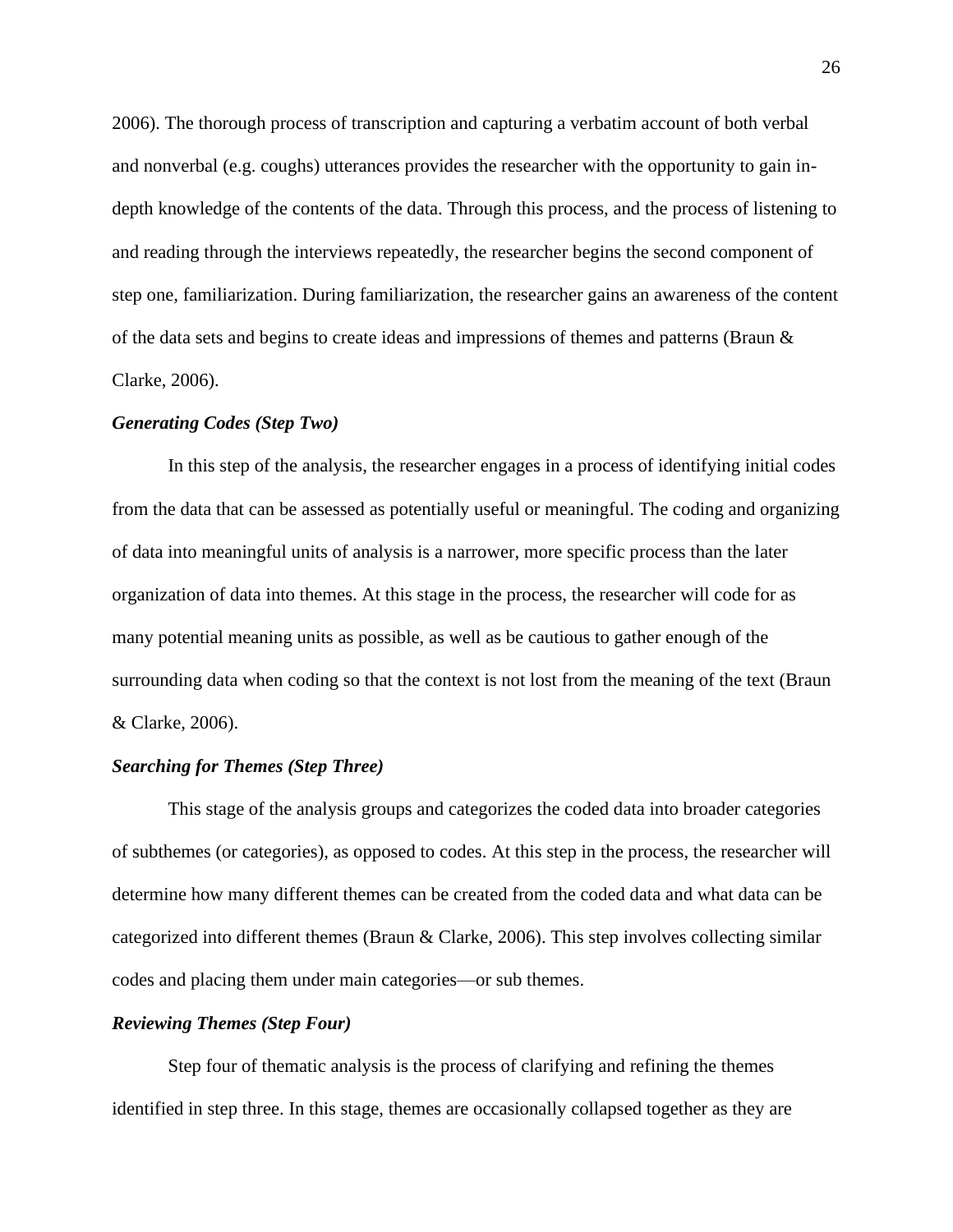2006). The thorough process of transcription and capturing a verbatim account of both verbal and nonverbal (e.g. coughs) utterances provides the researcher with the opportunity to gain in-depth knowledge of the contents of the data. Through this process, and the process of listening to and reading through the interviews repeatedly, the researcher begins the second component of step one, familiarization. During familiarization, the researcher gains an awareness of the content of the data sets and begins to create ideas and impressions of themes and patterns (Braun & Clarke, 2006).

### ***Generating Codes (Step Two)***

In this step of the analysis, the researcher engages in a process of identifying initial codes from the data that can be assessed as potentially useful or meaningful. The coding and organizing of data into meaningful units of analysis is a narrower, more specific process than the later organization of data into themes. At this stage in the process, the researcher will code for as many potential meaning units as possible, as well as be cautious to gather enough of the surrounding data when coding so that the context is not lost from the meaning of the text (Braun & Clarke, 2006).

### ***Searching for Themes (Step Three)***

This stage of the analysis groups and categorizes the coded data into broader categories of subthemes (or categories), as opposed to codes. At this step in the process, the researcher will determine how many different themes can be created from the coded data and what data can be categorized into different themes (Braun & Clarke, 2006). This step involves collecting similar codes and placing them under main categories—or sub themes.

### ***Reviewing Themes (Step Four)***

Step four of thematic analysis is the process of clarifying and refining the themes identified in step three. In this stage, themes are occasionally collapsed together as they are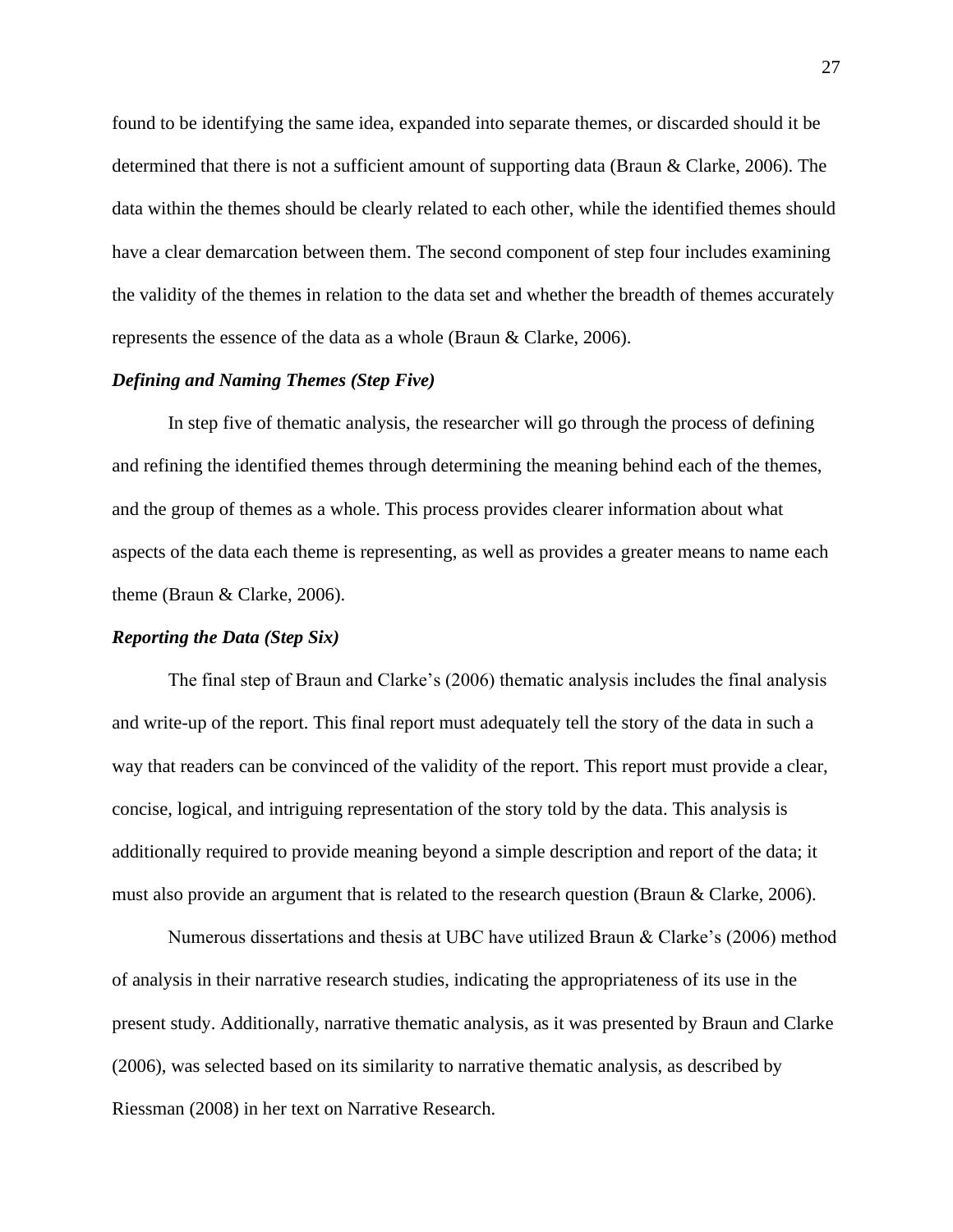found to be identifying the same idea, expanded into separate themes, or discarded should it be determined that there is not a sufficient amount of supporting data (Braun & Clarke, 2006). The data within the themes should be clearly related to each other, while the identified themes should have a clear demarcation between them. The second component of step four includes examining the validity of the themes in relation to the data set and whether the breadth of themes accurately represents the essence of the data as a whole (Braun & Clarke, 2006).

### *Defining and Naming Themes (Step Five)*

In step five of thematic analysis, the researcher will go through the process of defining and refining the identified themes through determining the meaning behind each of the themes, and the group of themes as a whole. This process provides clearer information about what aspects of the data each theme is representing, as well as provides a greater means to name each theme (Braun & Clarke, 2006).

### *Reporting the Data (Step Six)*

The final step of Braun and Clarke's (2006) thematic analysis includes the final analysis and write-up of the report. This final report must adequately tell the story of the data in such a way that readers can be convinced of the validity of the report. This report must provide a clear, concise, logical, and intriguing representation of the story told by the data. This analysis is additionally required to provide meaning beyond a simple description and report of the data; it must also provide an argument that is related to the research question (Braun & Clarke, 2006).

Numerous dissertations and thesis at UBC have utilized Braun & Clarke's (2006) method of analysis in their narrative research studies, indicating the appropriateness of its use in the present study. Additionally, narrative thematic analysis, as it was presented by Braun and Clarke (2006), was selected based on its similarity to narrative thematic analysis, as described by Riessman (2008) in her text on Narrative Research.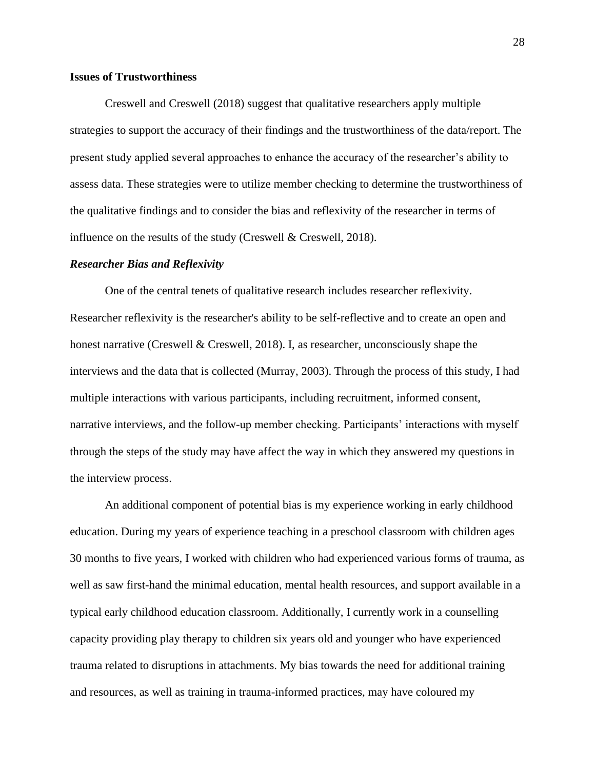**Issues of Trustworthiness**

Creswell and Creswell (2018) suggest that qualitative researchers apply multiple strategies to support the accuracy of their findings and the trustworthiness of the data/report. The present study applied several approaches to enhance the accuracy of the researcher's ability to assess data. These strategies were to utilize member checking to determine the trustworthiness of the qualitative findings and to consider the bias and reflexivity of the researcher in terms of influence on the results of the study (Creswell & Creswell, 2018).

***Researcher Bias and Reflexivity***

One of the central tenets of qualitative research includes researcher reflexivity. Researcher reflexivity is the researcher's ability to be self-reflective and to create an open and honest narrative (Creswell & Creswell, 2018). I, as researcher, unconsciously shape the interviews and the data that is collected (Murray, 2003). Through the process of this study, I had multiple interactions with various participants, including recruitment, informed consent, narrative interviews, and the follow-up member checking. Participants' interactions with myself through the steps of the study may have affect the way in which they answered my questions in the interview process.

An additional component of potential bias is my experience working in early childhood education. During my years of experience teaching in a preschool classroom with children ages 30 months to five years, I worked with children who had experienced various forms of trauma, as well as saw first-hand the minimal education, mental health resources, and support available in a typical early childhood education classroom. Additionally, I currently work in a counselling capacity providing play therapy to children six years old and younger who have experienced trauma related to disruptions in attachments. My bias towards the need for additional training and resources, as well as training in trauma-informed practices, may have coloured my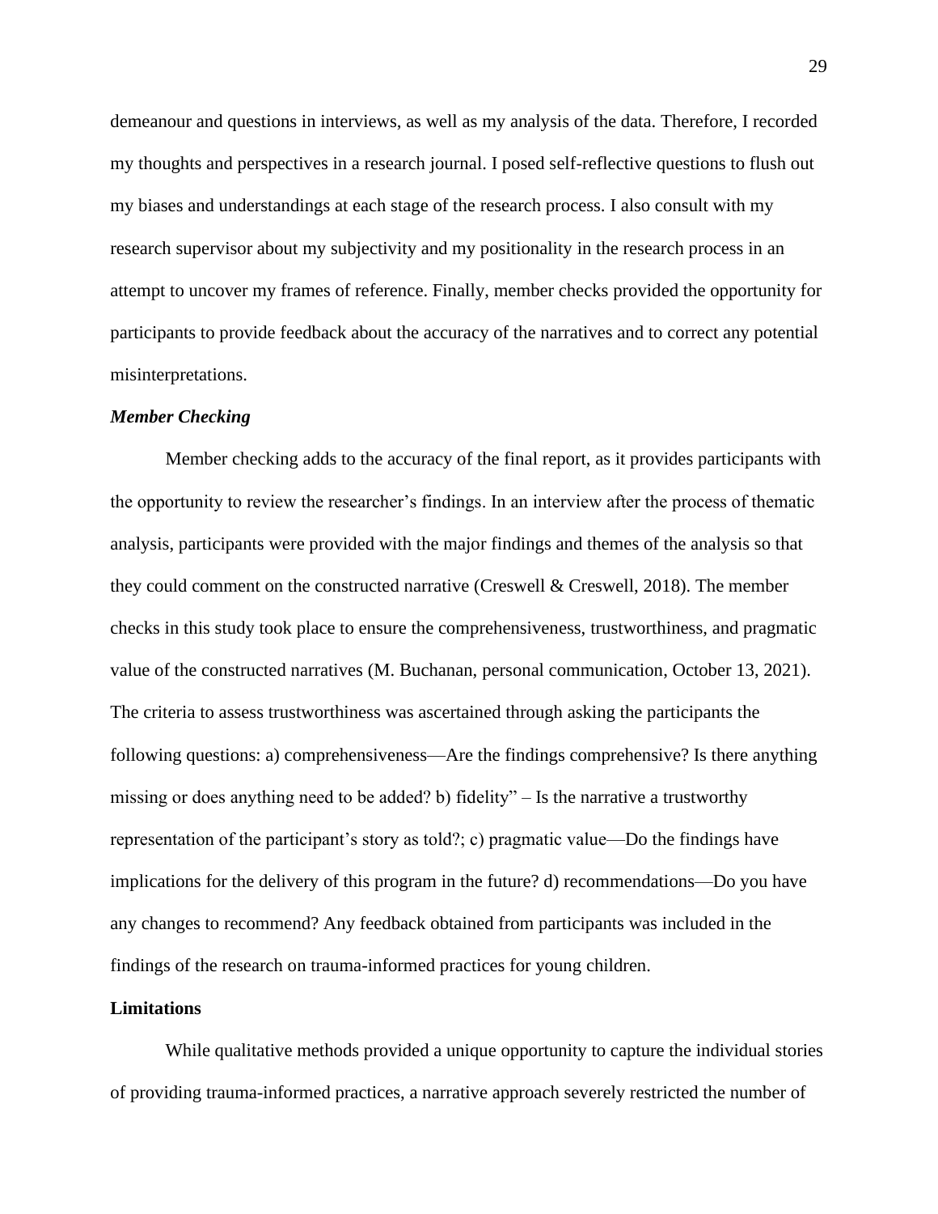demeanour and questions in interviews, as well as my analysis of the data. Therefore, I recorded my thoughts and perspectives in a research journal. I posed self-reflective questions to flush out my biases and understandings at each stage of the research process. I also consult with my research supervisor about my subjectivity and my positionality in the research process in an attempt to uncover my frames of reference. Finally, member checks provided the opportunity for participants to provide feedback about the accuracy of the narratives and to correct any potential misinterpretations.

### *Member Checking*

Member checking adds to the accuracy of the final report, as it provides participants with the opportunity to review the researcher's findings. In an interview after the process of thematic analysis, participants were provided with the major findings and themes of the analysis so that they could comment on the constructed narrative (Creswell & Creswell, 2018). The member checks in this study took place to ensure the comprehensiveness, trustworthiness, and pragmatic value of the constructed narratives (M. Buchanan, personal communication, October 13, 2021). The criteria to assess trustworthiness was ascertained through asking the participants the following questions: a) comprehensiveness—Are the findings comprehensive? Is there anything missing or does anything need to be added? b) fidelity" – Is the narrative a trustworthy representation of the participant's story as told?; c) pragmatic value—Do the findings have implications for the delivery of this program in the future? d) recommendations—Do you have any changes to recommend? Any feedback obtained from participants was included in the findings of the research on trauma-informed practices for young children.

## Limitations

While qualitative methods provided a unique opportunity to capture the individual stories of providing trauma-informed practices, a narrative approach severely restricted the number of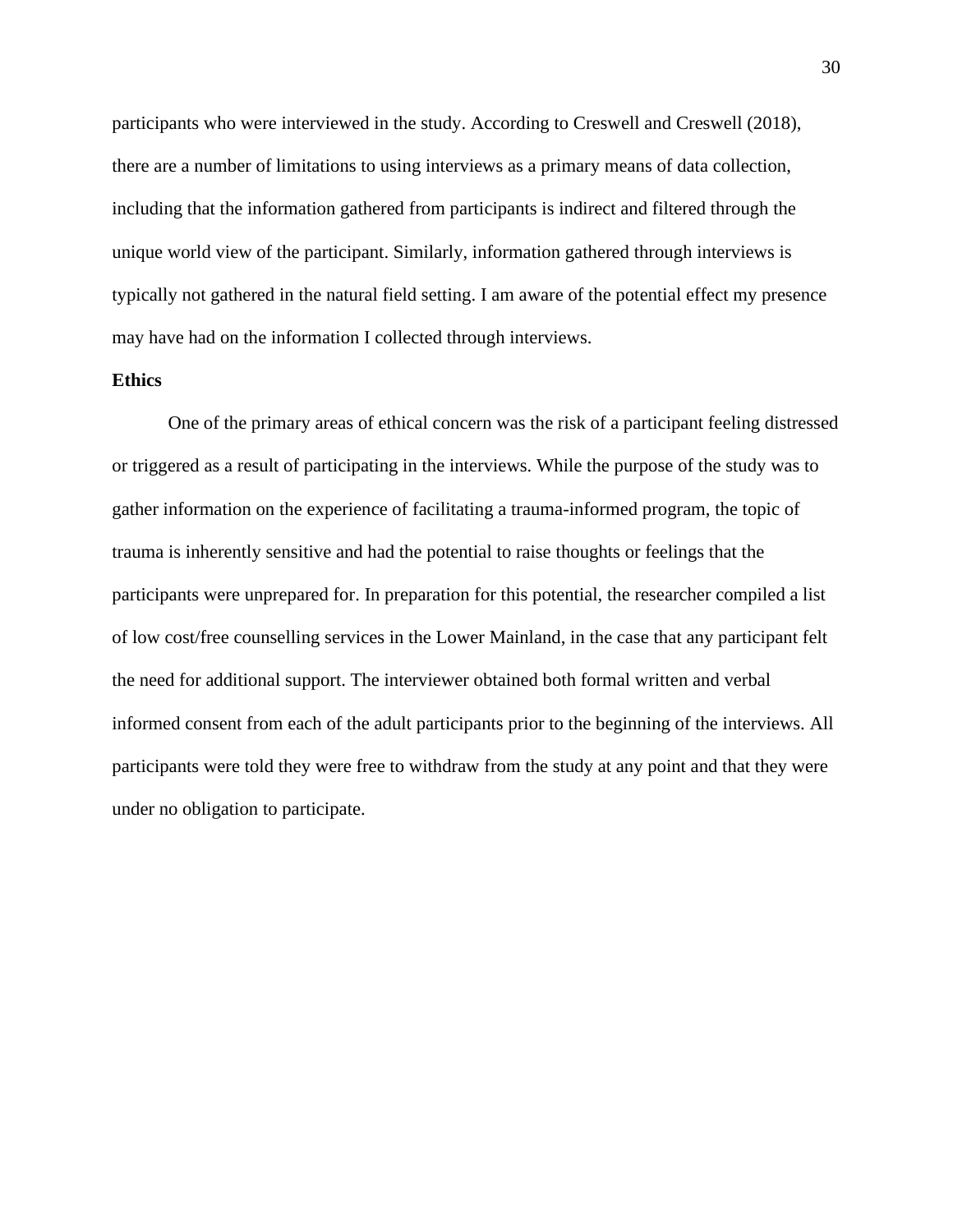participants who were interviewed in the study. According to Creswell and Creswell (2018), there are a number of limitations to using interviews as a primary means of data collection, including that the information gathered from participants is indirect and filtered through the unique world view of the participant. Similarly, information gathered through interviews is typically not gathered in the natural field setting. I am aware of the potential effect my presence may have had on the information I collected through interviews.

**Ethics**

One of the primary areas of ethical concern was the risk of a participant feeling distressed or triggered as a result of participating in the interviews. While the purpose of the study was to gather information on the experience of facilitating a trauma-informed program, the topic of trauma is inherently sensitive and had the potential to raise thoughts or feelings that the participants were unprepared for. In preparation for this potential, the researcher compiled a list of low cost/free counselling services in the Lower Mainland, in the case that any participant felt the need for additional support. The interviewer obtained both formal written and verbal informed consent from each of the adult participants prior to the beginning of the interviews. All participants were told they were free to withdraw from the study at any point and that they were under no obligation to participate.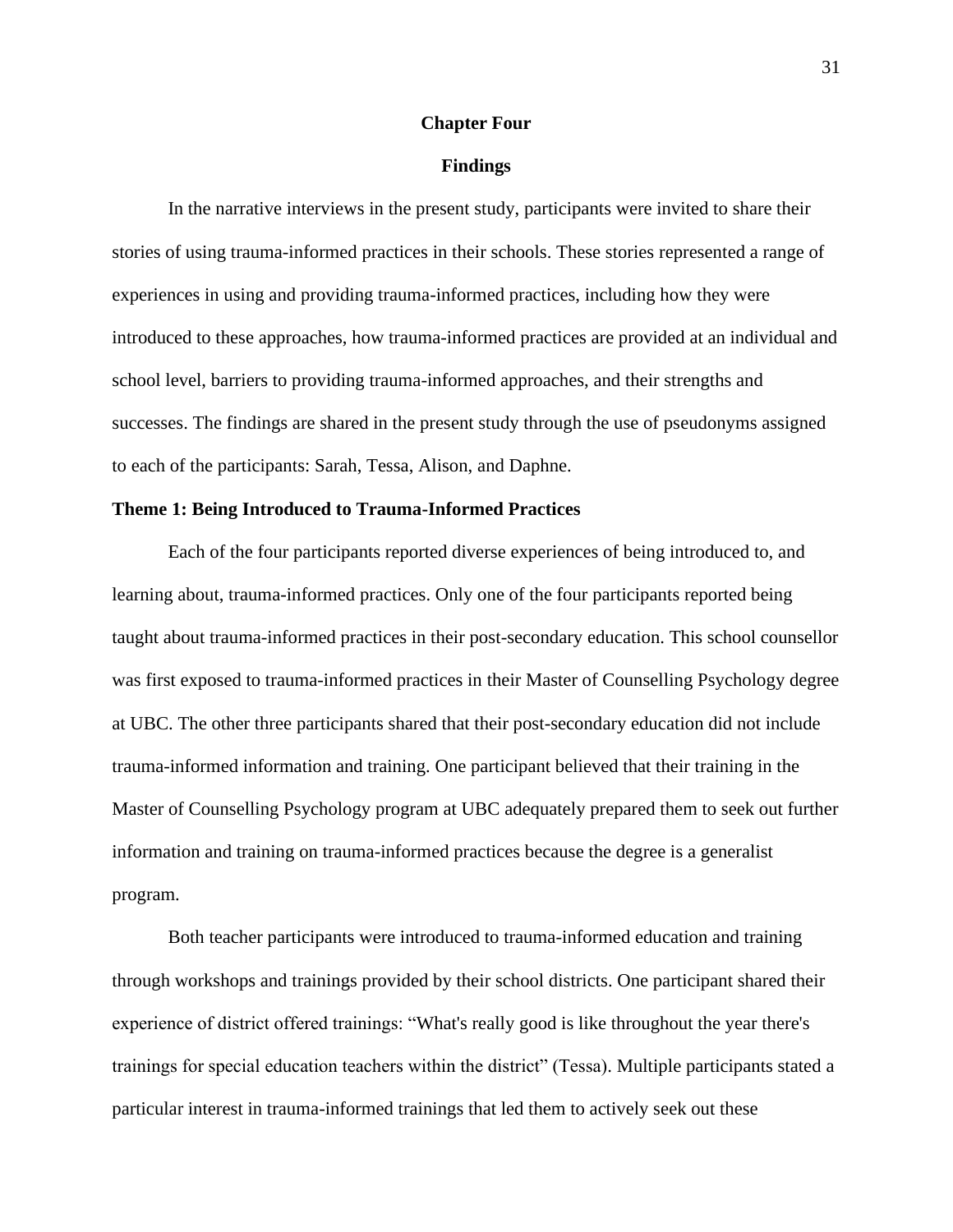# Chapter Four

## Findings

In the narrative interviews in the present study, participants were invited to share their stories of using trauma-informed practices in their schools. These stories represented a range of experiences in using and providing trauma-informed practices, including how they were introduced to these approaches, how trauma-informed practices are provided at an individual and school level, barriers to providing trauma-informed approaches, and their strengths and successes. The findings are shared in the present study through the use of pseudonyms assigned to each of the participants: Sarah, Tessa, Alison, and Daphne.

### Theme 1: Being Introduced to Trauma-Informed Practices

Each of the four participants reported diverse experiences of being introduced to, and learning about, trauma-informed practices. Only one of the four participants reported being taught about trauma-informed practices in their post-secondary education. This school counsellor was first exposed to trauma-informed practices in their Master of Counselling Psychology degree at UBC. The other three participants shared that their post-secondary education did not include trauma-informed information and training. One participant believed that their training in the Master of Counselling Psychology program at UBC adequately prepared them to seek out further information and training on trauma-informed practices because the degree is a generalist program.

Both teacher participants were introduced to trauma-informed education and training through workshops and trainings provided by their school districts. One participant shared their experience of district offered trainings: "What's really good is like throughout the year there's trainings for special education teachers within the district" (Tessa). Multiple participants stated a particular interest in trauma-informed trainings that led them to actively seek out these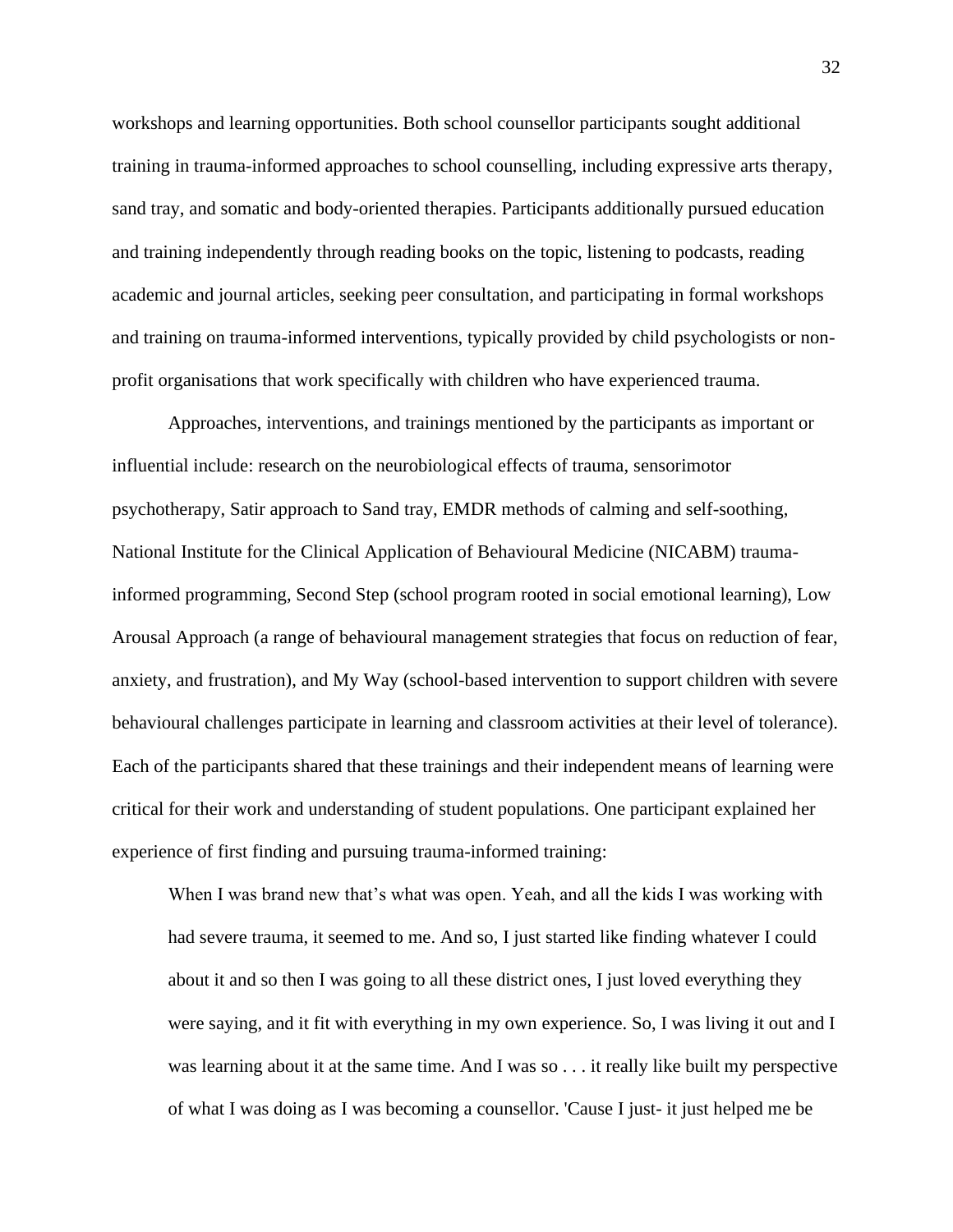workshops and learning opportunities. Both school counsellor participants sought additional training in trauma-informed approaches to school counselling, including expressive arts therapy, sand tray, and somatic and body-oriented therapies. Participants additionally pursued education and training independently through reading books on the topic, listening to podcasts, reading academic and journal articles, seeking peer consultation, and participating in formal workshops and training on trauma-informed interventions, typically provided by child psychologists or non-profit organisations that work specifically with children who have experienced trauma.

Approaches, interventions, and trainings mentioned by the participants as important or influential include: research on the neurobiological effects of trauma, sensorimotor psychotherapy, Satir approach to Sand tray, EMDR methods of calming and self-soothing, National Institute for the Clinical Application of Behavioural Medicine (NICABM) trauma-informed programming, Second Step (school program rooted in social emotional learning), Low Arousal Approach (a range of behavioural management strategies that focus on reduction of fear, anxiety, and frustration), and My Way (school-based intervention to support children with severe behavioural challenges participate in learning and classroom activities at their level of tolerance). Each of the participants shared that these trainings and their independent means of learning were critical for their work and understanding of student populations. One participant explained her experience of first finding and pursuing trauma-informed training:

> When I was brand new that's what was open. Yeah, and all the kids I was working with had severe trauma, it seemed to me. And so, I just started like finding whatever I could about it and so then I was going to all these district ones, I just loved everything they were saying, and it fit with everything in my own experience. So, I was living it out and I was learning about it at the same time. And I was so . . . it really like built my perspective of what I was doing as I was becoming a counsellor. 'Cause I just- it just helped me be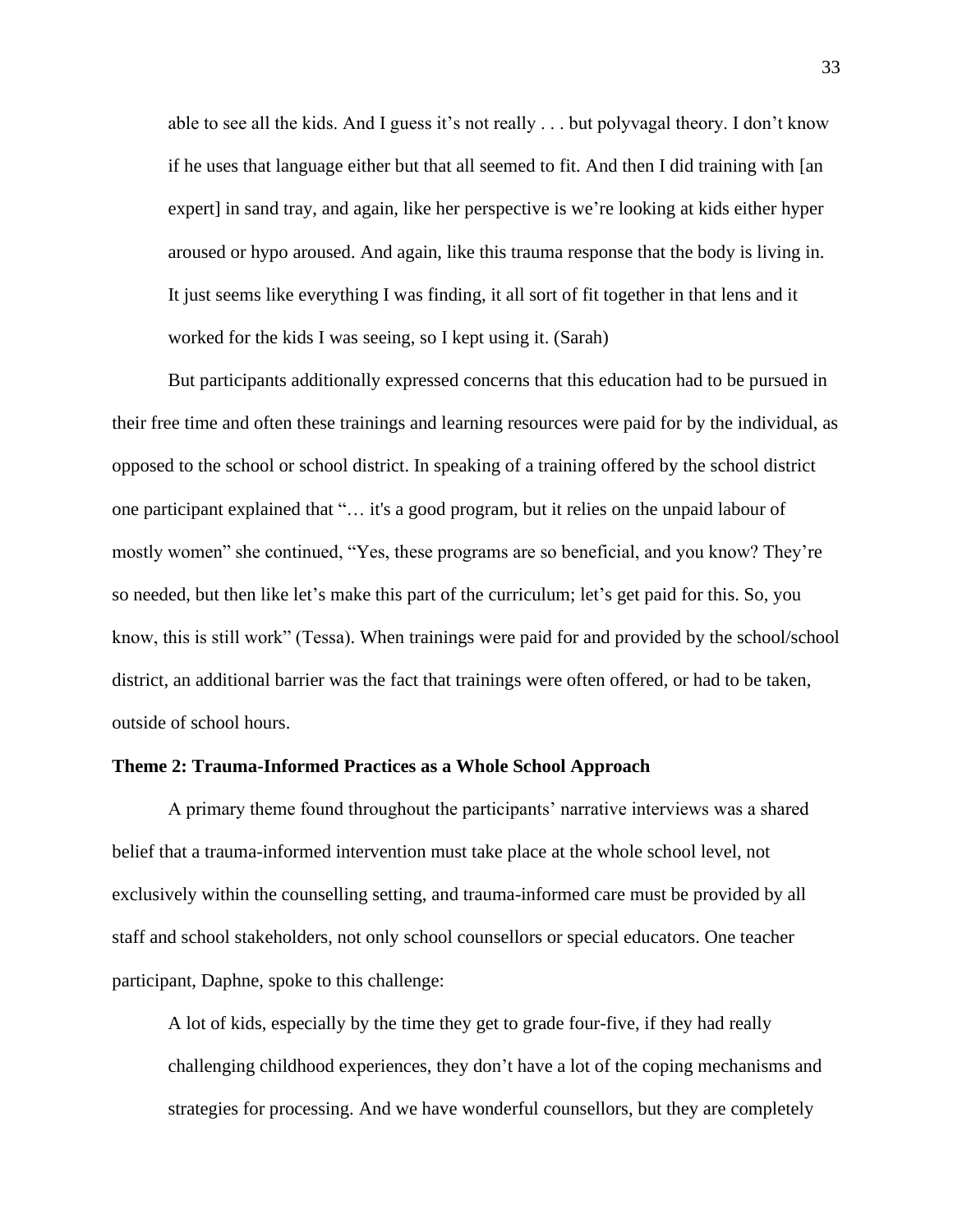> able to see all the kids. And I guess it's not really . . . but polyvagal theory. I don't know if he uses that language either but that all seemed to fit. And then I did training with [an expert] in sand tray, and again, like her perspective is we're looking at kids either hyper aroused or hypo aroused. And again, like this trauma response that the body is living in. It just seems like everything I was finding, it all sort of fit together in that lens and it worked for the kids I was seeing, so I kept using it. (Sarah)

But participants additionally expressed concerns that this education had to be pursued in their free time and often these trainings and learning resources were paid for by the individual, as opposed to the school or school district. In speaking of a training offered by the school district one participant explained that "… it's a good program, but it relies on the unpaid labour of mostly women" she continued, "Yes, these programs are so beneficial, and you know? They're so needed, but then like let's make this part of the curriculum; let's get paid for this. So, you know, this is still work" (Tessa). When trainings were paid for and provided by the school/school district, an additional barrier was the fact that trainings were often offered, or had to be taken, outside of school hours.

**Theme 2: Trauma-Informed Practices as a Whole School Approach**

A primary theme found throughout the participants' narrative interviews was a shared belief that a trauma-informed intervention must take place at the whole school level, not exclusively within the counselling setting, and trauma-informed care must be provided by all staff and school stakeholders, not only school counsellors or special educators. One teacher participant, Daphne, spoke to this challenge:

> A lot of kids, especially by the time they get to grade four-five, if they had really challenging childhood experiences, they don't have a lot of the coping mechanisms and strategies for processing. And we have wonderful counsellors, but they are completely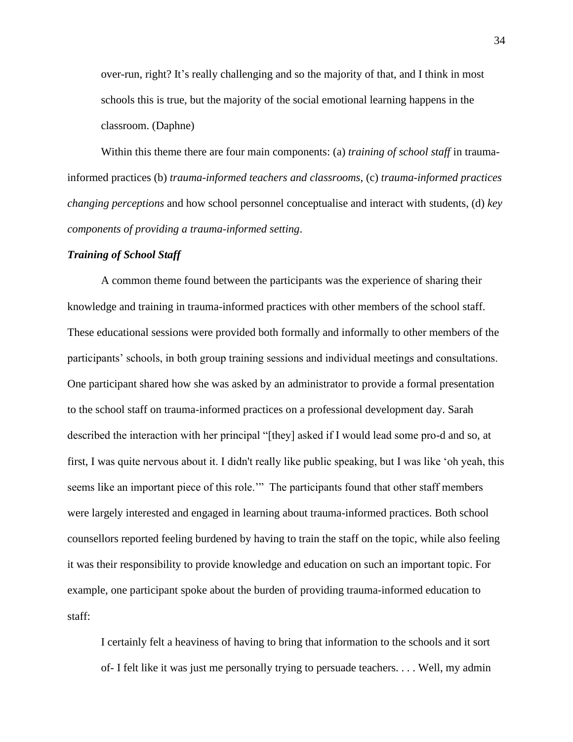> over-run, right? It's really challenging and so the majority of that, and I think in most schools this is true, but the majority of the social emotional learning happens in the classroom. (Daphne)

Within this theme there are four main components: (a) *training of school staff* in trauma-informed practices (b) *trauma-informed teachers and classrooms*, (c) *trauma-informed practices changing perceptions* and how school personnel conceptualise and interact with students, (d) *key components of providing a trauma-informed setting*.

### ***Training of School Staff***

A common theme found between the participants was the experience of sharing their knowledge and training in trauma-informed practices with other members of the school staff. These educational sessions were provided both formally and informally to other members of the participants' schools, in both group training sessions and individual meetings and consultations. One participant shared how she was asked by an administrator to provide a formal presentation to the school staff on trauma-informed practices on a professional development day. Sarah described the interaction with her principal "[they] asked if I would lead some pro-d and so, at first, I was quite nervous about it. I didn't really like public speaking, but I was like 'oh yeah, this seems like an important piece of this role.'" The participants found that other staff members were largely interested and engaged in learning about trauma-informed practices. Both school counsellors reported feeling burdened by having to train the staff on the topic, while also feeling it was their responsibility to provide knowledge and education on such an important topic. For example, one participant spoke about the burden of providing trauma-informed education to staff:

> I certainly felt a heaviness of having to bring that information to the schools and it sort of- I felt like it was just me personally trying to persuade teachers. . . . Well, my admin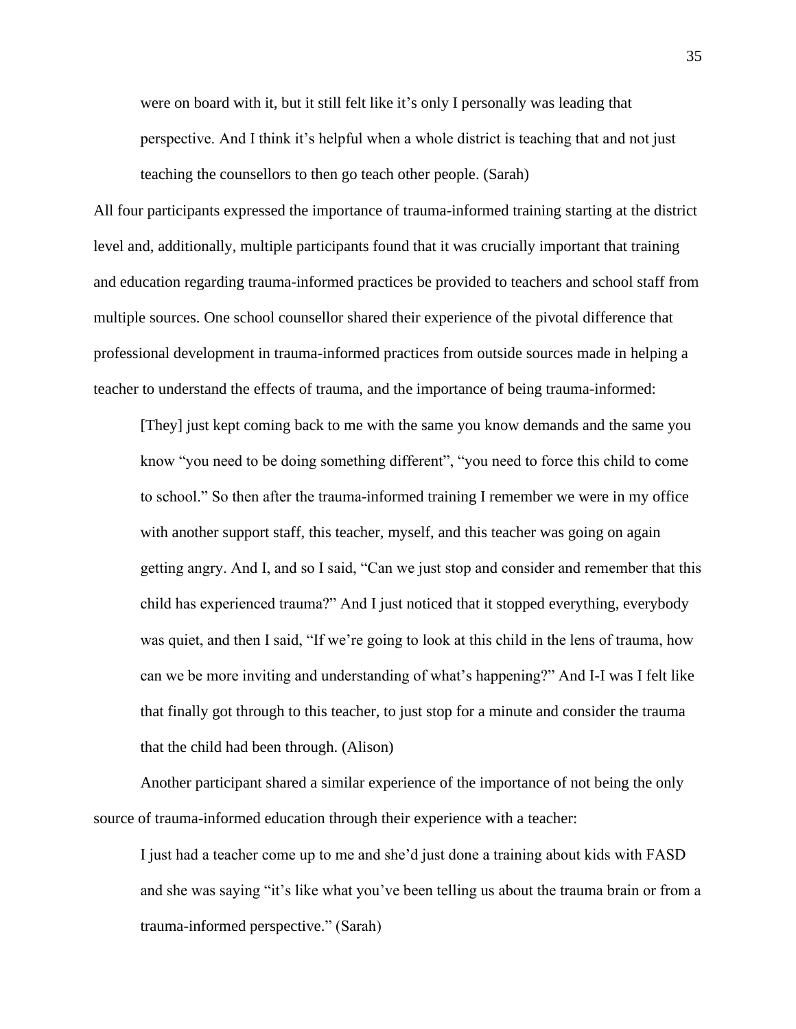> were on board with it, but it still felt like it's only I personally was leading that perspective. And I think it's helpful when a whole district is teaching that and not just teaching the counsellors to then go teach other people. (Sarah)

All four participants expressed the importance of trauma-informed training starting at the district level and, additionally, multiple participants found that it was crucially important that training and education regarding trauma-informed practices be provided to teachers and school staff from multiple sources. One school counsellor shared their experience of the pivotal difference that professional development in trauma-informed practices from outside sources made in helping a teacher to understand the effects of trauma, and the importance of being trauma-informed:

> [They] just kept coming back to me with the same you know demands and the same you know "you need to be doing something different", "you need to force this child to come to school." So then after the trauma-informed training I remember we were in my office with another support staff, this teacher, myself, and this teacher was going on again getting angry. And I, and so I said, "Can we just stop and consider and remember that this child has experienced trauma?" And I just noticed that it stopped everything, everybody was quiet, and then I said, "If we're going to look at this child in the lens of trauma, how can we be more inviting and understanding of what's happening?" And I-I was I felt like that finally got through to this teacher, to just stop for a minute and consider the trauma that the child had been through. (Alison)

Another participant shared a similar experience of the importance of not being the only source of trauma-informed education through their experience with a teacher:

> I just had a teacher come up to me and she'd just done a training about kids with FASD and she was saying "it's like what you've been telling us about the trauma brain or from a trauma-informed perspective." (Sarah)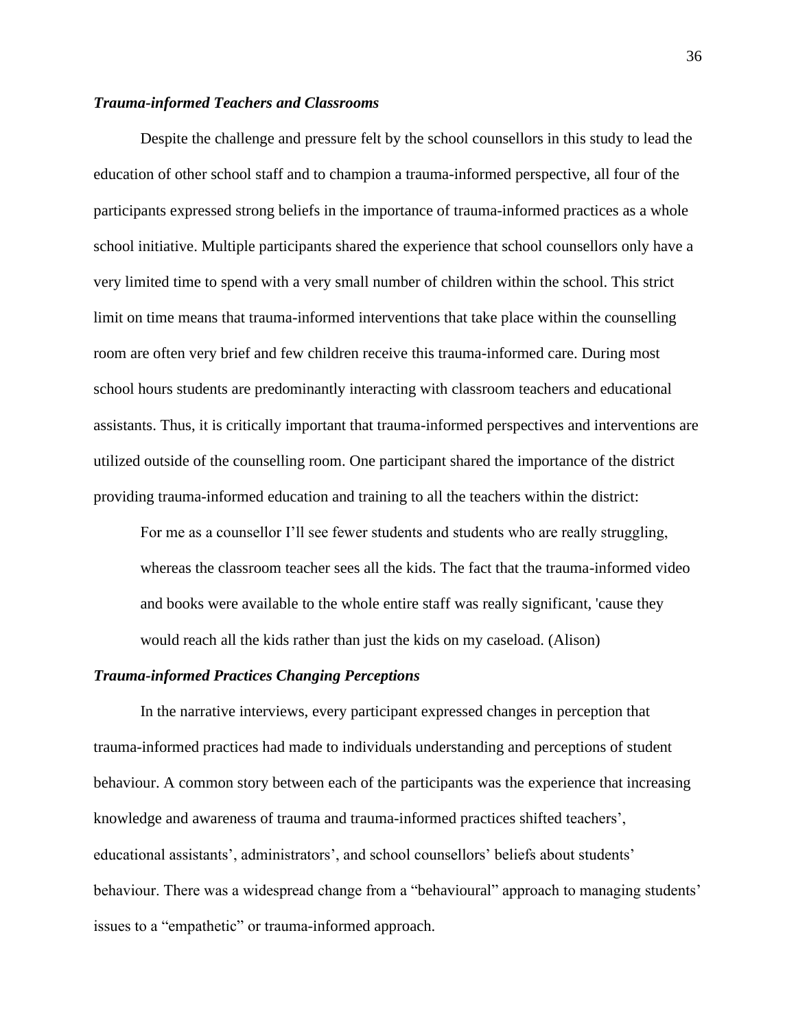### *Trauma-informed Teachers and Classrooms*

Despite the challenge and pressure felt by the school counsellors in this study to lead the education of other school staff and to champion a trauma-informed perspective, all four of the participants expressed strong beliefs in the importance of trauma-informed practices as a whole school initiative. Multiple participants shared the experience that school counsellors only have a very limited time to spend with a very small number of children within the school. This strict limit on time means that trauma-informed interventions that take place within the counselling room are often very brief and few children receive this trauma-informed care. During most school hours students are predominantly interacting with classroom teachers and educational assistants. Thus, it is critically important that trauma-informed perspectives and interventions are utilized outside of the counselling room. One participant shared the importance of the district providing trauma-informed education and training to all the teachers within the district:

> For me as a counsellor I'll see fewer students and students who are really struggling, whereas the classroom teacher sees all the kids. The fact that the trauma-informed video and books were available to the whole entire staff was really significant, 'cause they would reach all the kids rather than just the kids on my caseload. (Alison)

### *Trauma-informed Practices Changing Perceptions*

In the narrative interviews, every participant expressed changes in perception that trauma-informed practices had made to individuals understanding and perceptions of student behaviour. A common story between each of the participants was the experience that increasing knowledge and awareness of trauma and trauma-informed practices shifted teachers', educational assistants', administrators', and school counsellors' beliefs about students' behaviour. There was a widespread change from a "behavioural" approach to managing students' issues to a "empathetic" or trauma-informed approach.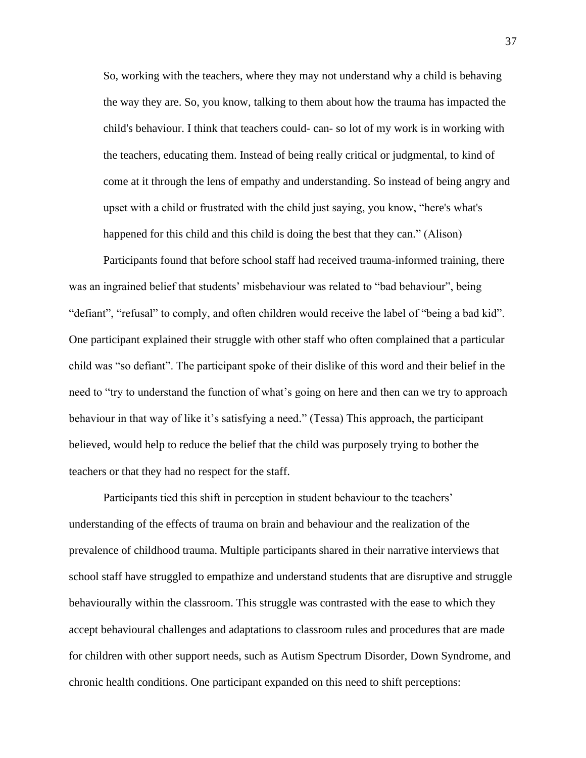> So, working with the teachers, where they may not understand why a child is behaving the way they are. So, you know, talking to them about how the trauma has impacted the child's behaviour. I think that teachers could- can- so lot of my work is in working with the teachers, educating them. Instead of being really critical or judgmental, to kind of come at it through the lens of empathy and understanding. So instead of being angry and upset with a child or frustrated with the child just saying, you know, "here's what's happened for this child and this child is doing the best that they can." (Alison)

Participants found that before school staff had received trauma-informed training, there was an ingrained belief that students' misbehaviour was related to "bad behaviour", being "defiant", "refusal" to comply, and often children would receive the label of "being a bad kid". One participant explained their struggle with other staff who often complained that a particular child was "so defiant". The participant spoke of their dislike of this word and their belief in the need to "try to understand the function of what's going on here and then can we try to approach behaviour in that way of like it's satisfying a need." (Tessa) This approach, the participant believed, would help to reduce the belief that the child was purposely trying to bother the teachers or that they had no respect for the staff.

Participants tied this shift in perception in student behaviour to the teachers' understanding of the effects of trauma on brain and behaviour and the realization of the prevalence of childhood trauma. Multiple participants shared in their narrative interviews that school staff have struggled to empathize and understand students that are disruptive and struggle behaviourally within the classroom. This struggle was contrasted with the ease to which they accept behavioural challenges and adaptations to classroom rules and procedures that are made for children with other support needs, such as Autism Spectrum Disorder, Down Syndrome, and chronic health conditions. One participant expanded on this need to shift perceptions: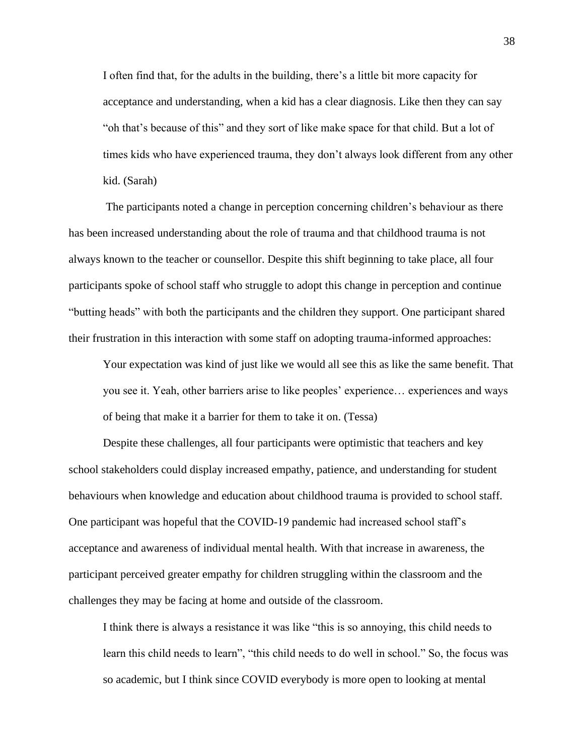> I often find that, for the adults in the building, there's a little bit more capacity for acceptance and understanding, when a kid has a clear diagnosis. Like then they can say "oh that's because of this" and they sort of like make space for that child. But a lot of times kids who have experienced trauma, they don't always look different from any other kid. (Sarah)

The participants noted a change in perception concerning children's behaviour as there has been increased understanding about the role of trauma and that childhood trauma is not always known to the teacher or counsellor. Despite this shift beginning to take place, all four participants spoke of school staff who struggle to adopt this change in perception and continue "butting heads" with both the participants and the children they support. One participant shared their frustration in this interaction with some staff on adopting trauma-informed approaches:

> Your expectation was kind of just like we would all see this as like the same benefit. That you see it. Yeah, other barriers arise to like peoples' experience… experiences and ways of being that make it a barrier for them to take it on. (Tessa)

Despite these challenges, all four participants were optimistic that teachers and key school stakeholders could display increased empathy, patience, and understanding for student behaviours when knowledge and education about childhood trauma is provided to school staff. One participant was hopeful that the COVID-19 pandemic had increased school staff's acceptance and awareness of individual mental health. With that increase in awareness, the participant perceived greater empathy for children struggling within the classroom and the challenges they may be facing at home and outside of the classroom.

> I think there is always a resistance it was like "this is so annoying, this child needs to learn this child needs to learn", "this child needs to do well in school." So, the focus was so academic, but I think since COVID everybody is more open to looking at mental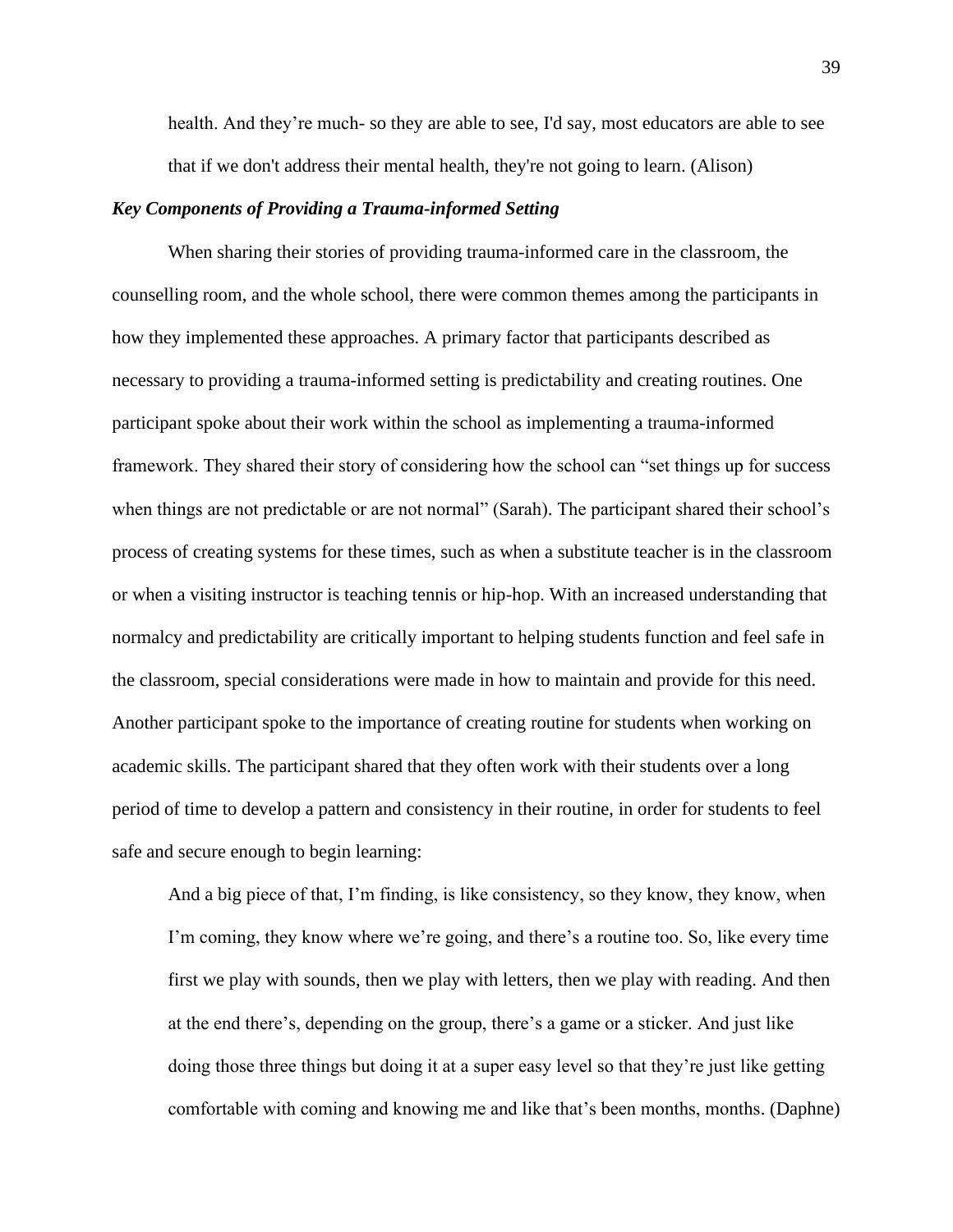> health. And they're much- so they are able to see, I'd say, most educators are able to see that if we don't address their mental health, they're not going to learn. (Alison)

### *Key Components of Providing a Trauma-informed Setting*

When sharing their stories of providing trauma-informed care in the classroom, the counselling room, and the whole school, there were common themes among the participants in how they implemented these approaches. A primary factor that participants described as necessary to providing a trauma-informed setting is predictability and creating routines. One participant spoke about their work within the school as implementing a trauma-informed framework. They shared their story of considering how the school can "set things up for success when things are not predictable or are not normal" (Sarah). The participant shared their school's process of creating systems for these times, such as when a substitute teacher is in the classroom or when a visiting instructor is teaching tennis or hip-hop. With an increased understanding that normalcy and predictability are critically important to helping students function and feel safe in the classroom, special considerations were made in how to maintain and provide for this need. Another participant spoke to the importance of creating routine for students when working on academic skills. The participant shared that they often work with their students over a long period of time to develop a pattern and consistency in their routine, in order for students to feel safe and secure enough to begin learning:

> And a big piece of that, I'm finding, is like consistency, so they know, they know, when I'm coming, they know where we're going, and there's a routine too. So, like every time first we play with sounds, then we play with letters, then we play with reading. And then at the end there's, depending on the group, there's a game or a sticker. And just like doing those three things but doing it at a super easy level so that they're just like getting comfortable with coming and knowing me and like that's been months, months. (Daphne)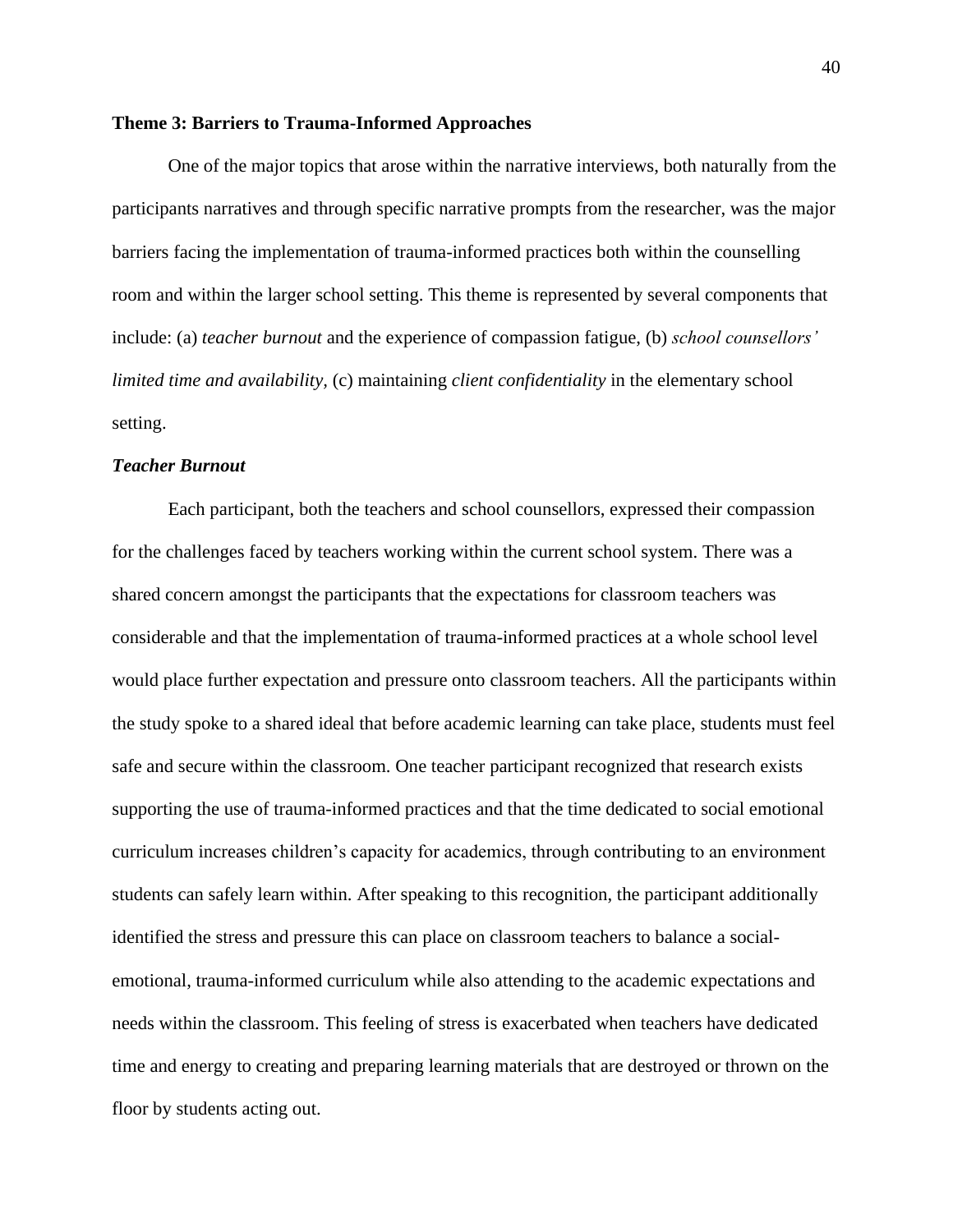**Theme 3: Barriers to Trauma-Informed Approaches**

One of the major topics that arose within the narrative interviews, both naturally from the participants narratives and through specific narrative prompts from the researcher, was the major barriers facing the implementation of trauma-informed practices both within the counselling room and within the larger school setting. This theme is represented by several components that include: (a) *teacher burnout* and the experience of compassion fatigue, (b) *school counsellors' limited time and availability,* (c) maintaining *client confidentiality* in the elementary school setting.

***Teacher Burnout***

Each participant, both the teachers and school counsellors, expressed their compassion for the challenges faced by teachers working within the current school system. There was a shared concern amongst the participants that the expectations for classroom teachers was considerable and that the implementation of trauma-informed practices at a whole school level would place further expectation and pressure onto classroom teachers. All the participants within the study spoke to a shared ideal that before academic learning can take place, students must feel safe and secure within the classroom. One teacher participant recognized that research exists supporting the use of trauma-informed practices and that the time dedicated to social emotional curriculum increases children's capacity for academics, through contributing to an environment students can safely learn within. After speaking to this recognition, the participant additionally identified the stress and pressure this can place on classroom teachers to balance a social-emotional, trauma-informed curriculum while also attending to the academic expectations and needs within the classroom. This feeling of stress is exacerbated when teachers have dedicated time and energy to creating and preparing learning materials that are destroyed or thrown on the floor by students acting out.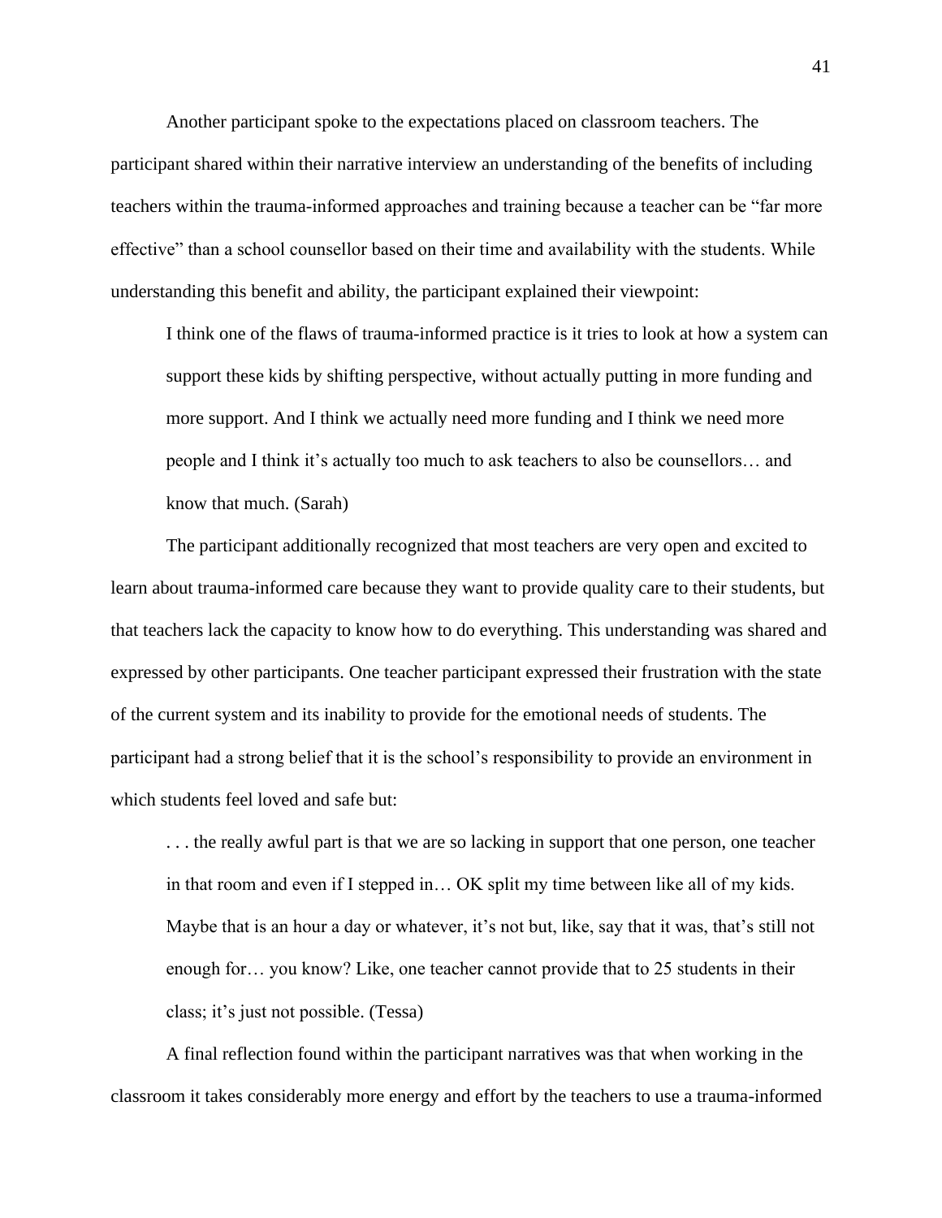Another participant spoke to the expectations placed on classroom teachers. The participant shared within their narrative interview an understanding of the benefits of including teachers within the trauma-informed approaches and training because a teacher can be "far more effective" than a school counsellor based on their time and availability with the students. While understanding this benefit and ability, the participant explained their viewpoint:

> I think one of the flaws of trauma-informed practice is it tries to look at how a system can support these kids by shifting perspective, without actually putting in more funding and more support. And I think we actually need more funding and I think we need more people and I think it's actually too much to ask teachers to also be counsellors… and know that much. (Sarah)

The participant additionally recognized that most teachers are very open and excited to learn about trauma-informed care because they want to provide quality care to their students, but that teachers lack the capacity to know how to do everything. This understanding was shared and expressed by other participants. One teacher participant expressed their frustration with the state of the current system and its inability to provide for the emotional needs of students. The participant had a strong belief that it is the school's responsibility to provide an environment in which students feel loved and safe but:

> . . . the really awful part is that we are so lacking in support that one person, one teacher in that room and even if I stepped in… OK split my time between like all of my kids. Maybe that is an hour a day or whatever, it's not but, like, say that it was, that's still not enough for… you know? Like, one teacher cannot provide that to 25 students in their class; it's just not possible. (Tessa)

A final reflection found within the participant narratives was that when working in the classroom it takes considerably more energy and effort by the teachers to use a trauma-informed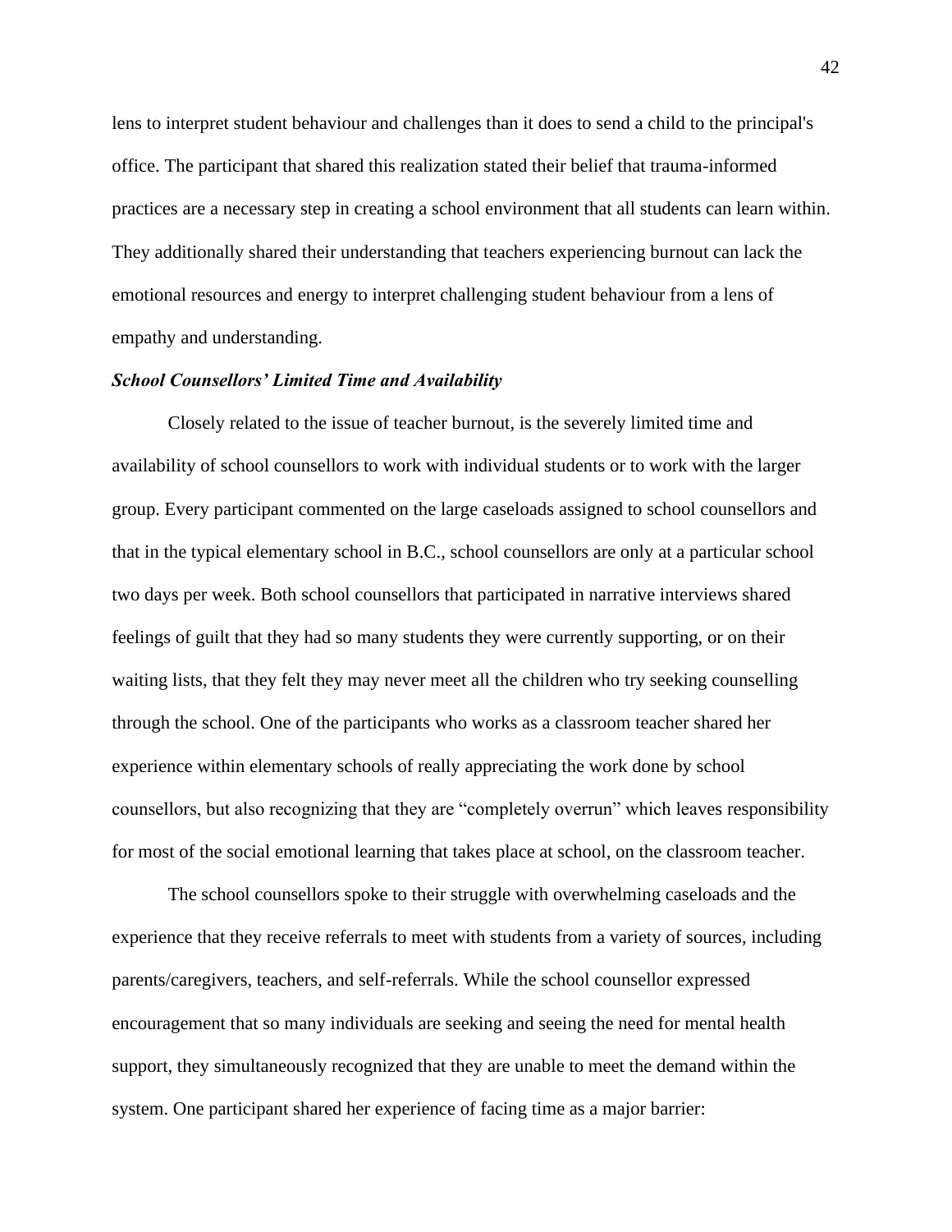lens to interpret student behaviour and challenges than it does to send a child to the principal's office. The participant that shared this realization stated their belief that trauma-informed practices are a necessary step in creating a school environment that all students can learn within. They additionally shared their understanding that teachers experiencing burnout can lack the emotional resources and energy to interpret challenging student behaviour from a lens of empathy and understanding.

***School Counsellors' Limited Time and Availability***

Closely related to the issue of teacher burnout, is the severely limited time and availability of school counsellors to work with individual students or to work with the larger group. Every participant commented on the large caseloads assigned to school counsellors and that in the typical elementary school in B.C., school counsellors are only at a particular school two days per week. Both school counsellors that participated in narrative interviews shared feelings of guilt that they had so many students they were currently supporting, or on their waiting lists, that they felt they may never meet all the children who try seeking counselling through the school. One of the participants who works as a classroom teacher shared her experience within elementary schools of really appreciating the work done by school counsellors, but also recognizing that they are "completely overrun" which leaves responsibility for most of the social emotional learning that takes place at school, on the classroom teacher.

The school counsellors spoke to their struggle with overwhelming caseloads and the experience that they receive referrals to meet with students from a variety of sources, including parents/caregivers, teachers, and self-referrals. While the school counsellor expressed encouragement that so many individuals are seeking and seeing the need for mental health support, they simultaneously recognized that they are unable to meet the demand within the system. One participant shared her experience of facing time as a major barrier: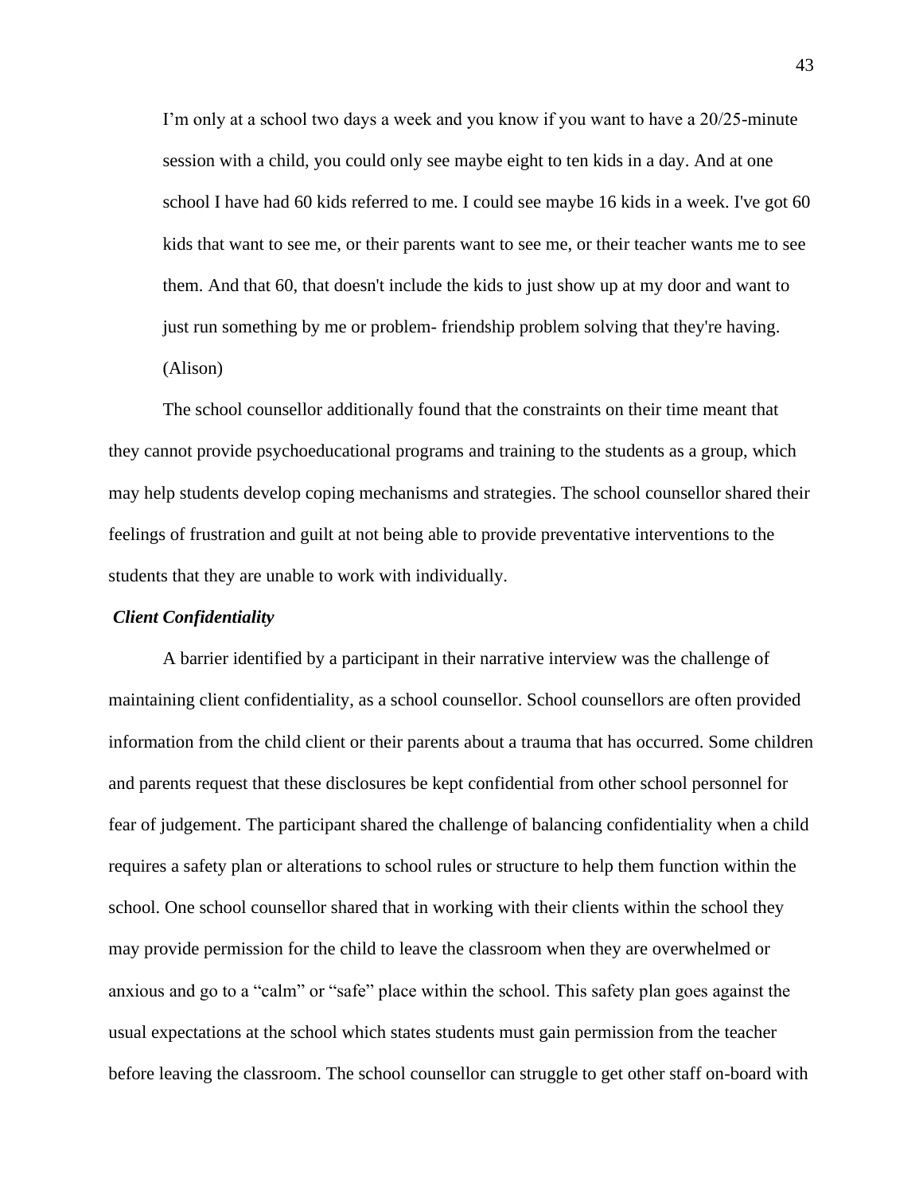> I'm only at a school two days a week and you know if you want to have a 20/25-minute session with a child, you could only see maybe eight to ten kids in a day. And at one school I have had 60 kids referred to me. I could see maybe 16 kids in a week. I've got 60 kids that want to see me, or their parents want to see me, or their teacher wants me to see them. And that 60, that doesn't include the kids to just show up at my door and want to just run something by me or problem- friendship problem solving that they're having. (Alison)

The school counsellor additionally found that the constraints on their time meant that they cannot provide psychoeducational programs and training to the students as a group, which may help students develop coping mechanisms and strategies. The school counsellor shared their feelings of frustration and guilt at not being able to provide preventative interventions to the students that they are unable to work with individually.

***Client Confidentiality***

A barrier identified by a participant in their narrative interview was the challenge of maintaining client confidentiality, as a school counsellor. School counsellors are often provided information from the child client or their parents about a trauma that has occurred. Some children and parents request that these disclosures be kept confidential from other school personnel for fear of judgement. The participant shared the challenge of balancing confidentiality when a child requires a safety plan or alterations to school rules or structure to help them function within the school. One school counsellor shared that in working with their clients within the school they may provide permission for the child to leave the classroom when they are overwhelmed or anxious and go to a "calm" or "safe" place within the school. This safety plan goes against the usual expectations at the school which states students must gain permission from the teacher before leaving the classroom. The school counsellor can struggle to get other staff on-board with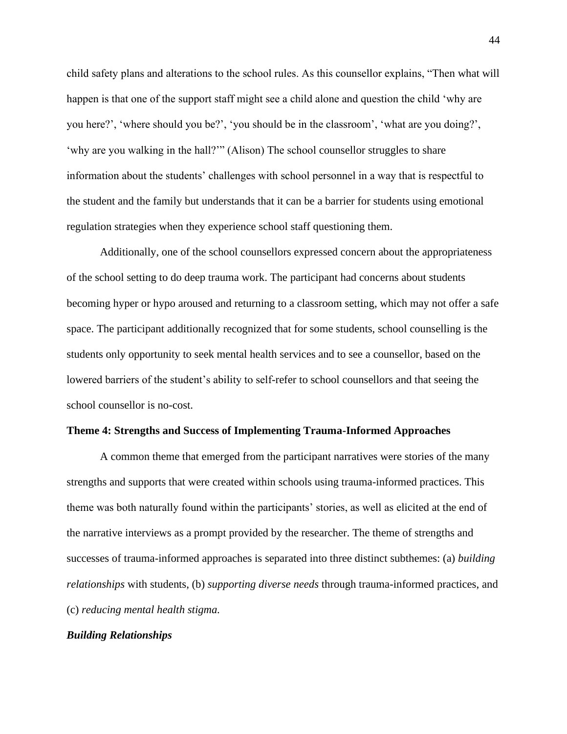child safety plans and alterations to the school rules. As this counsellor explains, “Then what will happen is that one of the support staff might see a child alone and question the child ‘why are you here?’, ‘where should you be?’, ‘you should be in the classroom’, ‘what are you doing?’, ‘why are you walking in the hall?’” (Alison) The school counsellor struggles to share information about the students’ challenges with school personnel in a way that is respectful to the student and the family but understands that it can be a barrier for students using emotional regulation strategies when they experience school staff questioning them.

Additionally, one of the school counsellors expressed concern about the appropriateness of the school setting to do deep trauma work. The participant had concerns about students becoming hyper or hypo aroused and returning to a classroom setting, which may not offer a safe space. The participant additionally recognized that for some students, school counselling is the students only opportunity to seek mental health services and to see a counsellor, based on the lowered barriers of the student’s ability to self-refer to school counsellors and that seeing the school counsellor is no-cost.

**Theme 4: Strengths and Success of Implementing Trauma-Informed Approaches**

A common theme that emerged from the participant narratives were stories of the many strengths and supports that were created within schools using trauma-informed practices. This theme was both naturally found within the participants’ stories, as well as elicited at the end of the narrative interviews as a prompt provided by the researcher. The theme of strengths and successes of trauma-informed approaches is separated into three distinct subthemes: (a) *building relationships* with students, (b) *supporting diverse needs* through trauma-informed practices, and (c) *reducing mental health stigma.*

***Building Relationships***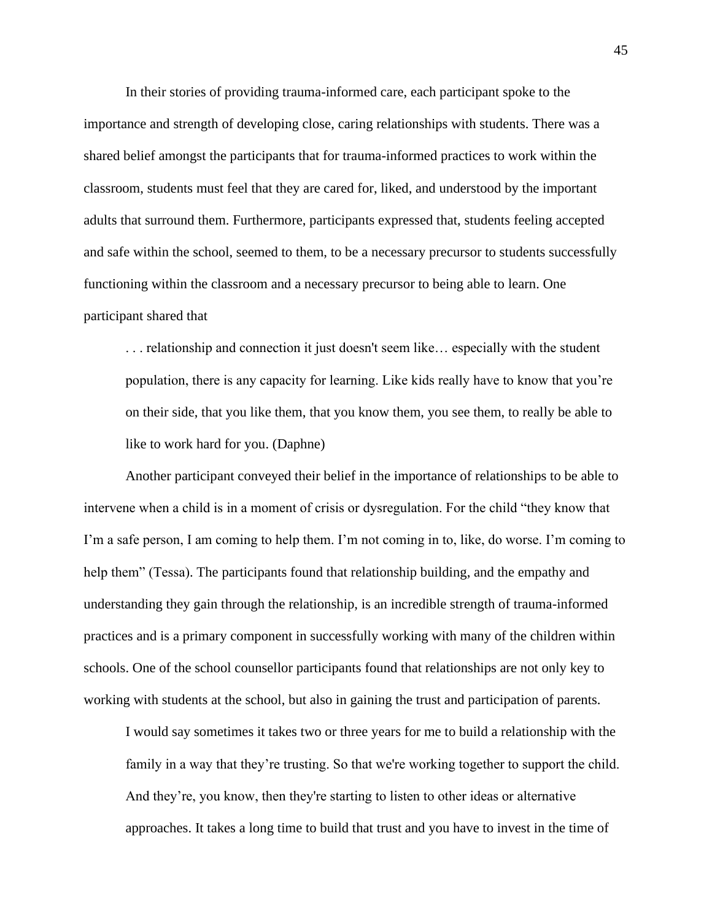In their stories of providing trauma-informed care, each participant spoke to the importance and strength of developing close, caring relationships with students. There was a shared belief amongst the participants that for trauma-informed practices to work within the classroom, students must feel that they are cared for, liked, and understood by the important adults that surround them. Furthermore, participants expressed that, students feeling accepted and safe within the school, seemed to them, to be a necessary precursor to students successfully functioning within the classroom and a necessary precursor to being able to learn. One participant shared that

> . . . relationship and connection it just doesn't seem like… especially with the student population, there is any capacity for learning. Like kids really have to know that you're on their side, that you like them, that you know them, you see them, to really be able to like to work hard for you. (Daphne)

Another participant conveyed their belief in the importance of relationships to be able to intervene when a child is in a moment of crisis or dysregulation. For the child "they know that I'm a safe person, I am coming to help them. I'm not coming in to, like, do worse. I'm coming to help them" (Tessa). The participants found that relationship building, and the empathy and understanding they gain through the relationship, is an incredible strength of trauma-informed practices and is a primary component in successfully working with many of the children within schools. One of the school counsellor participants found that relationships are not only key to working with students at the school, but also in gaining the trust and participation of parents.

> I would say sometimes it takes two or three years for me to build a relationship with the family in a way that they're trusting. So that we're working together to support the child. And they're, you know, then they're starting to listen to other ideas or alternative approaches. It takes a long time to build that trust and you have to invest in the time of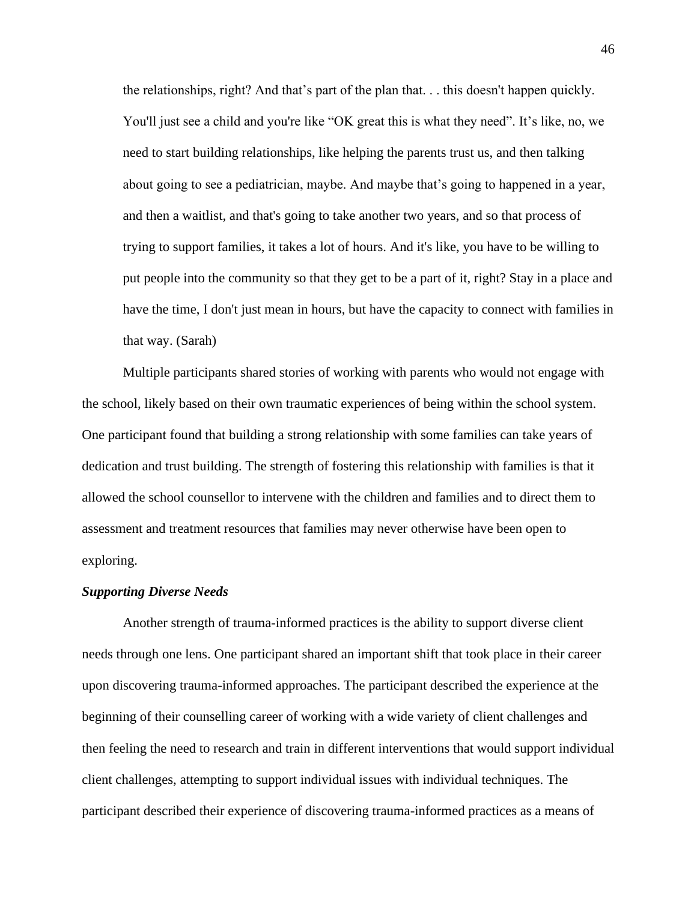the relationships, right? And that's part of the plan that. . . this doesn't happen quickly. You'll just see a child and you're like "OK great this is what they need". It's like, no, we need to start building relationships, like helping the parents trust us, and then talking about going to see a pediatrician, maybe. And maybe that's going to happened in a year, and then a waitlist, and that's going to take another two years, and so that process of trying to support families, it takes a lot of hours. And it's like, you have to be willing to put people into the community so that they get to be a part of it, right? Stay in a place and have the time, I don't just mean in hours, but have the capacity to connect with families in that way. (Sarah)

Multiple participants shared stories of working with parents who would not engage with the school, likely based on their own traumatic experiences of being within the school system. One participant found that building a strong relationship with some families can take years of dedication and trust building. The strength of fostering this relationship with families is that it allowed the school counsellor to intervene with the children and families and to direct them to assessment and treatment resources that families may never otherwise have been open to exploring.

### *Supporting Diverse Needs*

Another strength of trauma-informed practices is the ability to support diverse client needs through one lens. One participant shared an important shift that took place in their career upon discovering trauma-informed approaches. The participant described the experience at the beginning of their counselling career of working with a wide variety of client challenges and then feeling the need to research and train in different interventions that would support individual client challenges, attempting to support individual issues with individual techniques. The participant described their experience of discovering trauma-informed practices as a means of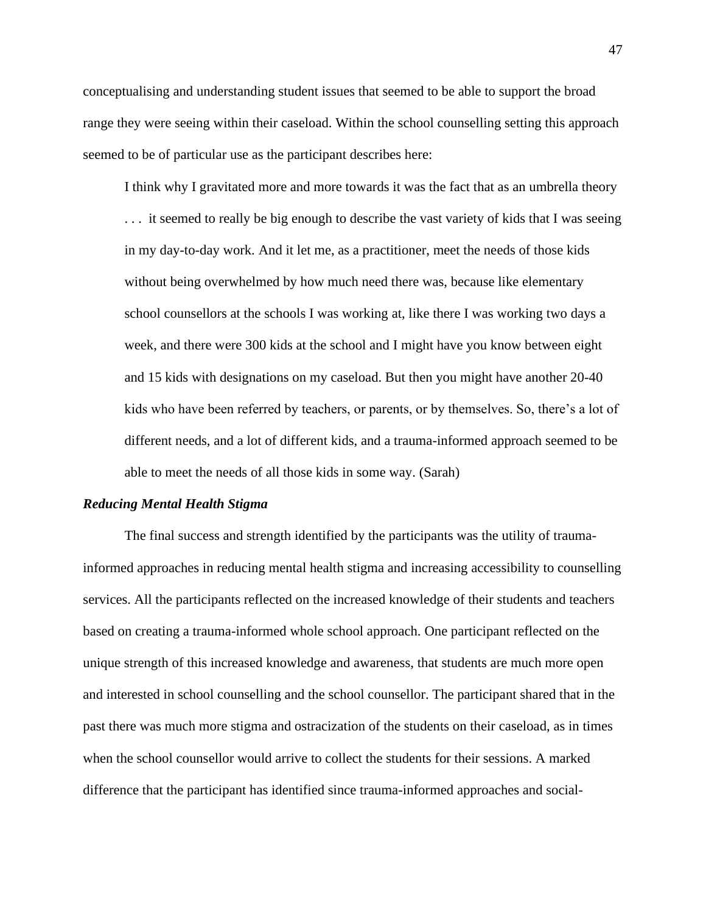conceptualising and understanding student issues that seemed to be able to support the broad range they were seeing within their caseload. Within the school counselling setting this approach seemed to be of particular use as the participant describes here:

> I think why I gravitated more and more towards it was the fact that as an umbrella theory . . . it seemed to really be big enough to describe the vast variety of kids that I was seeing in my day-to-day work. And it let me, as a practitioner, meet the needs of those kids without being overwhelmed by how much need there was, because like elementary school counsellors at the schools I was working at, like there I was working two days a week, and there were 300 kids at the school and I might have you know between eight and 15 kids with designations on my caseload. But then you might have another 20-40 kids who have been referred by teachers, or parents, or by themselves. So, there's a lot of different needs, and a lot of different kids, and a trauma-informed approach seemed to be able to meet the needs of all those kids in some way. (Sarah)

***Reducing Mental Health Stigma***

The final success and strength identified by the participants was the utility of trauma-informed approaches in reducing mental health stigma and increasing accessibility to counselling services. All the participants reflected on the increased knowledge of their students and teachers based on creating a trauma-informed whole school approach. One participant reflected on the unique strength of this increased knowledge and awareness, that students are much more open and interested in school counselling and the school counsellor. The participant shared that in the past there was much more stigma and ostracization of the students on their caseload, as in times when the school counsellor would arrive to collect the students for their sessions. A marked difference that the participant has identified since trauma-informed approaches and social-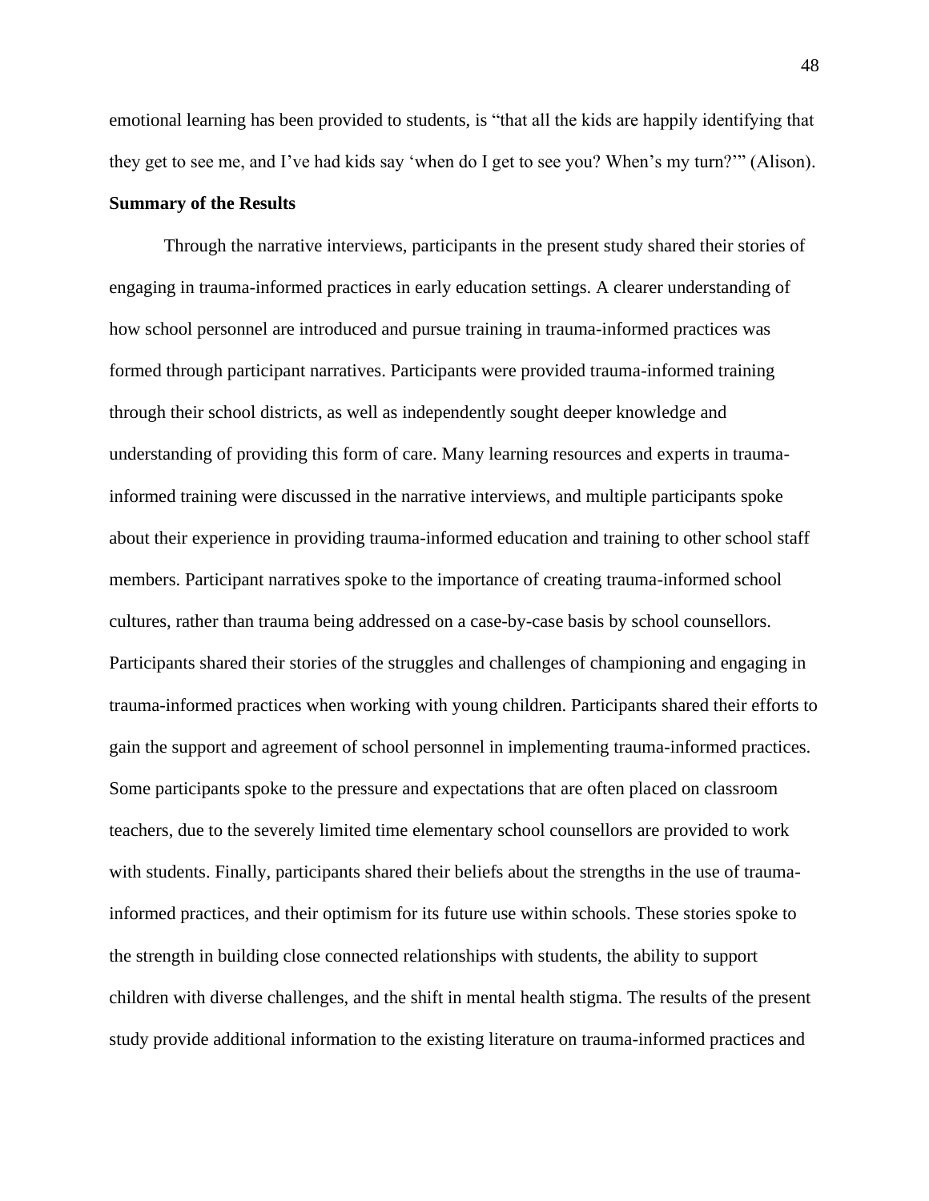emotional learning has been provided to students, is "that all the kids are happily identifying that they get to see me, and I've had kids say 'when do I get to see you? When's my turn?'" (Alison).

### Summary of the Results

Through the narrative interviews, participants in the present study shared their stories of engaging in trauma-informed practices in early education settings. A clearer understanding of how school personnel are introduced and pursue training in trauma-informed practices was formed through participant narratives. Participants were provided trauma-informed training through their school districts, as well as independently sought deeper knowledge and understanding of providing this form of care. Many learning resources and experts in trauma-informed training were discussed in the narrative interviews, and multiple participants spoke about their experience in providing trauma-informed education and training to other school staff members. Participant narratives spoke to the importance of creating trauma-informed school cultures, rather than trauma being addressed on a case-by-case basis by school counsellors. Participants shared their stories of the struggles and challenges of championing and engaging in trauma-informed practices when working with young children. Participants shared their efforts to gain the support and agreement of school personnel in implementing trauma-informed practices. Some participants spoke to the pressure and expectations that are often placed on classroom teachers, due to the severely limited time elementary school counsellors are provided to work with students. Finally, participants shared their beliefs about the strengths in the use of trauma-informed practices, and their optimism for its future use within schools. These stories spoke to the strength in building close connected relationships with students, the ability to support children with diverse challenges, and the shift in mental health stigma. The results of the present study provide additional information to the existing literature on trauma-informed practices and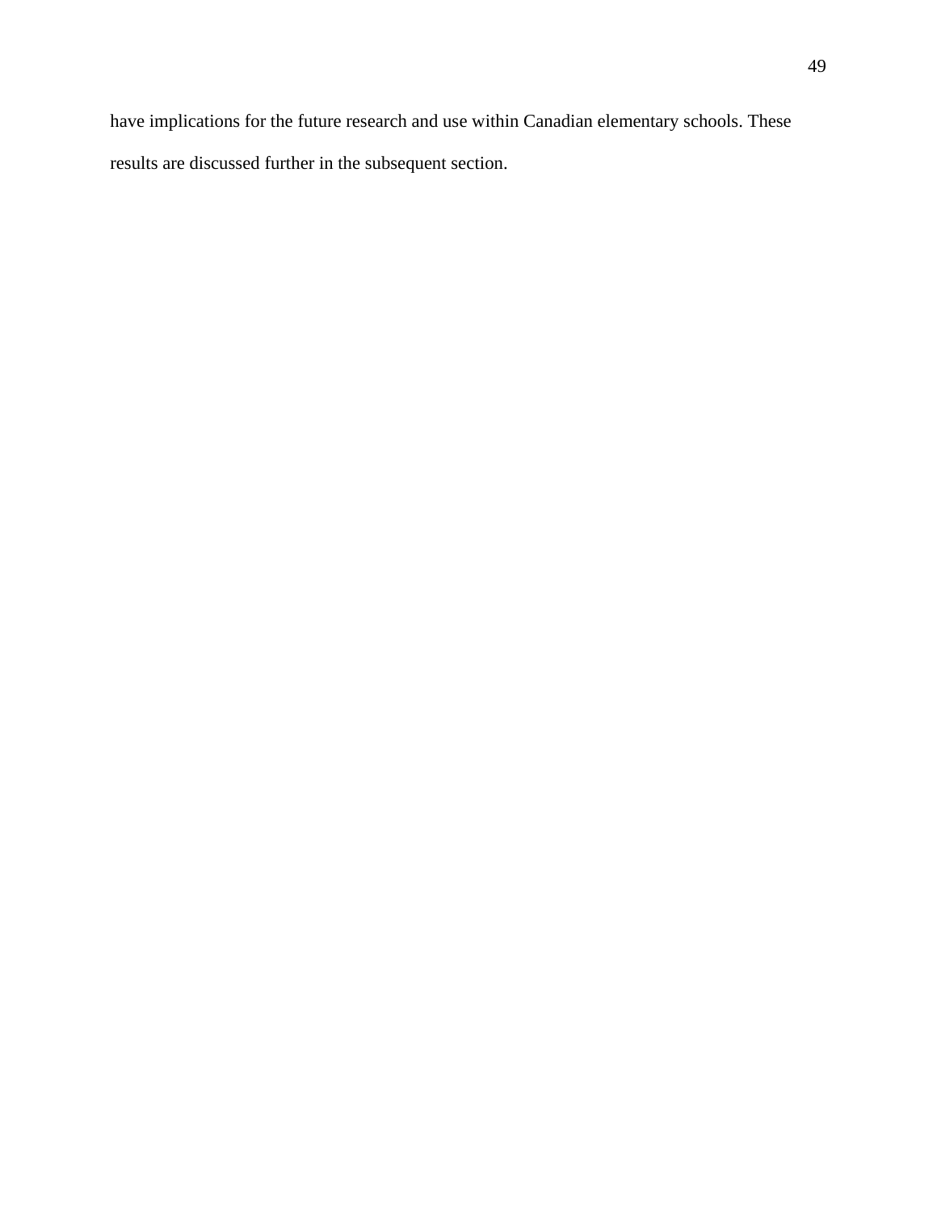have implications for the future research and use within Canadian elementary schools. These results are discussed further in the subsequent section.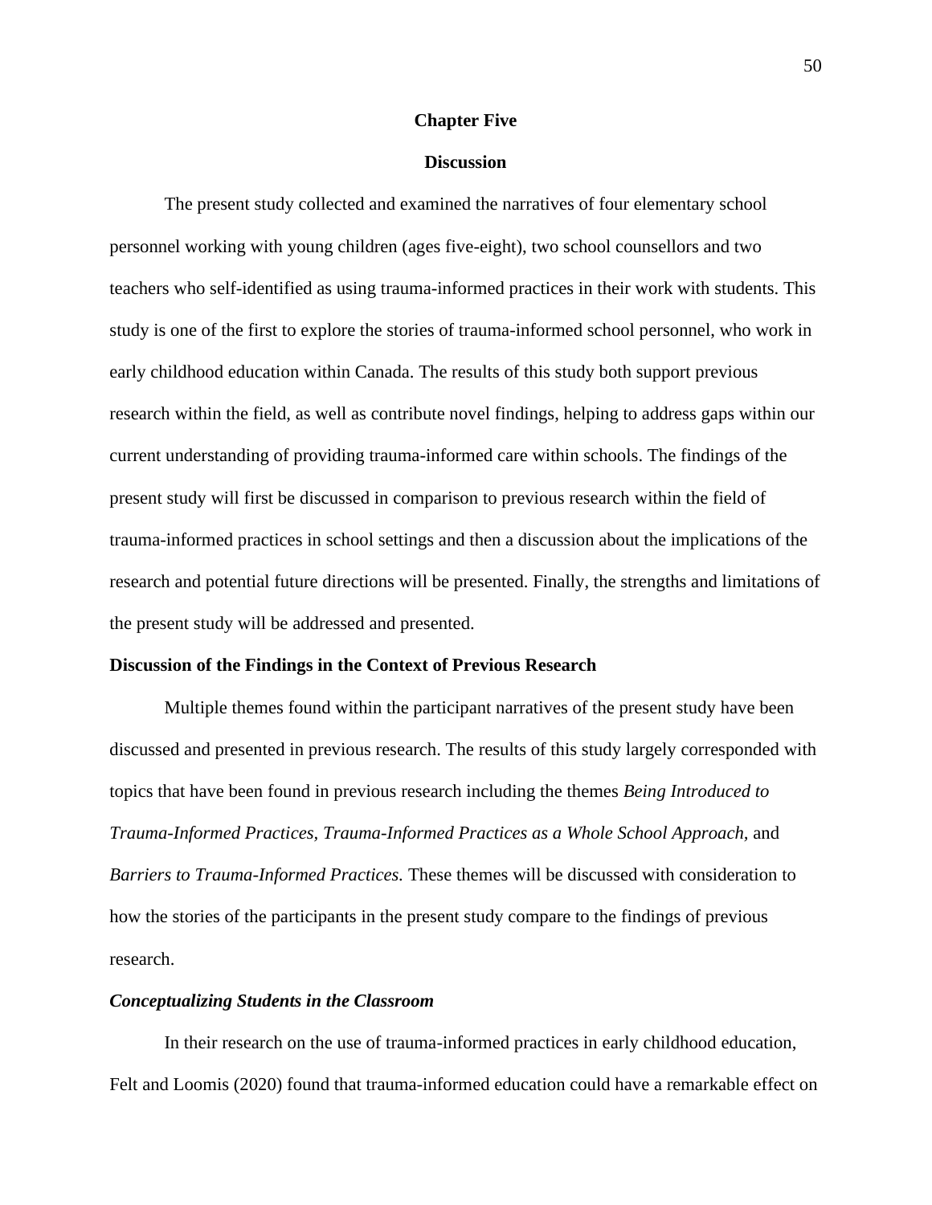# Chapter Five

# Discussion

The present study collected and examined the narratives of four elementary school personnel working with young children (ages five-eight), two school counsellors and two teachers who self-identified as using trauma-informed practices in their work with students. This study is one of the first to explore the stories of trauma-informed school personnel, who work in early childhood education within Canada. The results of this study both support previous research within the field, as well as contribute novel findings, helping to address gaps within our current understanding of providing trauma-informed care within schools. The findings of the present study will first be discussed in comparison to previous research within the field of trauma-informed practices in school settings and then a discussion about the implications of the research and potential future directions will be presented. Finally, the strengths and limitations of the present study will be addressed and presented.

## Discussion of the Findings in the Context of Previous Research

Multiple themes found within the participant narratives of the present study have been discussed and presented in previous research. The results of this study largely corresponded with topics that have been found in previous research including the themes *Being Introduced to Trauma-Informed Practices, Trauma-Informed Practices as a Whole School Approach,* and *Barriers to Trauma-Informed Practices.* These themes will be discussed with consideration to how the stories of the participants in the present study compare to the findings of previous research.

### *Conceptualizing Students in the Classroom*

In their research on the use of trauma-informed practices in early childhood education, Felt and Loomis (2020) found that trauma-informed education could have a remarkable effect on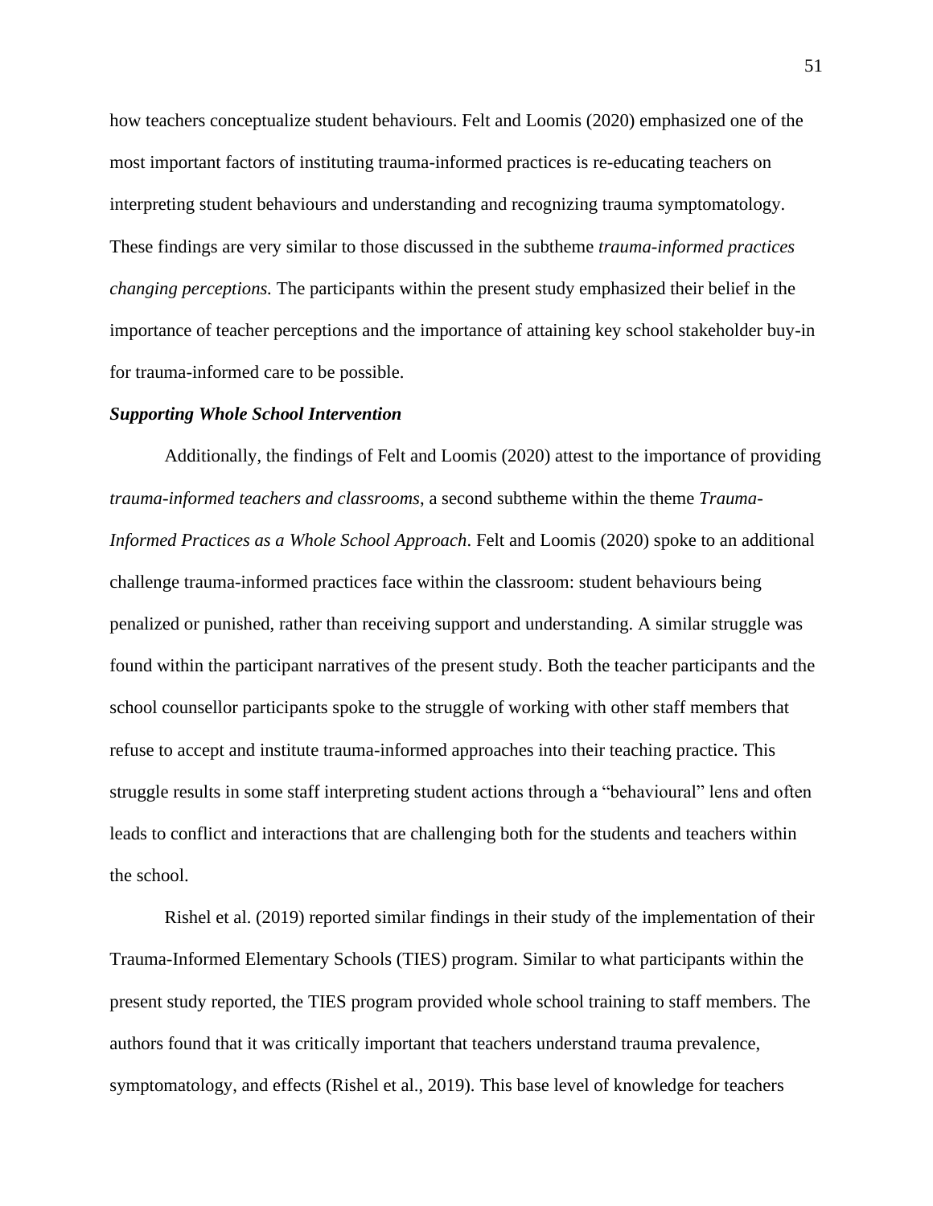how teachers conceptualize student behaviours. Felt and Loomis (2020) emphasized one of the most important factors of instituting trauma-informed practices is re-educating teachers on interpreting student behaviours and understanding and recognizing trauma symptomatology. These findings are very similar to those discussed in the subtheme *trauma-informed practices changing perceptions.* The participants within the present study emphasized their belief in the importance of teacher perceptions and the importance of attaining key school stakeholder buy-in for trauma-informed care to be possible.

### *Supporting Whole School Intervention*

Additionally, the findings of Felt and Loomis (2020) attest to the importance of providing *trauma-informed teachers and classrooms*, a second subtheme within the theme *Trauma-Informed Practices as a Whole School Approach*. Felt and Loomis (2020) spoke to an additional challenge trauma-informed practices face within the classroom: student behaviours being penalized or punished, rather than receiving support and understanding. A similar struggle was found within the participant narratives of the present study. Both the teacher participants and the school counsellor participants spoke to the struggle of working with other staff members that refuse to accept and institute trauma-informed approaches into their teaching practice. This struggle results in some staff interpreting student actions through a "behavioural" lens and often leads to conflict and interactions that are challenging both for the students and teachers within the school.

Rishel et al. (2019) reported similar findings in their study of the implementation of their Trauma-Informed Elementary Schools (TIES) program. Similar to what participants within the present study reported, the TIES program provided whole school training to staff members. The authors found that it was critically important that teachers understand trauma prevalence, symptomatology, and effects (Rishel et al., 2019). This base level of knowledge for teachers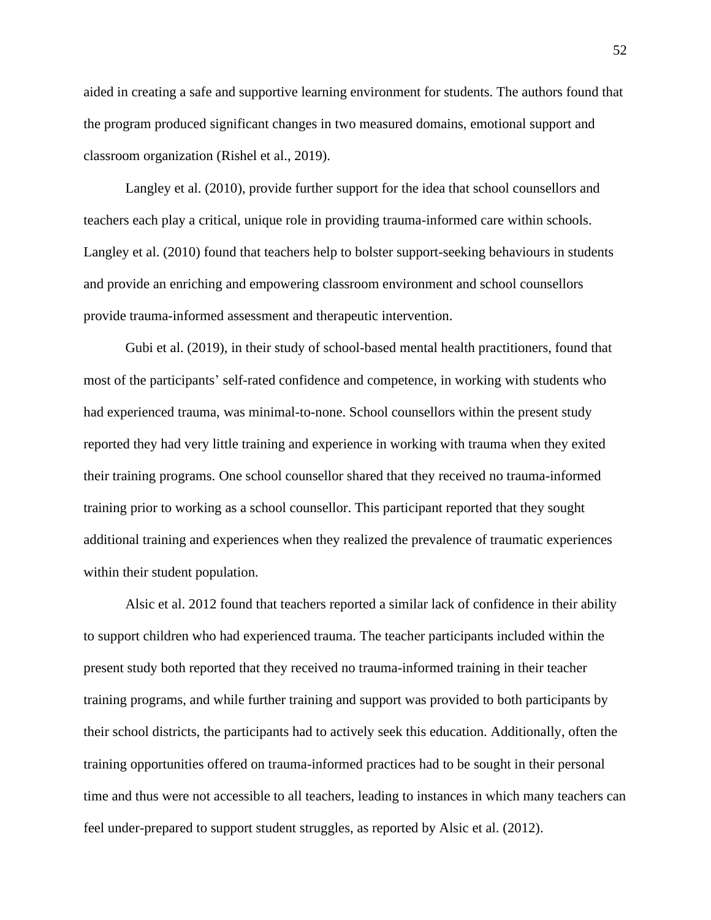aided in creating a safe and supportive learning environment for students. The authors found that the program produced significant changes in two measured domains, emotional support and classroom organization (Rishel et al., 2019).

Langley et al. (2010), provide further support for the idea that school counsellors and teachers each play a critical, unique role in providing trauma-informed care within schools. Langley et al. (2010) found that teachers help to bolster support-seeking behaviours in students and provide an enriching and empowering classroom environment and school counsellors provide trauma-informed assessment and therapeutic intervention.

Gubi et al. (2019), in their study of school-based mental health practitioners, found that most of the participants' self-rated confidence and competence, in working with students who had experienced trauma, was minimal-to-none. School counsellors within the present study reported they had very little training and experience in working with trauma when they exited their training programs. One school counsellor shared that they received no trauma-informed training prior to working as a school counsellor. This participant reported that they sought additional training and experiences when they realized the prevalence of traumatic experiences within their student population.

Alsic et al. 2012 found that teachers reported a similar lack of confidence in their ability to support children who had experienced trauma. The teacher participants included within the present study both reported that they received no trauma-informed training in their teacher training programs, and while further training and support was provided to both participants by their school districts, the participants had to actively seek this education. Additionally, often the training opportunities offered on trauma-informed practices had to be sought in their personal time and thus were not accessible to all teachers, leading to instances in which many teachers can feel under-prepared to support student struggles, as reported by Alsic et al. (2012).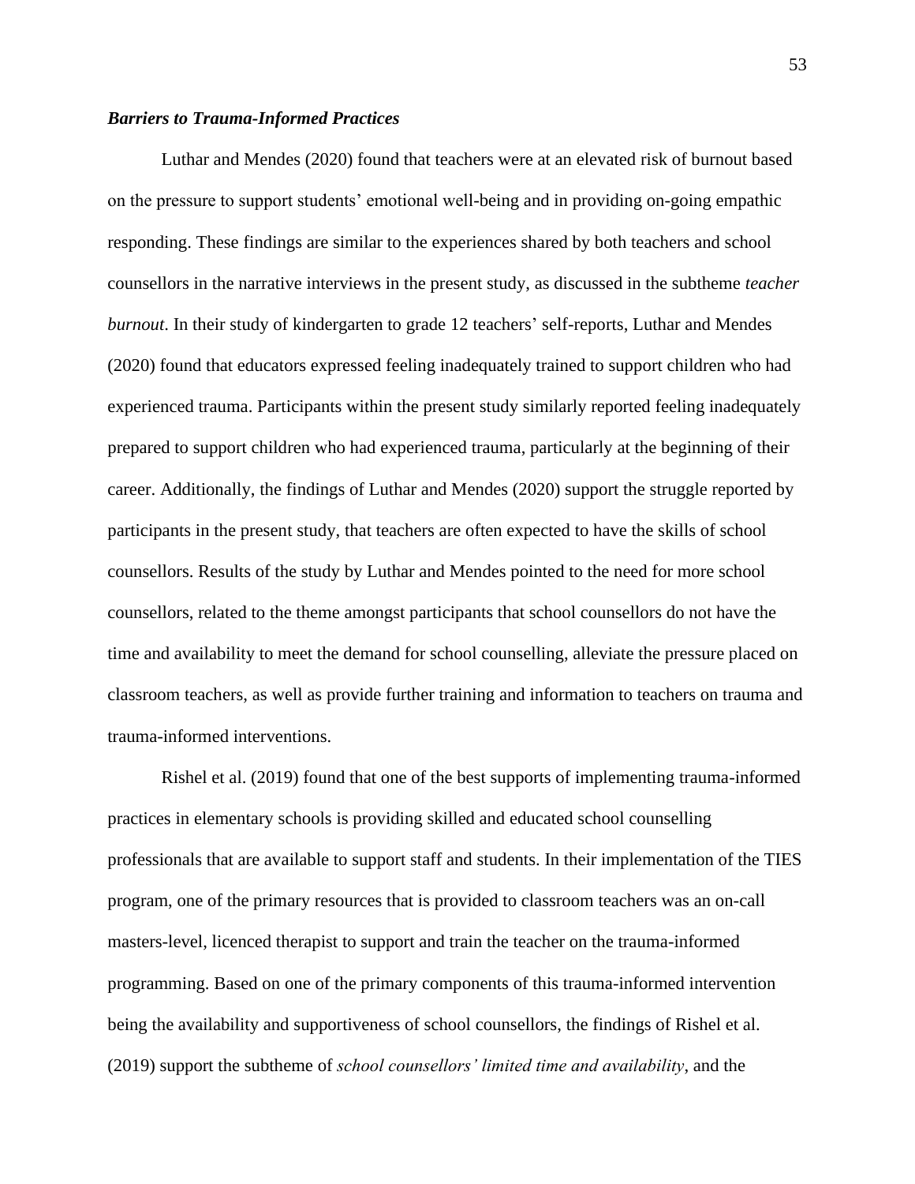### ***Barriers to Trauma-Informed Practices***

Luthar and Mendes (2020) found that teachers were at an elevated risk of burnout based on the pressure to support students' emotional well-being and in providing on-going empathic responding. These findings are similar to the experiences shared by both teachers and school counsellors in the narrative interviews in the present study, as discussed in the subtheme *teacher burnout*. In their study of kindergarten to grade 12 teachers' self-reports, Luthar and Mendes (2020) found that educators expressed feeling inadequately trained to support children who had experienced trauma. Participants within the present study similarly reported feeling inadequately prepared to support children who had experienced trauma, particularly at the beginning of their career. Additionally, the findings of Luthar and Mendes (2020) support the struggle reported by participants in the present study, that teachers are often expected to have the skills of school counsellors. Results of the study by Luthar and Mendes pointed to the need for more school counsellors, related to the theme amongst participants that school counsellors do not have the time and availability to meet the demand for school counselling, alleviate the pressure placed on classroom teachers, as well as provide further training and information to teachers on trauma and trauma-informed interventions.

Rishel et al. (2019) found that one of the best supports of implementing trauma-informed practices in elementary schools is providing skilled and educated school counselling professionals that are available to support staff and students. In their implementation of the TIES program, one of the primary resources that is provided to classroom teachers was an on-call masters-level, licenced therapist to support and train the teacher on the trauma-informed programming. Based on one of the primary components of this trauma-informed intervention being the availability and supportiveness of school counsellors, the findings of Rishel et al. (2019) support the subtheme of *school counsellors' limited time and availability*, and the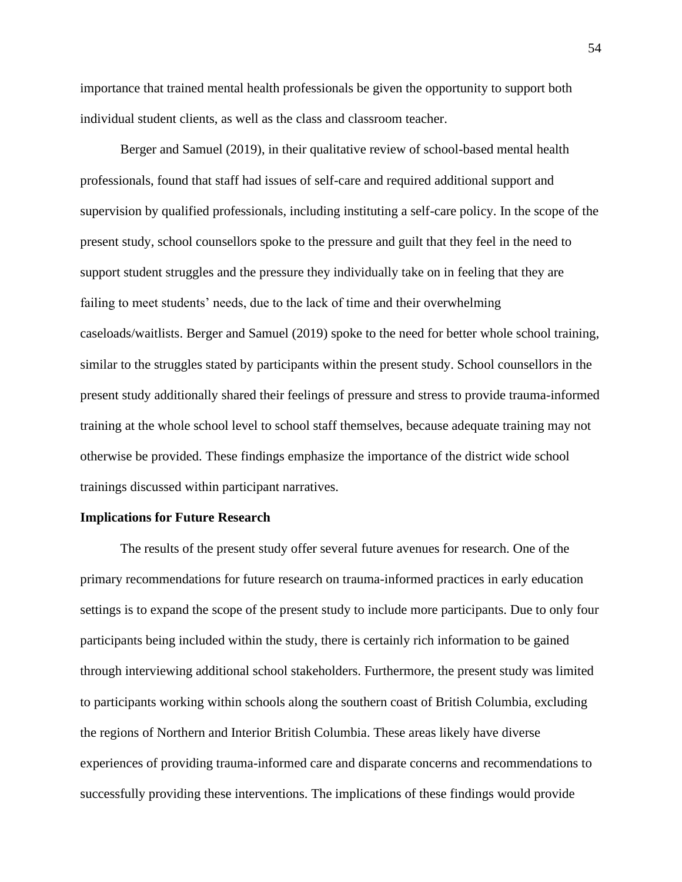importance that trained mental health professionals be given the opportunity to support both individual student clients, as well as the class and classroom teacher.

Berger and Samuel (2019), in their qualitative review of school-based mental health professionals, found that staff had issues of self-care and required additional support and supervision by qualified professionals, including instituting a self-care policy. In the scope of the present study, school counsellors spoke to the pressure and guilt that they feel in the need to support student struggles and the pressure they individually take on in feeling that they are failing to meet students' needs, due to the lack of time and their overwhelming caseloads/waitlists. Berger and Samuel (2019) spoke to the need for better whole school training, similar to the struggles stated by participants within the present study. School counsellors in the present study additionally shared their feelings of pressure and stress to provide trauma-informed training at the whole school level to school staff themselves, because adequate training may not otherwise be provided. These findings emphasize the importance of the district wide school trainings discussed within participant narratives.

**Implications for Future Research**

The results of the present study offer several future avenues for research. One of the primary recommendations for future research on trauma-informed practices in early education settings is to expand the scope of the present study to include more participants. Due to only four participants being included within the study, there is certainly rich information to be gained through interviewing additional school stakeholders. Furthermore, the present study was limited to participants working within schools along the southern coast of British Columbia, excluding the regions of Northern and Interior British Columbia. These areas likely have diverse experiences of providing trauma-informed care and disparate concerns and recommendations to successfully providing these interventions. The implications of these findings would provide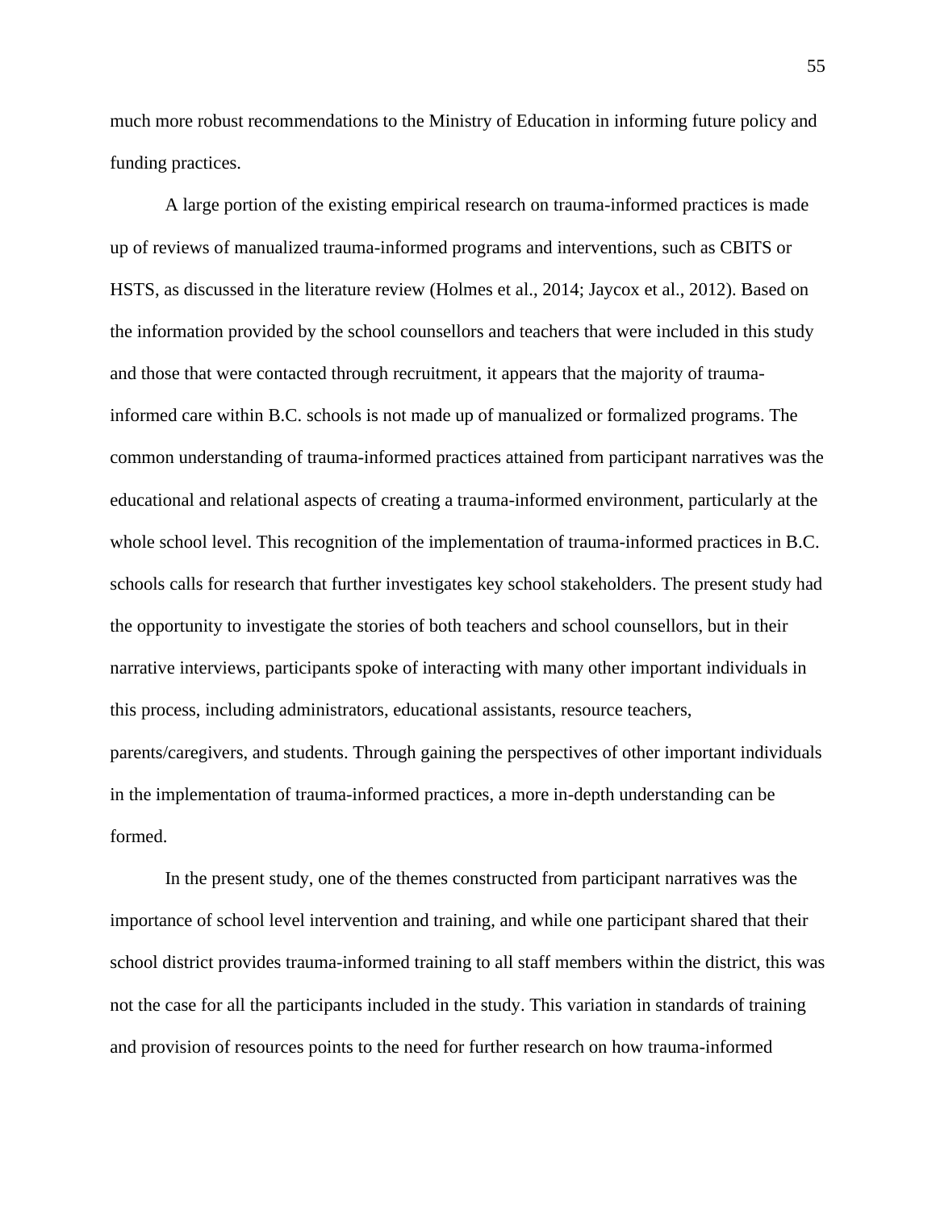much more robust recommendations to the Ministry of Education in informing future policy and funding practices.

A large portion of the existing empirical research on trauma-informed practices is made up of reviews of manualized trauma-informed programs and interventions, such as CBITS or HSTS, as discussed in the literature review (Holmes et al., 2014; Jaycox et al., 2012). Based on the information provided by the school counsellors and teachers that were included in this study and those that were contacted through recruitment, it appears that the majority of trauma-informed care within B.C. schools is not made up of manualized or formalized programs. The common understanding of trauma-informed practices attained from participant narratives was the educational and relational aspects of creating a trauma-informed environment, particularly at the whole school level. This recognition of the implementation of trauma-informed practices in B.C. schools calls for research that further investigates key school stakeholders. The present study had the opportunity to investigate the stories of both teachers and school counsellors, but in their narrative interviews, participants spoke of interacting with many other important individuals in this process, including administrators, educational assistants, resource teachers, parents/caregivers, and students. Through gaining the perspectives of other important individuals in the implementation of trauma-informed practices, a more in-depth understanding can be formed.

In the present study, one of the themes constructed from participant narratives was the importance of school level intervention and training, and while one participant shared that their school district provides trauma-informed training to all staff members within the district, this was not the case for all the participants included in the study. This variation in standards of training and provision of resources points to the need for further research on how trauma-informed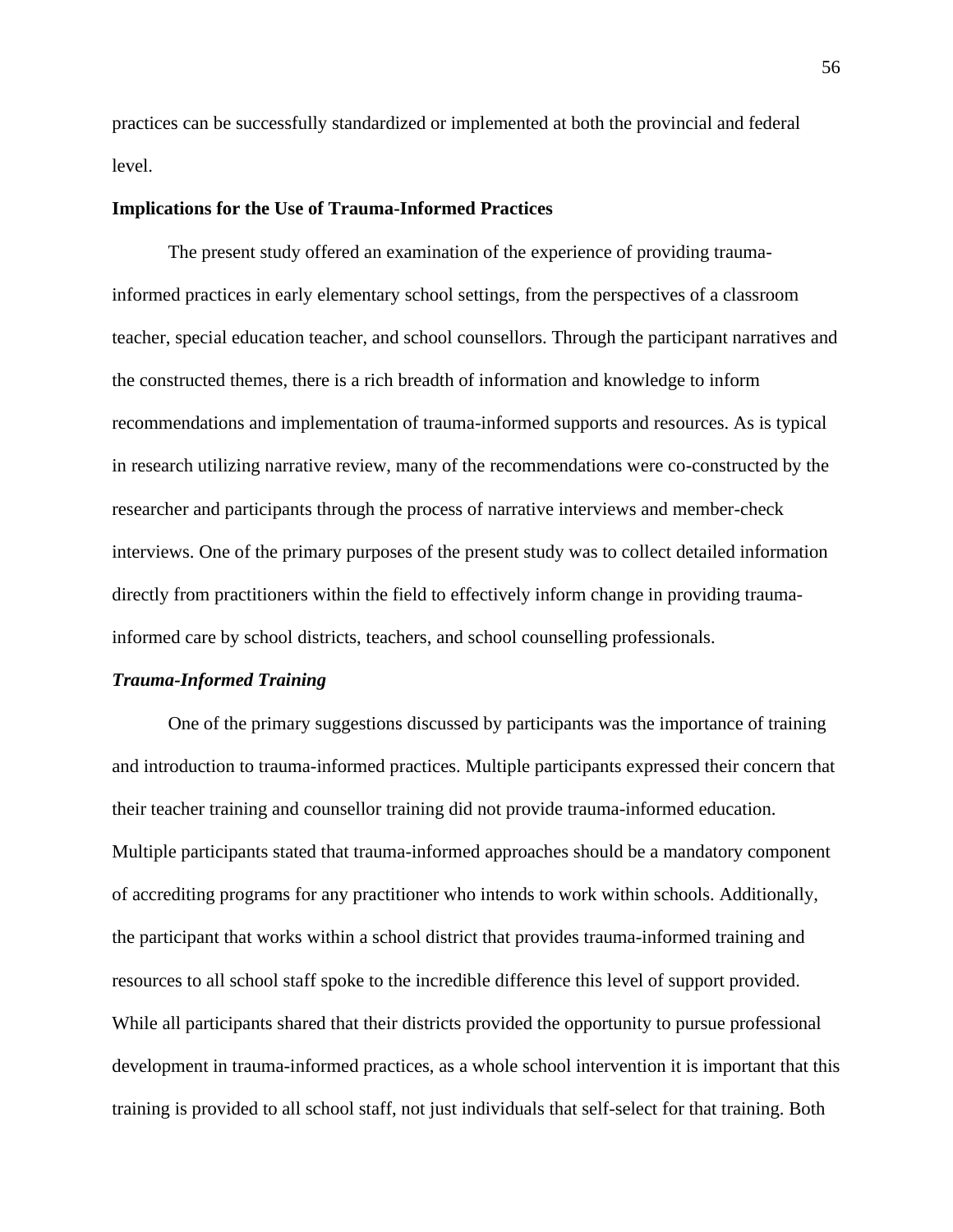practices can be successfully standardized or implemented at both the provincial and federal level.

## Implications for the Use of Trauma-Informed Practices

The present study offered an examination of the experience of providing trauma-informed practices in early elementary school settings, from the perspectives of a classroom teacher, special education teacher, and school counsellors. Through the participant narratives and the constructed themes, there is a rich breadth of information and knowledge to inform recommendations and implementation of trauma-informed supports and resources. As is typical in research utilizing narrative review, many of the recommendations were co-constructed by the researcher and participants through the process of narrative interviews and member-check interviews. One of the primary purposes of the present study was to collect detailed information directly from practitioners within the field to effectively inform change in providing trauma-informed care by school districts, teachers, and school counselling professionals.

### *Trauma-Informed Training*

One of the primary suggestions discussed by participants was the importance of training and introduction to trauma-informed practices. Multiple participants expressed their concern that their teacher training and counsellor training did not provide trauma-informed education. Multiple participants stated that trauma-informed approaches should be a mandatory component of accrediting programs for any practitioner who intends to work within schools. Additionally, the participant that works within a school district that provides trauma-informed training and resources to all school staff spoke to the incredible difference this level of support provided. While all participants shared that their districts provided the opportunity to pursue professional development in trauma-informed practices, as a whole school intervention it is important that this training is provided to all school staff, not just individuals that self-select for that training. Both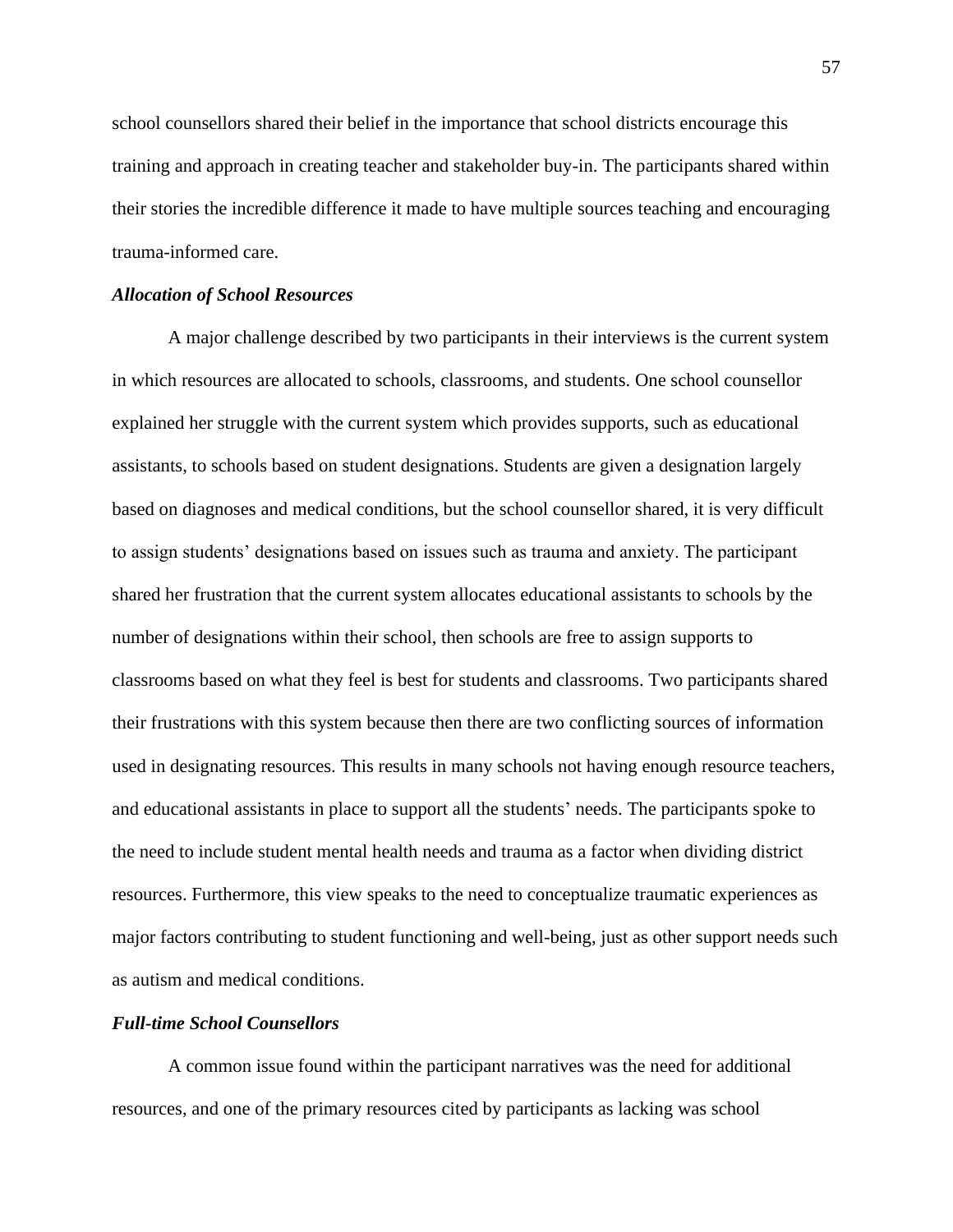school counsellors shared their belief in the importance that school districts encourage this training and approach in creating teacher and stakeholder buy-in. The participants shared within their stories the incredible difference it made to have multiple sources teaching and encouraging trauma-informed care.

### *Allocation of School Resources*

A major challenge described by two participants in their interviews is the current system in which resources are allocated to schools, classrooms, and students. One school counsellor explained her struggle with the current system which provides supports, such as educational assistants, to schools based on student designations. Students are given a designation largely based on diagnoses and medical conditions, but the school counsellor shared, it is very difficult to assign students' designations based on issues such as trauma and anxiety. The participant shared her frustration that the current system allocates educational assistants to schools by the number of designations within their school, then schools are free to assign supports to classrooms based on what they feel is best for students and classrooms. Two participants shared their frustrations with this system because then there are two conflicting sources of information used in designating resources. This results in many schools not having enough resource teachers, and educational assistants in place to support all the students' needs. The participants spoke to the need to include student mental health needs and trauma as a factor when dividing district resources. Furthermore, this view speaks to the need to conceptualize traumatic experiences as major factors contributing to student functioning and well-being, just as other support needs such as autism and medical conditions.

### *Full-time School Counsellors*

A common issue found within the participant narratives was the need for additional resources, and one of the primary resources cited by participants as lacking was school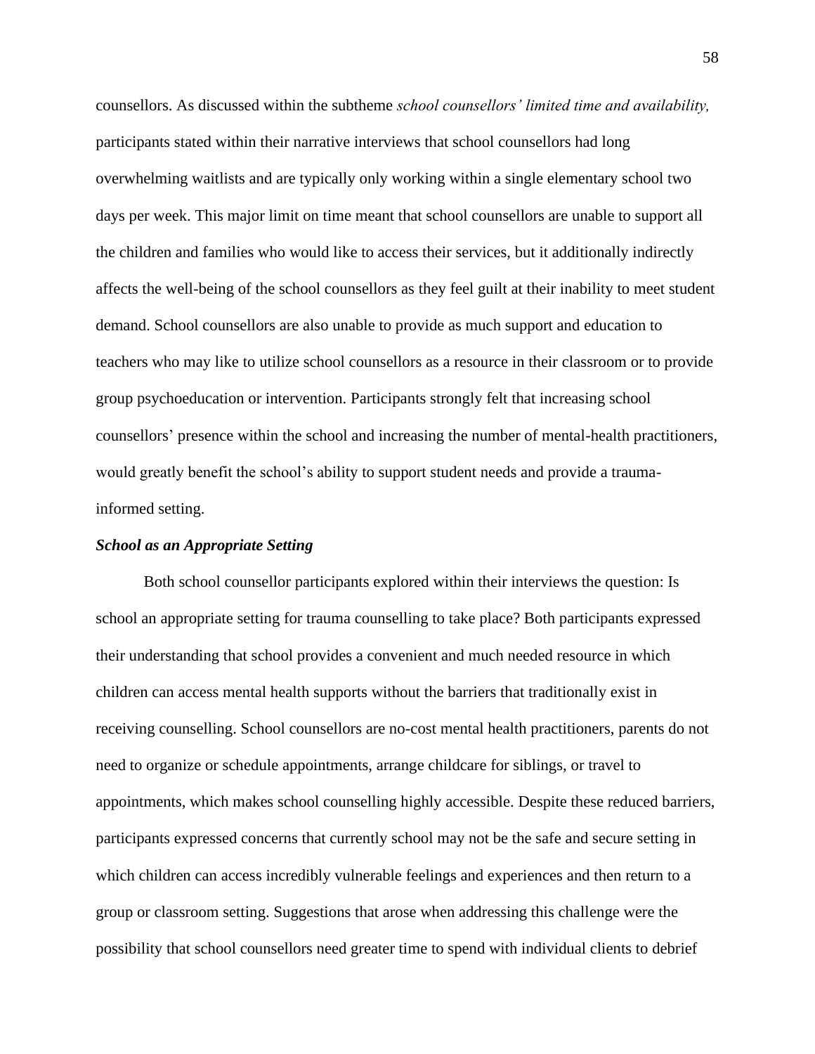counsellors. As discussed within the subtheme *school counsellors' limited time and availability,* participants stated within their narrative interviews that school counsellors had long overwhelming waitlists and are typically only working within a single elementary school two days per week. This major limit on time meant that school counsellors are unable to support all the children and families who would like to access their services, but it additionally indirectly affects the well-being of the school counsellors as they feel guilt at their inability to meet student demand. School counsellors are also unable to provide as much support and education to teachers who may like to utilize school counsellors as a resource in their classroom or to provide group psychoeducation or intervention. Participants strongly felt that increasing school counsellors' presence within the school and increasing the number of mental-health practitioners, would greatly benefit the school's ability to support student needs and provide a trauma-informed setting.

### *School as an Appropriate Setting*

Both school counsellor participants explored within their interviews the question: Is school an appropriate setting for trauma counselling to take place? Both participants expressed their understanding that school provides a convenient and much needed resource in which children can access mental health supports without the barriers that traditionally exist in receiving counselling. School counsellors are no-cost mental health practitioners, parents do not need to organize or schedule appointments, arrange childcare for siblings, or travel to appointments, which makes school counselling highly accessible. Despite these reduced barriers, participants expressed concerns that currently school may not be the safe and secure setting in which children can access incredibly vulnerable feelings and experiences and then return to a group or classroom setting. Suggestions that arose when addressing this challenge were the possibility that school counsellors need greater time to spend with individual clients to debrief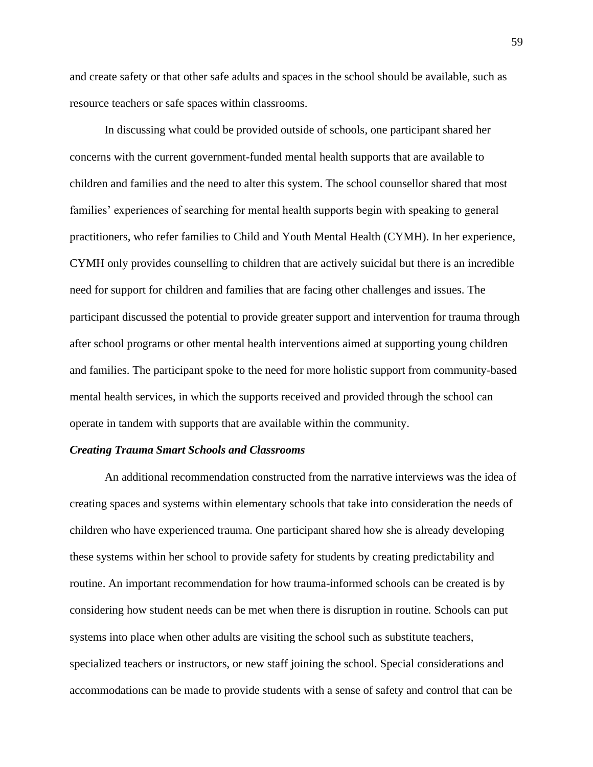and create safety or that other safe adults and spaces in the school should be available, such as resource teachers or safe spaces within classrooms.

In discussing what could be provided outside of schools, one participant shared her concerns with the current government-funded mental health supports that are available to children and families and the need to alter this system. The school counsellor shared that most families' experiences of searching for mental health supports begin with speaking to general practitioners, who refer families to Child and Youth Mental Health (CYMH). In her experience, CYMH only provides counselling to children that are actively suicidal but there is an incredible need for support for children and families that are facing other challenges and issues. The participant discussed the potential to provide greater support and intervention for trauma through after school programs or other mental health interventions aimed at supporting young children and families. The participant spoke to the need for more holistic support from community-based mental health services, in which the supports received and provided through the school can operate in tandem with supports that are available within the community.

### *Creating Trauma Smart Schools and Classrooms*

An additional recommendation constructed from the narrative interviews was the idea of creating spaces and systems within elementary schools that take into consideration the needs of children who have experienced trauma. One participant shared how she is already developing these systems within her school to provide safety for students by creating predictability and routine. An important recommendation for how trauma-informed schools can be created is by considering how student needs can be met when there is disruption in routine. Schools can put systems into place when other adults are visiting the school such as substitute teachers, specialized teachers or instructors, or new staff joining the school. Special considerations and accommodations can be made to provide students with a sense of safety and control that can be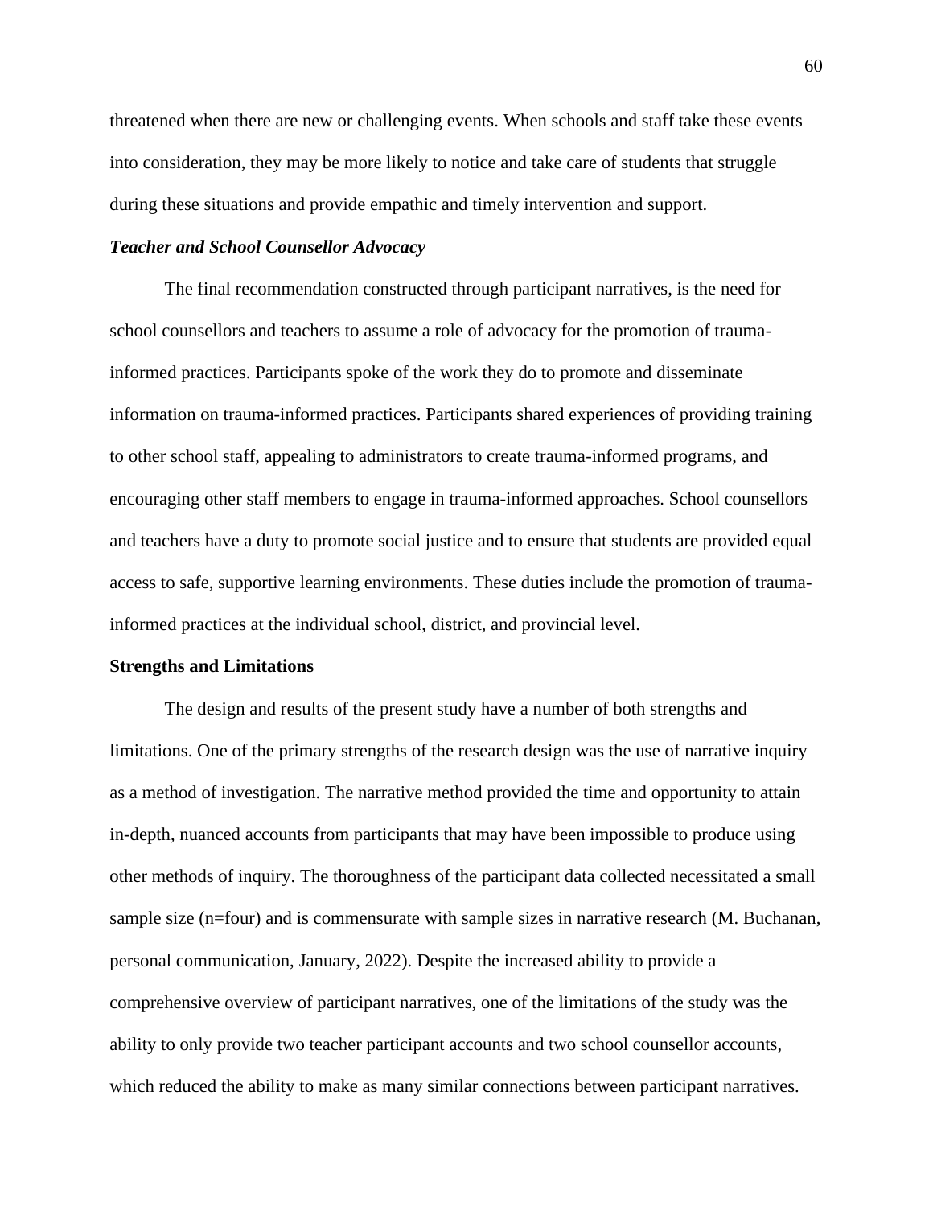threatened when there are new or challenging events. When schools and staff take these events into consideration, they may be more likely to notice and take care of students that struggle during these situations and provide empathic and timely intervention and support.

### *Teacher and School Counsellor Advocacy*

The final recommendation constructed through participant narratives, is the need for school counsellors and teachers to assume a role of advocacy for the promotion of trauma-informed practices. Participants spoke of the work they do to promote and disseminate information on trauma-informed practices. Participants shared experiences of providing training to other school staff, appealing to administrators to create trauma-informed programs, and encouraging other staff members to engage in trauma-informed approaches. School counsellors and teachers have a duty to promote social justice and to ensure that students are provided equal access to safe, supportive learning environments. These duties include the promotion of trauma-informed practices at the individual school, district, and provincial level.

## Strengths and Limitations

The design and results of the present study have a number of both strengths and limitations. One of the primary strengths of the research design was the use of narrative inquiry as a method of investigation. The narrative method provided the time and opportunity to attain in-depth, nuanced accounts from participants that may have been impossible to produce using other methods of inquiry. The thoroughness of the participant data collected necessitated a small sample size (n=four) and is commensurate with sample sizes in narrative research (M. Buchanan, personal communication, January, 2022). Despite the increased ability to provide a comprehensive overview of participant narratives, one of the limitations of the study was the ability to only provide two teacher participant accounts and two school counsellor accounts, which reduced the ability to make as many similar connections between participant narratives.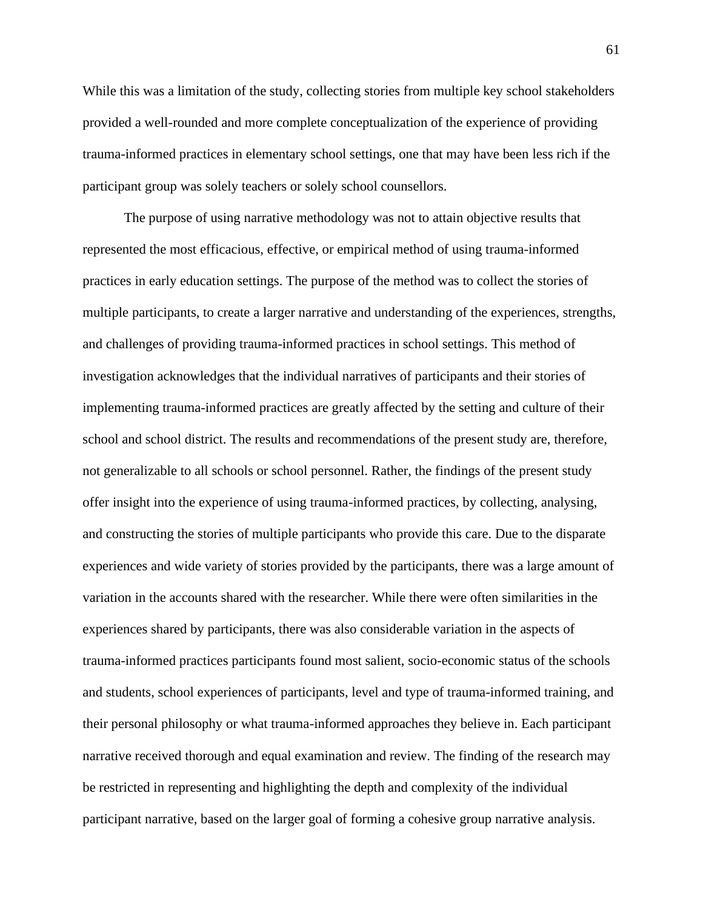While this was a limitation of the study, collecting stories from multiple key school stakeholders provided a well-rounded and more complete conceptualization of the experience of providing trauma-informed practices in elementary school settings, one that may have been less rich if the participant group was solely teachers or solely school counsellors.

The purpose of using narrative methodology was not to attain objective results that represented the most efficacious, effective, or empirical method of using trauma-informed practices in early education settings. The purpose of the method was to collect the stories of multiple participants, to create a larger narrative and understanding of the experiences, strengths, and challenges of providing trauma-informed practices in school settings. This method of investigation acknowledges that the individual narratives of participants and their stories of implementing trauma-informed practices are greatly affected by the setting and culture of their school and school district. The results and recommendations of the present study are, therefore, not generalizable to all schools or school personnel. Rather, the findings of the present study offer insight into the experience of using trauma-informed practices, by collecting, analysing, and constructing the stories of multiple participants who provide this care. Due to the disparate experiences and wide variety of stories provided by the participants, there was a large amount of variation in the accounts shared with the researcher. While there were often similarities in the experiences shared by participants, there was also considerable variation in the aspects of trauma-informed practices participants found most salient, socio-economic status of the schools and students, school experiences of participants, level and type of trauma-informed training, and their personal philosophy or what trauma-informed approaches they believe in. Each participant narrative received thorough and equal examination and review. The finding of the research may be restricted in representing and highlighting the depth and complexity of the individual participant narrative, based on the larger goal of forming a cohesive group narrative analysis.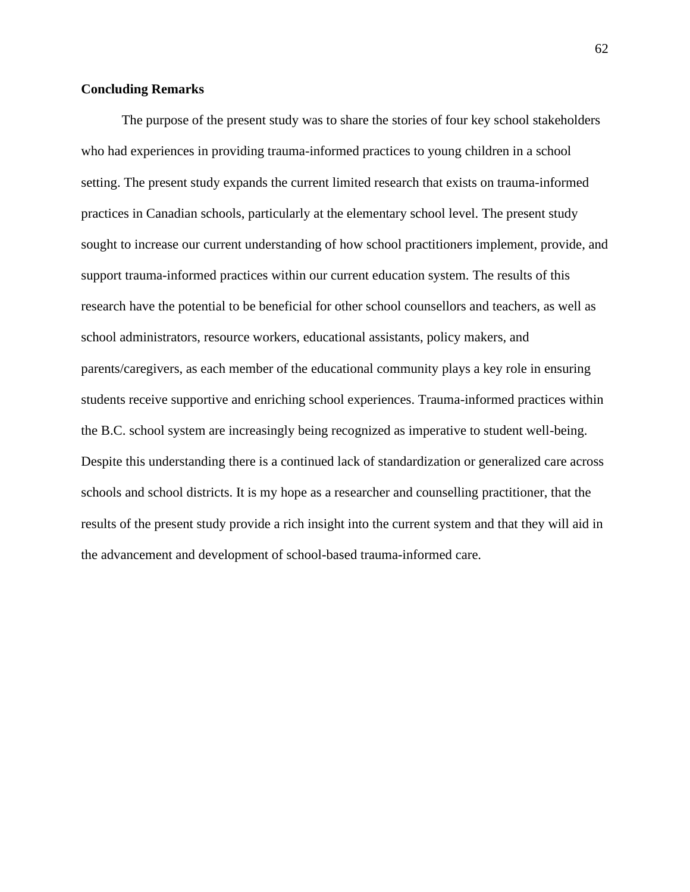**Concluding Remarks**

The purpose of the present study was to share the stories of four key school stakeholders who had experiences in providing trauma-informed practices to young children in a school setting. The present study expands the current limited research that exists on trauma-informed practices in Canadian schools, particularly at the elementary school level. The present study sought to increase our current understanding of how school practitioners implement, provide, and support trauma-informed practices within our current education system. The results of this research have the potential to be beneficial for other school counsellors and teachers, as well as school administrators, resource workers, educational assistants, policy makers, and parents/caregivers, as each member of the educational community plays a key role in ensuring students receive supportive and enriching school experiences. Trauma-informed practices within the B.C. school system are increasingly being recognized as imperative to student well-being. Despite this understanding there is a continued lack of standardization or generalized care across schools and school districts. It is my hope as a researcher and counselling practitioner, that the results of the present study provide a rich insight into the current system and that they will aid in the advancement and development of school-based trauma-informed care.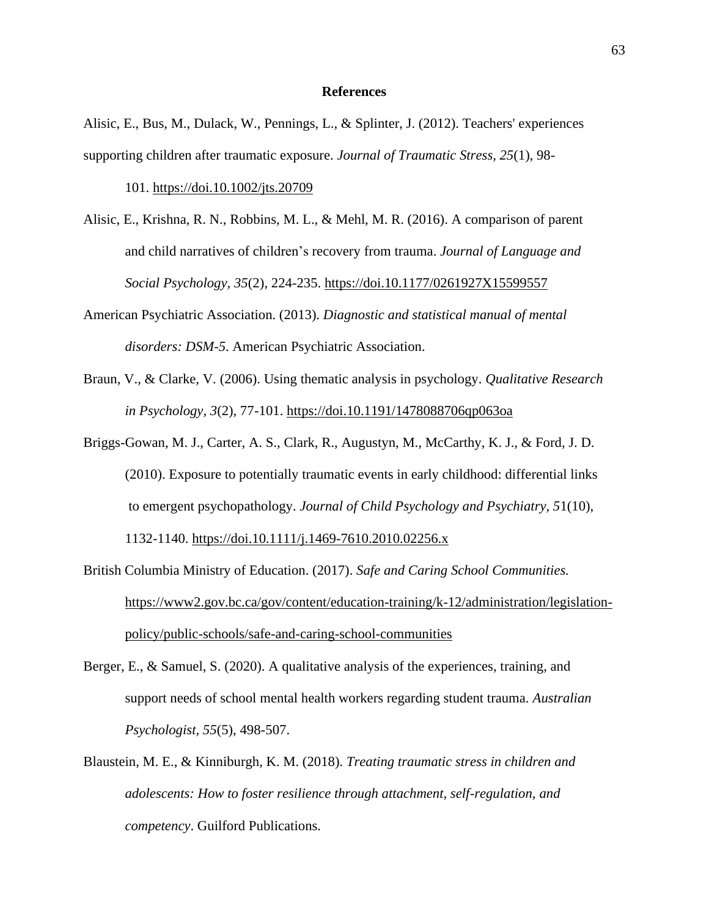**References**

Alisic, E., Bus, M., Dulack, W., Pennings, L., & Splinter, J. (2012). Teachers' experiences supporting children after traumatic exposure. *Journal of Traumatic Stress, 25*(1), 98-101. https://doi.10.1002/jts.20709

Alisic, E., Krishna, R. N., Robbins, M. L., & Mehl, M. R. (2016). A comparison of parent and child narratives of children's recovery from trauma. *Journal of Language and Social Psychology, 35*(2), 224-235. https://doi.10.1177/0261927X15599557

American Psychiatric Association. (2013). *Diagnostic and statistical manual of mental disorders: DSM-5*. American Psychiatric Association.

Braun, V., & Clarke, V. (2006). Using thematic analysis in psychology. *Qualitative Research in Psychology, 3*(2), 77-101. https://doi.10.1191/1478088706qp063oa

Briggs-Gowan, M. J., Carter, A. S., Clark, R., Augustyn, M., McCarthy, K. J., & Ford, J. D. (2010). Exposure to potentially traumatic events in early childhood: differential links to emergent psychopathology. *Journal of Child Psychology and Psychiatry, 5*1(10), 1132-1140. https://doi.10.1111/j.1469-7610.2010.02256.x

British Columbia Ministry of Education. (2017). *Safe and Caring School Communities.* https://www2.gov.bc.ca/gov/content/education-training/k-12/administration/legislation-policy/public-schools/safe-and-caring-school-communities

Berger, E., & Samuel, S. (2020). A qualitative analysis of the experiences, training, and support needs of school mental health workers regarding student trauma. *Australian Psychologist, 55*(5), 498-507.

Blaustein, M. E., & Kinniburgh, K. M. (2018). *Treating traumatic stress in children and adolescents: How to foster resilience through attachment, self-regulation, and competency*. Guilford Publications.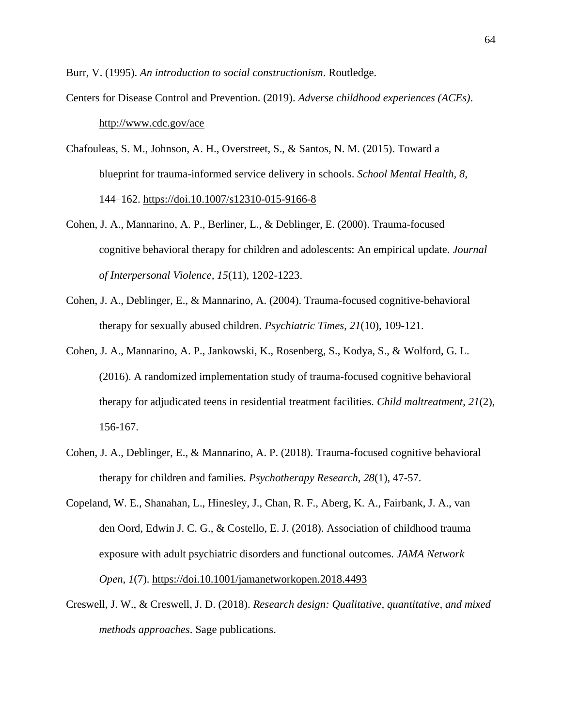Burr, V. (1995). *An introduction to social constructionism*. Routledge.

Centers for Disease Control and Prevention. (2019). *Adverse childhood experiences (ACEs)*. http://www.cdc.gov/ace

Chafouleas, S. M., Johnson, A. H., Overstreet, S., & Santos, N. M. (2015). Toward a blueprint for trauma-informed service delivery in schools. *School Mental Health*, *8*, 144–162. https://doi.10.1007/s12310-015-9166-8

Cohen, J. A., Mannarino, A. P., Berliner, L., & Deblinger, E. (2000). Trauma-focused cognitive behavioral therapy for children and adolescents: An empirical update. *Journal of Interpersonal Violence, 15*(11), 1202-1223.

Cohen, J. A., Deblinger, E., & Mannarino, A. (2004). Trauma-focused cognitive-behavioral therapy for sexually abused children. *Psychiatric Times*, *21*(10), 109-121.

Cohen, J. A., Mannarino, A. P., Jankowski, K., Rosenberg, S., Kodya, S., & Wolford, G. L. (2016). A randomized implementation study of trauma-focused cognitive behavioral therapy for adjudicated teens in residential treatment facilities. *Child maltreatment*, *21*(2), 156-167.

Cohen, J. A., Deblinger, E., & Mannarino, A. P. (2018). Trauma-focused cognitive behavioral therapy for children and families. *Psychotherapy Research*, *28*(1), 47-57.

Copeland, W. E., Shanahan, L., Hinesley, J., Chan, R. F., Aberg, K. A., Fairbank, J. A., van den Oord, Edwin J. C. G., & Costello, E. J. (2018). Association of childhood trauma exposure with adult psychiatric disorders and functional outcomes. *JAMA Network Open*, *1*(7). https://doi.10.1001/jamanetworkopen.2018.4493

Creswell, J. W., & Creswell, J. D. (2018). *Research design: Qualitative, quantitative, and mixed methods approaches*. Sage publications.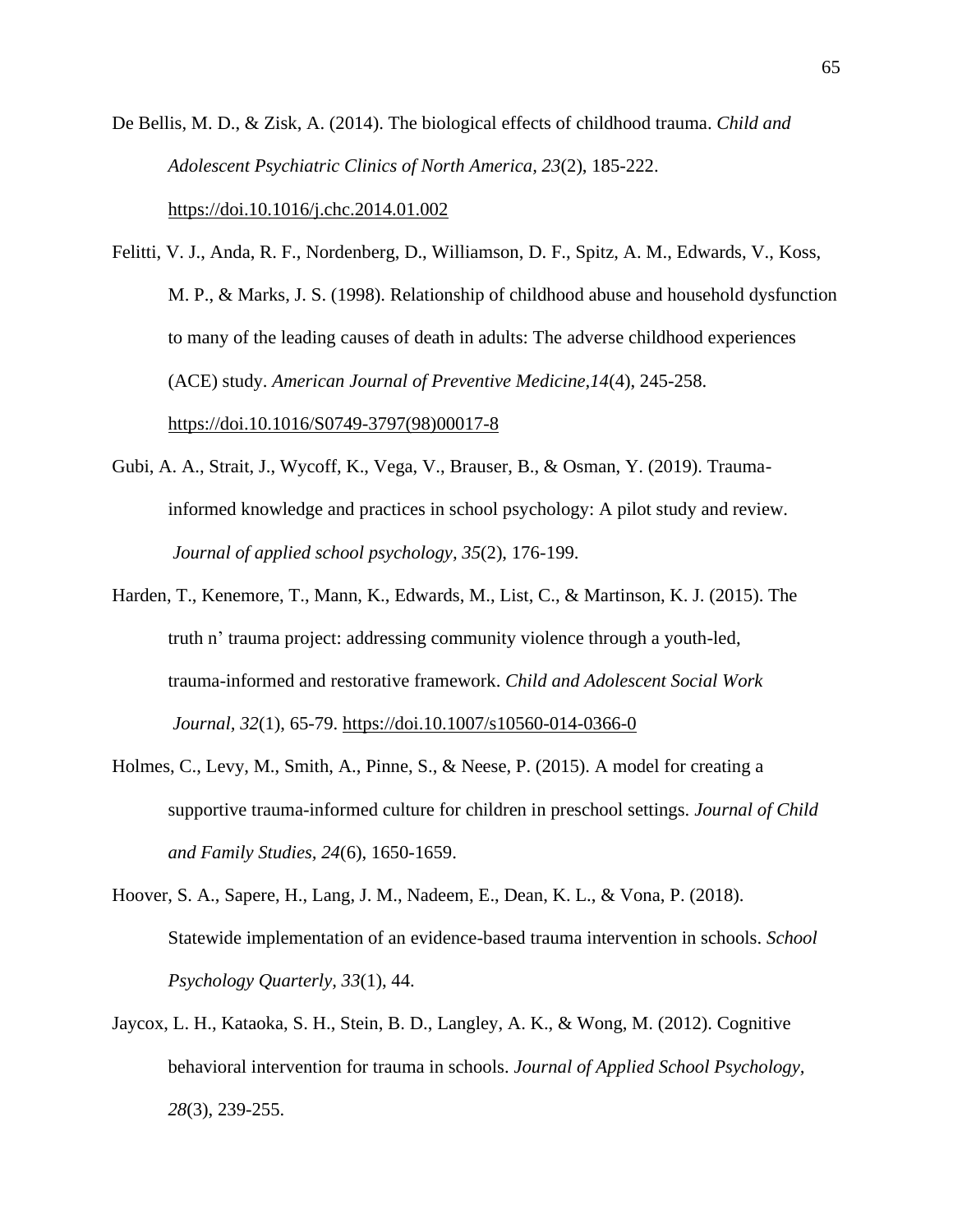De Bellis, M. D., & Zisk, A. (2014). The biological effects of childhood trauma. *Child and Adolescent Psychiatric Clinics of North America, 23*(2), 185-222. https://doi.10.1016/j.chc.2014.01.002

Felitti, V. J., Anda, R. F., Nordenberg, D., Williamson, D. F., Spitz, A. M., Edwards, V., Koss, M. P., & Marks, J. S. (1998). Relationship of childhood abuse and household dysfunction to many of the leading causes of death in adults: The adverse childhood experiences (ACE) study. *American Journal of Preventive Medicine,14*(4), 245-258. https://doi.10.1016/S0749-3797(98)00017-8

Gubi, A. A., Strait, J., Wycoff, K., Vega, V., Brauser, B., & Osman, Y. (2019). Trauma-informed knowledge and practices in school psychology: A pilot study and review. *Journal of applied school psychology, 35*(2), 176-199.

Harden, T., Kenemore, T., Mann, K., Edwards, M., List, C., & Martinson, K. J. (2015). The truth n' trauma project: addressing community violence through a youth-led, trauma-informed and restorative framework. *Child and Adolescent Social Work Journal, 32*(1), 65-79. https://doi.10.1007/s10560-014-0366-0

Holmes, C., Levy, M., Smith, A., Pinne, S., & Neese, P. (2015). A model for creating a supportive trauma-informed culture for children in preschool settings. *Journal of Child and Family Studies, 24*(6), 1650-1659.

Hoover, S. A., Sapere, H., Lang, J. M., Nadeem, E., Dean, K. L., & Vona, P. (2018). Statewide implementation of an evidence-based trauma intervention in schools. *School Psychology Quarterly, 33*(1), 44.

Jaycox, L. H., Kataoka, S. H., Stein, B. D., Langley, A. K., & Wong, M. (2012). Cognitive behavioral intervention for trauma in schools. *Journal of Applied School Psychology, 28*(3), 239-255.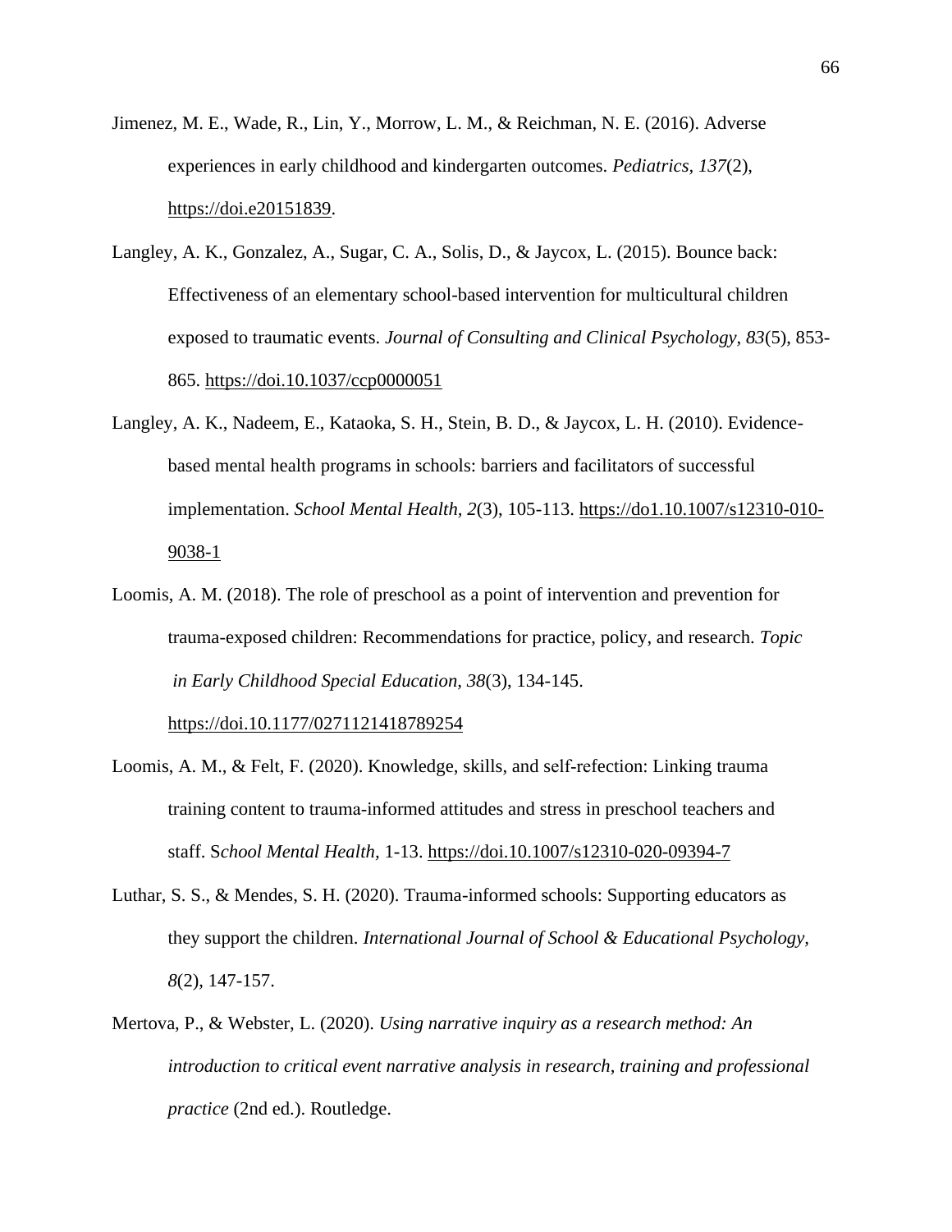Jimenez, M. E., Wade, R., Lin, Y., Morrow, L. M., & Reichman, N. E. (2016). Adverse experiences in early childhood and kindergarten outcomes. *Pediatrics*, *137*(2), https://doi.e20151839.

Langley, A. K., Gonzalez, A., Sugar, C. A., Solis, D., & Jaycox, L. (2015). Bounce back: Effectiveness of an elementary school-based intervention for multicultural children exposed to traumatic events. *Journal of Consulting and Clinical Psychology*, *83*(5), 853-865. https://doi.10.1037/ccp0000051

Langley, A. K., Nadeem, E., Kataoka, S. H., Stein, B. D., & Jaycox, L. H. (2010). Evidence-based mental health programs in schools: barriers and facilitators of successful implementation. *School Mental Health, 2*(3), 105-113. https://do1.10.1007/s12310-010-9038-1

Loomis, A. M. (2018). The role of preschool as a point of intervention and prevention for trauma-exposed children: Recommendations for practice, policy, and research. *Topic in Early Childhood Special Education*, *38*(3), 134-145. https://doi.10.1177/0271121418789254

Loomis, A. M., & Felt, F. (2020). Knowledge, skills, and self-refection: Linking trauma training content to trauma-informed attitudes and stress in preschool teachers and staff. S*chool Mental Health*, 1-13. https://doi.10.1007/s12310-020-09394-7

Luthar, S. S., & Mendes, S. H. (2020). Trauma-informed schools: Supporting educators as they support the children. *International Journal of School & Educational Psychology*, *8*(2), 147-157.

Mertova, P., & Webster, L. (2020). *Using narrative inquiry as a research method: An introduction to critical event narrative analysis in research, training and professional practice* (2nd ed.). Routledge.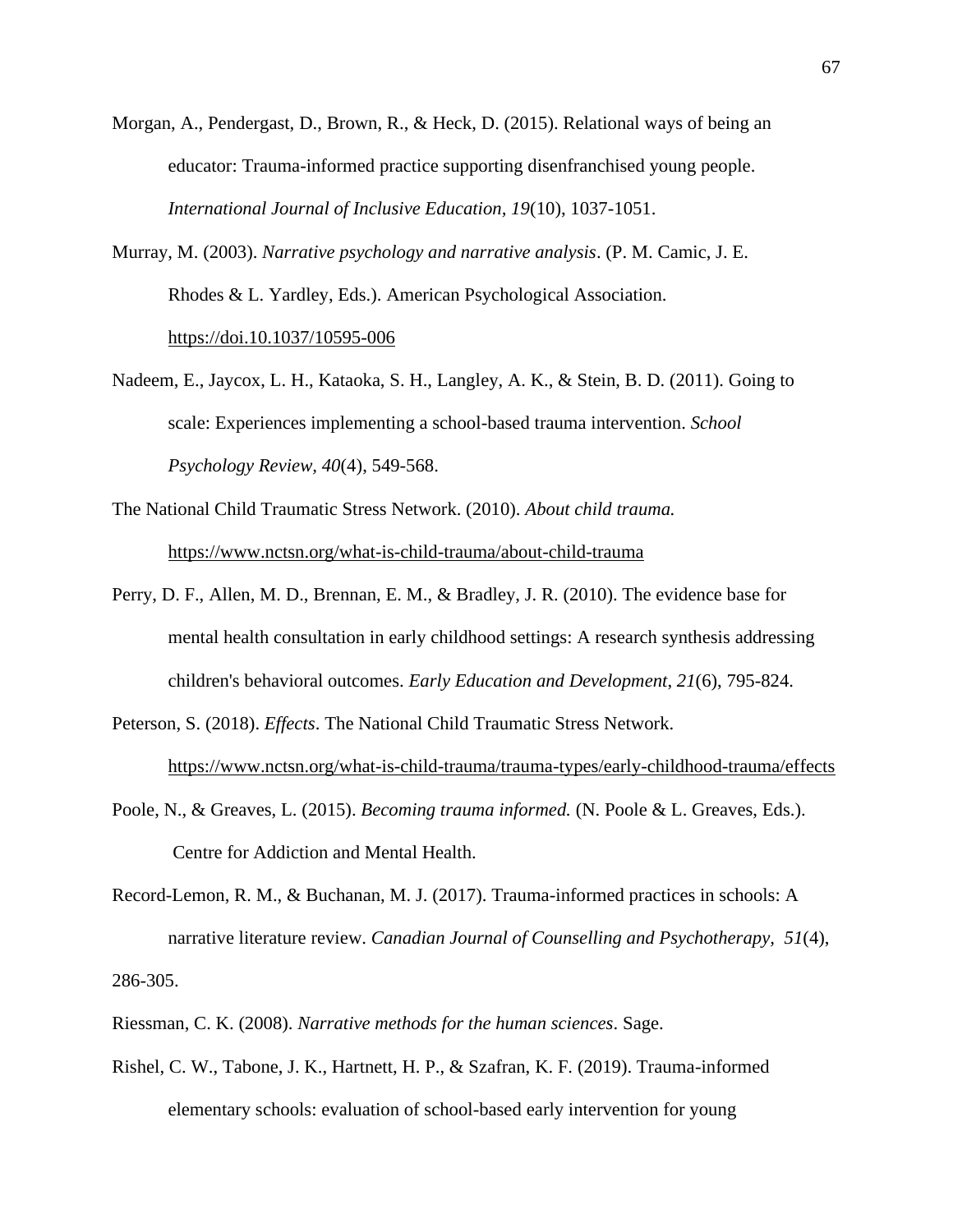Morgan, A., Pendergast, D., Brown, R., & Heck, D. (2015). Relational ways of being an educator: Trauma-informed practice supporting disenfranchised young people. *International Journal of Inclusive Education, 19*(10), 1037-1051.

Murray, M. (2003). *Narrative psychology and narrative analysis*. (P. M. Camic, J. E. Rhodes & L. Yardley, Eds.). American Psychological Association. https://doi.10.1037/10595-006

Nadeem, E., Jaycox, L. H., Kataoka, S. H., Langley, A. K., & Stein, B. D. (2011). Going to scale: Experiences implementing a school-based trauma intervention. *School Psychology Review, 40*(4), 549-568.

The National Child Traumatic Stress Network. (2010). *About child trauma.* https://www.nctsn.org/what-is-child-trauma/about-child-trauma

Perry, D. F., Allen, M. D., Brennan, E. M., & Bradley, J. R. (2010). The evidence base for mental health consultation in early childhood settings: A research synthesis addressing children's behavioral outcomes. *Early Education and Development*, *21*(6), 795-824.

Peterson, S. (2018). *Effects*. The National Child Traumatic Stress Network. https://www.nctsn.org/what-is-child-trauma/trauma-types/early-childhood-trauma/effects

Poole, N., & Greaves, L. (2015). *Becoming trauma informed.* (N. Poole & L. Greaves, Eds.). Centre for Addiction and Mental Health.

Record-Lemon, R. M., & Buchanan, M. J. (2017). Trauma-informed practices in schools: A narrative literature review. *Canadian Journal of Counselling and Psychotherapy, 51*(4), 286-305.

Riessman, C. K. (2008). *Narrative methods for the human sciences*. Sage.

Rishel, C. W., Tabone, J. K., Hartnett, H. P., & Szafran, K. F. (2019). Trauma-informed elementary schools: evaluation of school-based early intervention for young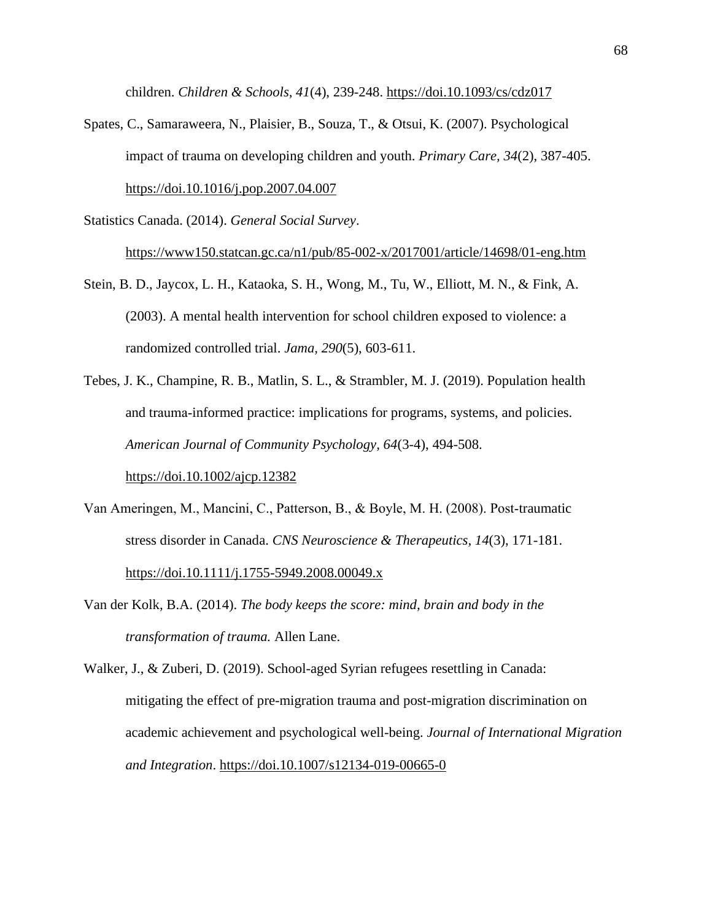children. *Children & Schools, 41*(4), 239-248. https://doi.10.1093/cs/cdz017

Spates, C., Samaraweera, N., Plaisier, B., Souza, T., & Otsui, K. (2007). Psychological impact of trauma on developing children and youth. *Primary Care, 34*(2), 387-405. https://doi.10.1016/j.pop.2007.04.007

Statistics Canada. (2014). *General Social Survey*. https://www150.statcan.gc.ca/n1/pub/85-002-x/2017001/article/14698/01-eng.htm

Stein, B. D., Jaycox, L. H., Kataoka, S. H., Wong, M., Tu, W., Elliott, M. N., & Fink, A. (2003). A mental health intervention for school children exposed to violence: a randomized controlled trial. *Jama, 290*(5), 603-611.

Tebes, J. K., Champine, R. B., Matlin, S. L., & Strambler, M. J. (2019). Population health and trauma-informed practice: implications for programs, systems, and policies. *American Journal of Community Psychology, 64*(3-4), 494-508. https://doi.10.1002/ajcp.12382

Van Ameringen, M., Mancini, C., Patterson, B., & Boyle, M. H. (2008). Post-traumatic stress disorder in Canada. *CNS Neuroscience & Therapeutics, 14*(3), 171-181. https://doi.10.1111/j.1755-5949.2008.00049.x

Van der Kolk, B.A. (2014). *The body keeps the score: mind, brain and body in the transformation of trauma.* Allen Lane.

Walker, J., & Zuberi, D. (2019). School-aged Syrian refugees resettling in Canada: mitigating the effect of pre-migration trauma and post-migration discrimination on academic achievement and psychological well-being. *Journal of International Migration and Integration*. https://doi.10.1007/s12134-019-00665-0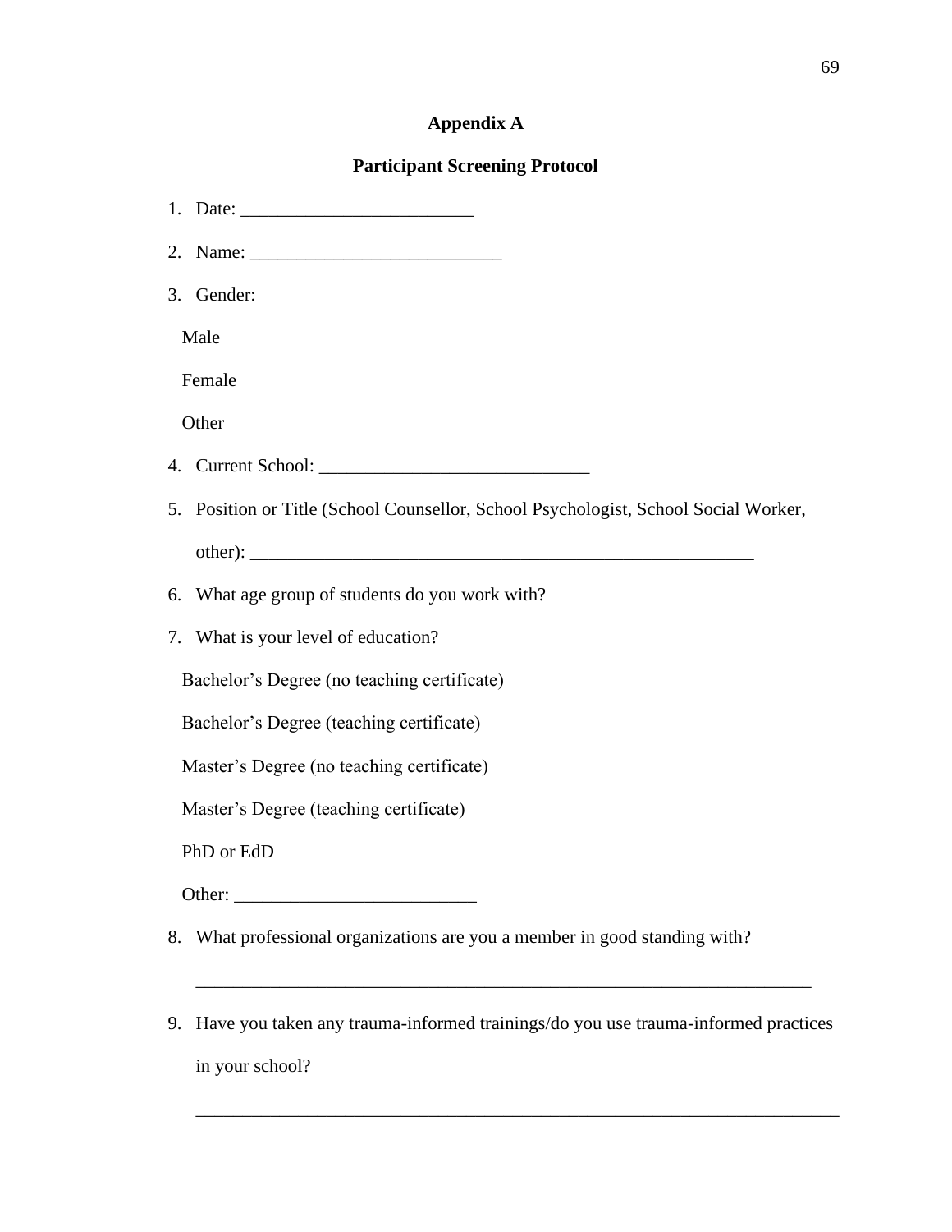# Appendix A

## Participant Screening Protocol

1. Date: ________________________
2. Name: __________________________
3. Gender:

   Male

   Female

   Other

4. Current School: ____________________________
5. Position or Title (School Counsellor, School Psychologist, School Social Worker, other): ____________________________________________________
6. What age group of students do you work with?
7. What is your level of education?

   Bachelor's Degree (no teaching certificate)

   Bachelor's Degree (teaching certificate)

   Master's Degree (no teaching certificate)

   Master's Degree (teaching certificate)

   PhD or EdD

   Other: _________________________

8. What professional organizations are you a member in good standing with?

   ________________________________________________________________

9. Have you taken any trauma-informed trainings/do you use trauma-informed practices in your school?

   ___________________________________________________________________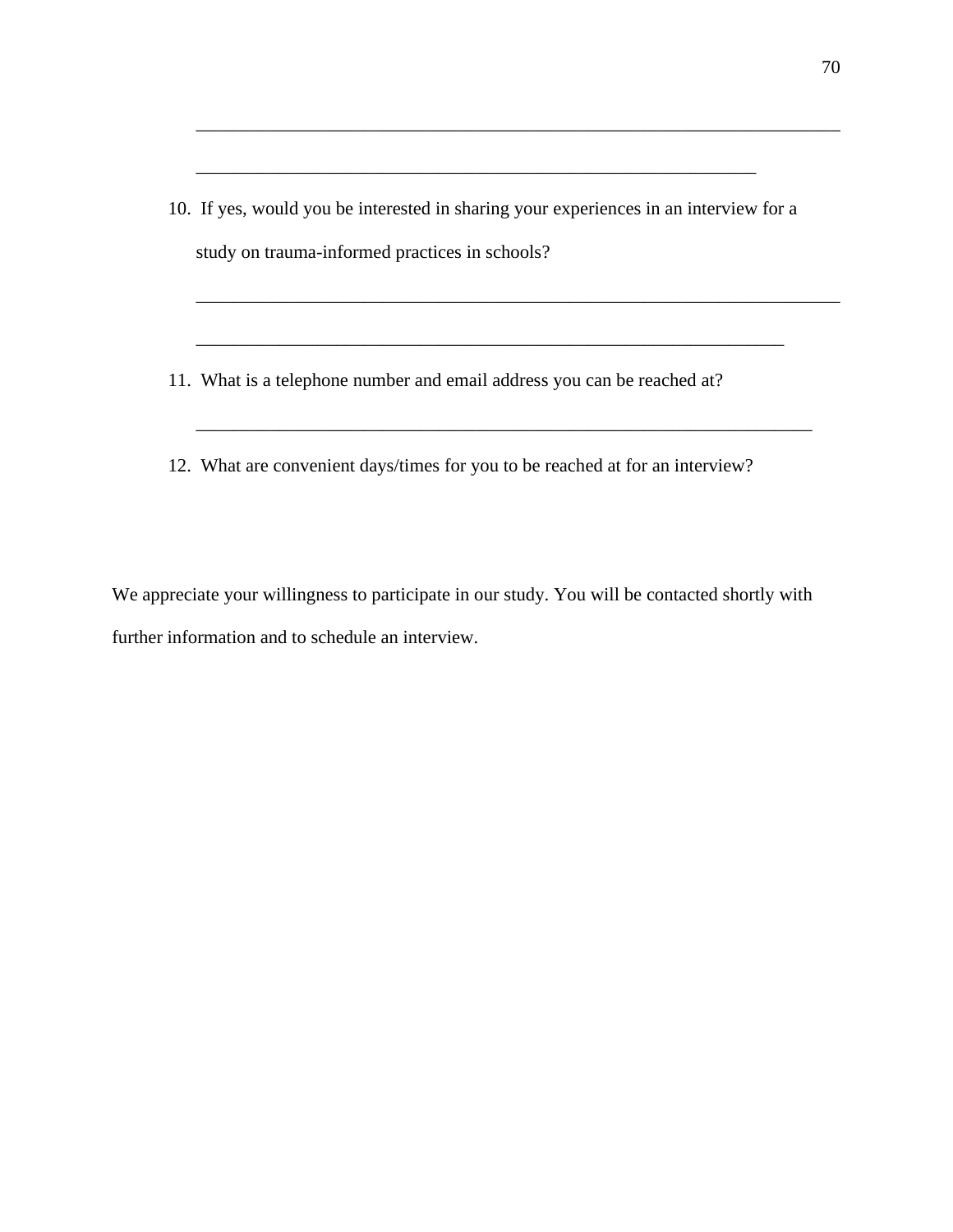\_\_\_\_\_\_\_\_\_\_\_\_\_\_\_\_\_\_\_\_\_\_\_\_\_\_\_\_\_\_\_\_\_\_\_\_\_\_\_\_\_\_\_\_\_\_\_\_\_\_\_\_\_\_\_\_\_\_\_\_\_\_\_\_\_\_\_\_

\_\_\_\_\_\_\_\_\_\_\_\_\_\_\_\_\_\_\_\_\_\_\_\_\_\_\_\_\_\_\_\_\_\_\_\_\_\_\_\_\_\_\_\_\_\_\_\_\_\_\_\_\_\_\_\_\_\_\_\_

10. If yes, would you be interested in sharing your experiences in an interview for a study on trauma-informed practices in schools?

    \_\_\_\_\_\_\_\_\_\_\_\_\_\_\_\_\_\_\_\_\_\_\_\_\_\_\_\_\_\_\_\_\_\_\_\_\_\_\_\_\_\_\_\_\_\_\_\_\_\_\_\_\_\_\_\_\_\_\_\_\_\_\_\_\_\_\_\_

    \_\_\_\_\_\_\_\_\_\_\_\_\_\_\_\_\_\_\_\_\_\_\_\_\_\_\_\_\_\_\_\_\_\_\_\_\_\_\_\_\_\_\_\_\_\_\_\_\_\_\_\_\_\_\_\_\_\_\_\_\_\_\_

11. What is a telephone number and email address you can be reached at?

    \_\_\_\_\_\_\_\_\_\_\_\_\_\_\_\_\_\_\_\_\_\_\_\_\_\_\_\_\_\_\_\_\_\_\_\_\_\_\_\_\_\_\_\_\_\_\_\_\_\_\_\_\_\_\_\_\_\_\_\_\_\_\_\_\_\_

12. What are convenient days/times for you to be reached at for an interview?

We appreciate your willingness to participate in our study. You will be contacted shortly with further information and to schedule an interview.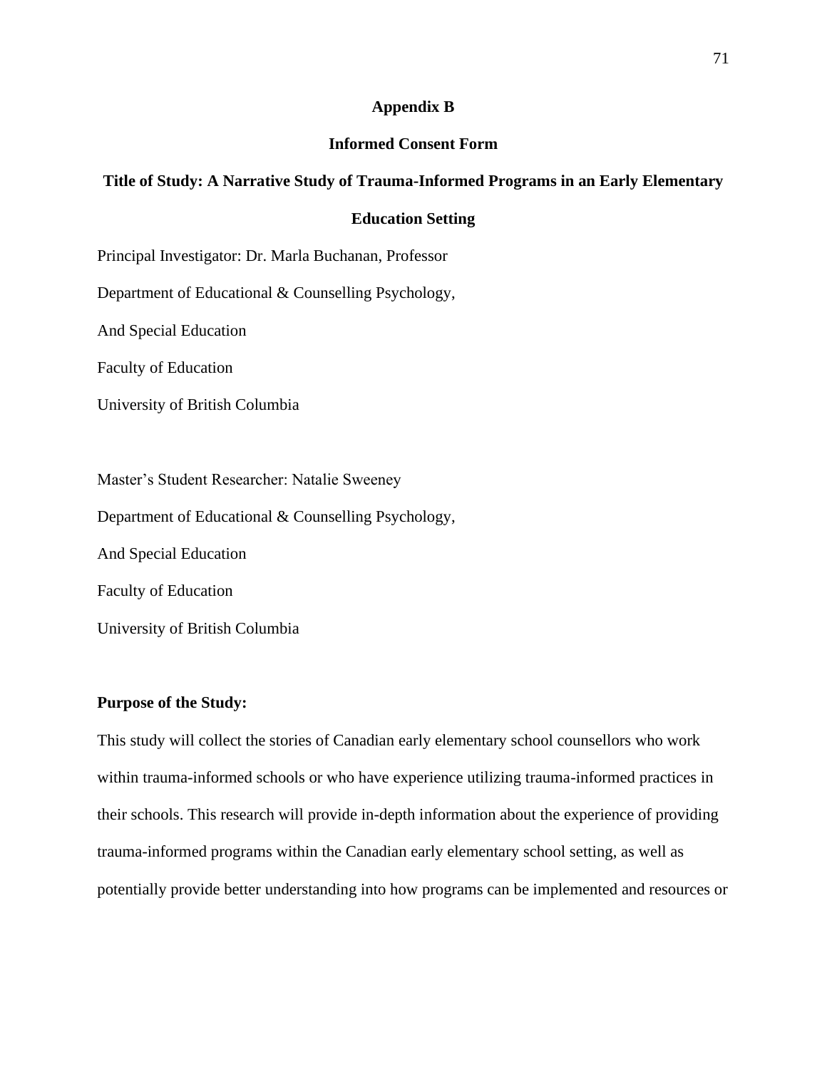# Appendix B

## Informed Consent Form

### Title of Study: A Narrative Study of Trauma-Informed Programs in an Early Elementary Education Setting

Principal Investigator: Dr. Marla Buchanan, Professor

Department of Educational & Counselling Psychology,

And Special Education

Faculty of Education

University of British Columbia

Master's Student Researcher: Natalie Sweeney

Department of Educational & Counselling Psychology,

And Special Education

Faculty of Education

University of British Columbia

**Purpose of the Study:**

This study will collect the stories of Canadian early elementary school counsellors who work within trauma-informed schools or who have experience utilizing trauma-informed practices in their schools. This research will provide in-depth information about the experience of providing trauma-informed programs within the Canadian early elementary school setting, as well as potentially provide better understanding into how programs can be implemented and resources or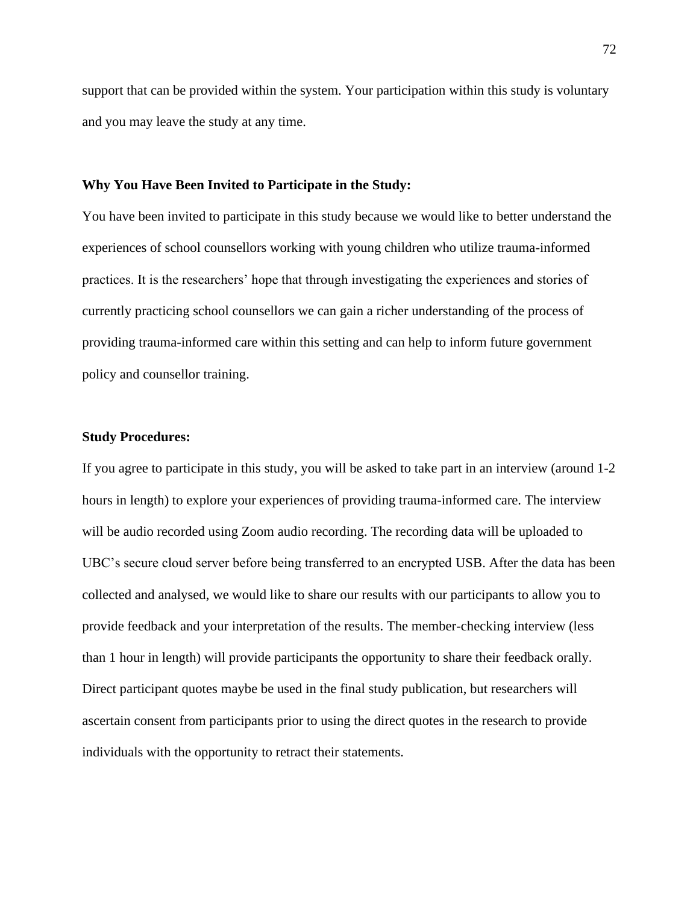support that can be provided within the system. Your participation within this study is voluntary and you may leave the study at any time.

**Why You Have Been Invited to Participate in the Study:**

You have been invited to participate in this study because we would like to better understand the experiences of school counsellors working with young children who utilize trauma-informed practices. It is the researchers' hope that through investigating the experiences and stories of currently practicing school counsellors we can gain a richer understanding of the process of providing trauma-informed care within this setting and can help to inform future government policy and counsellor training.

**Study Procedures:**

If you agree to participate in this study, you will be asked to take part in an interview (around 1-2 hours in length) to explore your experiences of providing trauma-informed care. The interview will be audio recorded using Zoom audio recording. The recording data will be uploaded to UBC's secure cloud server before being transferred to an encrypted USB. After the data has been collected and analysed, we would like to share our results with our participants to allow you to provide feedback and your interpretation of the results. The member-checking interview (less than 1 hour in length) will provide participants the opportunity to share their feedback orally. Direct participant quotes maybe be used in the final study publication, but researchers will ascertain consent from participants prior to using the direct quotes in the research to provide individuals with the opportunity to retract their statements.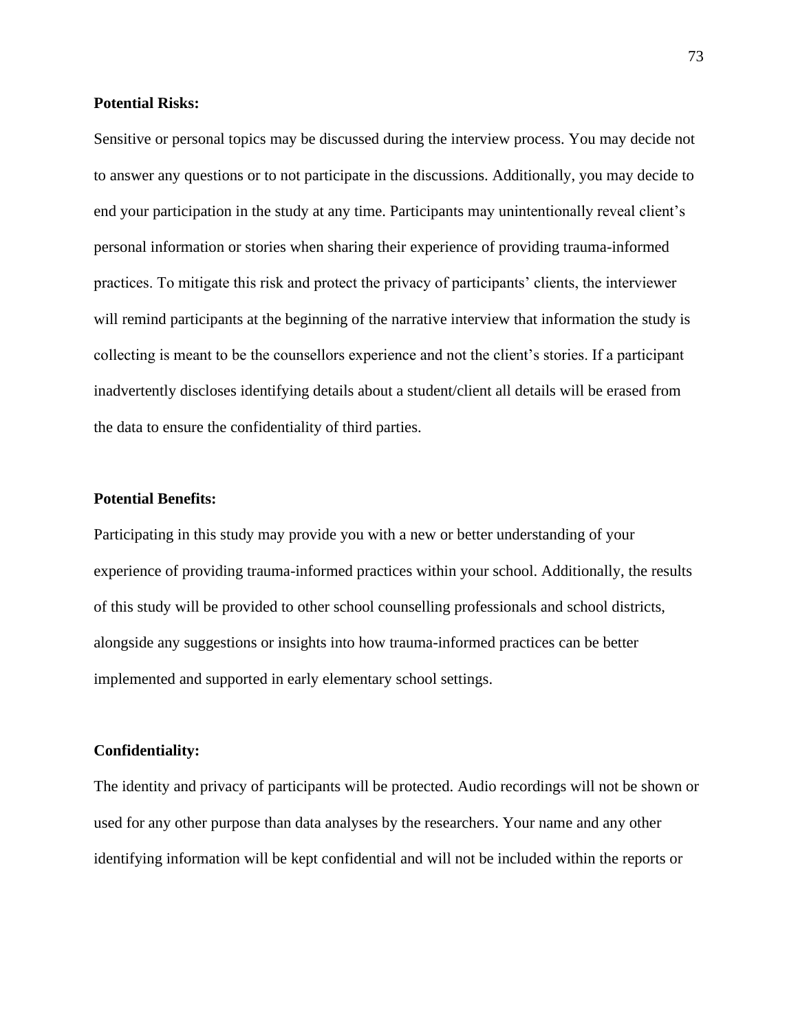**Potential Risks:**

Sensitive or personal topics may be discussed during the interview process. You may decide not to answer any questions or to not participate in the discussions. Additionally, you may decide to end your participation in the study at any time. Participants may unintentionally reveal client's personal information or stories when sharing their experience of providing trauma-informed practices. To mitigate this risk and protect the privacy of participants' clients, the interviewer will remind participants at the beginning of the narrative interview that information the study is collecting is meant to be the counsellors experience and not the client's stories. If a participant inadvertently discloses identifying details about a student/client all details will be erased from the data to ensure the confidentiality of third parties.

**Potential Benefits:**

Participating in this study may provide you with a new or better understanding of your experience of providing trauma-informed practices within your school. Additionally, the results of this study will be provided to other school counselling professionals and school districts, alongside any suggestions or insights into how trauma-informed practices can be better implemented and supported in early elementary school settings.

**Confidentiality:**

The identity and privacy of participants will be protected. Audio recordings will not be shown or used for any other purpose than data analyses by the researchers. Your name and any other identifying information will be kept confidential and will not be included within the reports or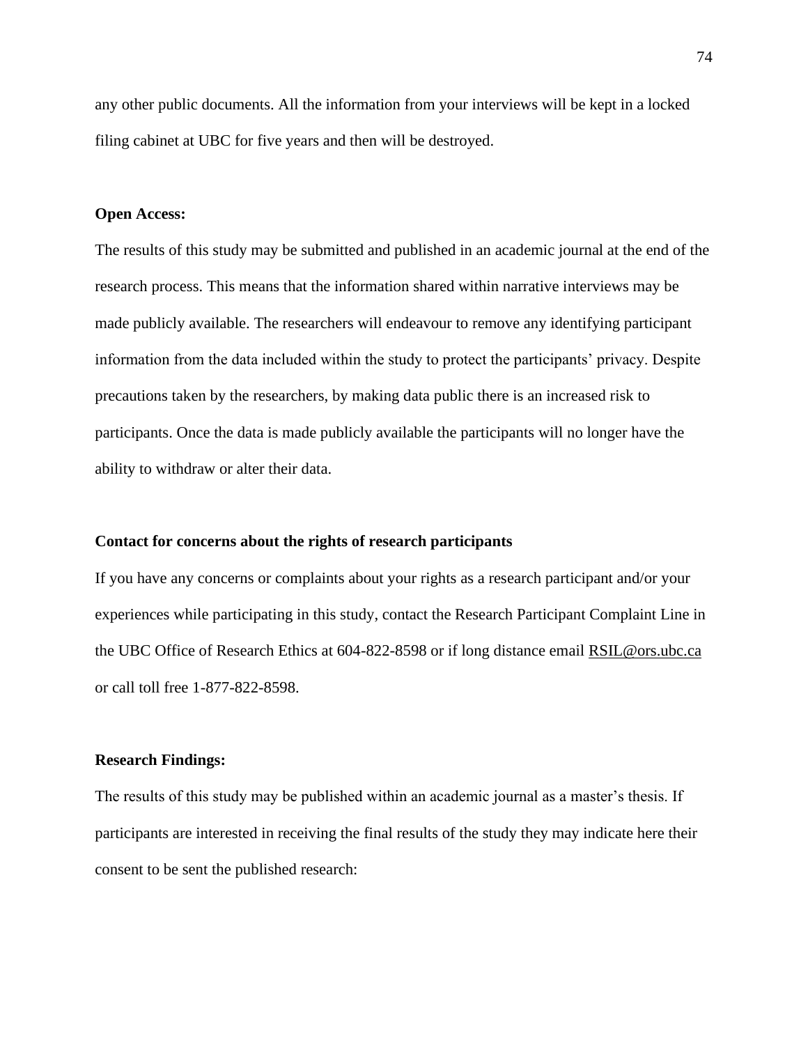any other public documents. All the information from your interviews will be kept in a locked filing cabinet at UBC for five years and then will be destroyed.

**Open Access:**

The results of this study may be submitted and published in an academic journal at the end of the research process. This means that the information shared within narrative interviews may be made publicly available. The researchers will endeavour to remove any identifying participant information from the data included within the study to protect the participants' privacy. Despite precautions taken by the researchers, by making data public there is an increased risk to participants. Once the data is made publicly available the participants will no longer have the ability to withdraw or alter their data.

**Contact for concerns about the rights of research participants**

If you have any concerns or complaints about your rights as a research participant and/or your experiences while participating in this study, contact the Research Participant Complaint Line in the UBC Office of Research Ethics at 604-822-8598 or if long distance email RSIL@ors.ubc.ca or call toll free 1-877-822-8598.

**Research Findings:**

The results of this study may be published within an academic journal as a master's thesis. If participants are interested in receiving the final results of the study they may indicate here their consent to be sent the published research: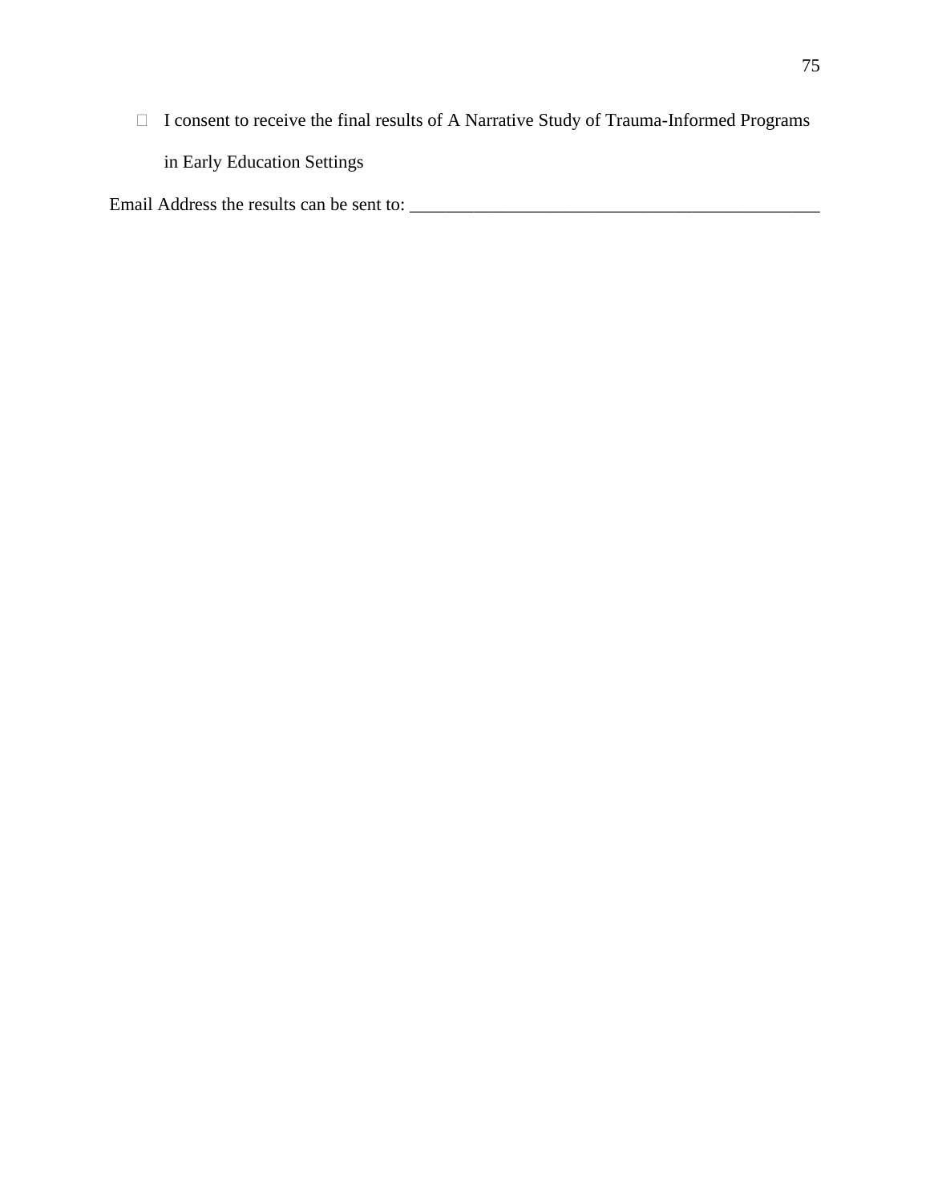- ☐ I consent to receive the final results of A Narrative Study of Trauma-Informed Programs in Early Education Settings

Email Address the results can be sent to: ______________________________________________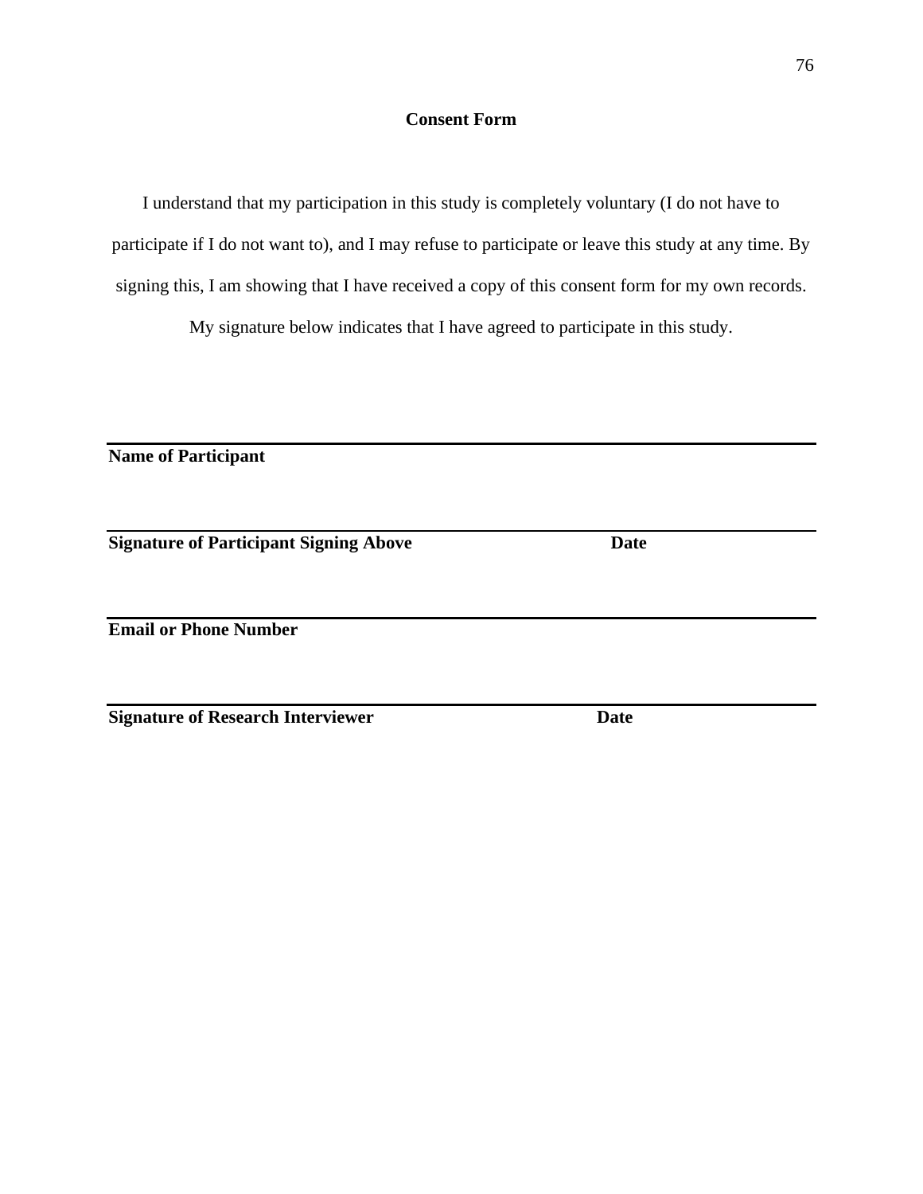**Consent Form**

I understand that my participation in this study is completely voluntary (I do not have to participate if I do not want to), and I may refuse to participate or leave this study at any time. By signing this, I am showing that I have received a copy of this consent form for my own records. My signature below indicates that I have agreed to participate in this study.

---

**Name of Participant**

---

**Signature of Participant Signing Above** **Date**

---

**Email or Phone Number**

---

**Signature of Research Interviewer** **Date**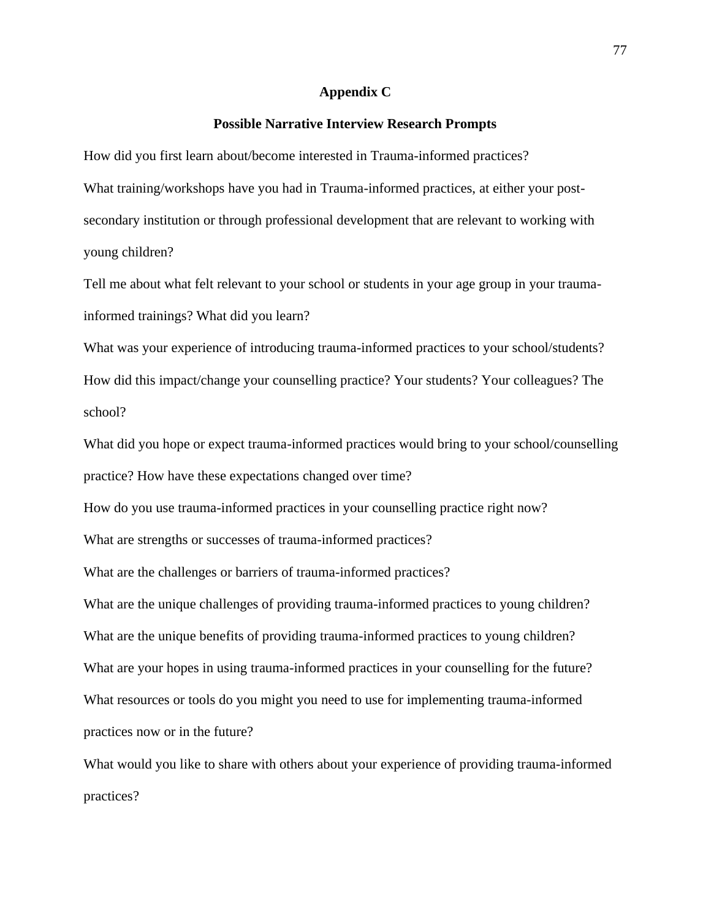# Appendix C

## Possible Narrative Interview Research Prompts

How did you first learn about/become interested in Trauma-informed practices?

What training/workshops have you had in Trauma-informed practices, at either your post-secondary institution or through professional development that are relevant to working with young children?

Tell me about what felt relevant to your school or students in your age group in your trauma-informed trainings? What did you learn?

What was your experience of introducing trauma-informed practices to your school/students? How did this impact/change your counselling practice? Your students? Your colleagues? The school?

What did you hope or expect trauma-informed practices would bring to your school/counselling practice? How have these expectations changed over time?

How do you use trauma-informed practices in your counselling practice right now?

What are strengths or successes of trauma-informed practices?

What are the challenges or barriers of trauma-informed practices?

What are the unique challenges of providing trauma-informed practices to young children?

What are the unique benefits of providing trauma-informed practices to young children?

What are your hopes in using trauma-informed practices in your counselling for the future?

What resources or tools do you might you need to use for implementing trauma-informed practices now or in the future?

What would you like to share with others about your experience of providing trauma-informed practices?